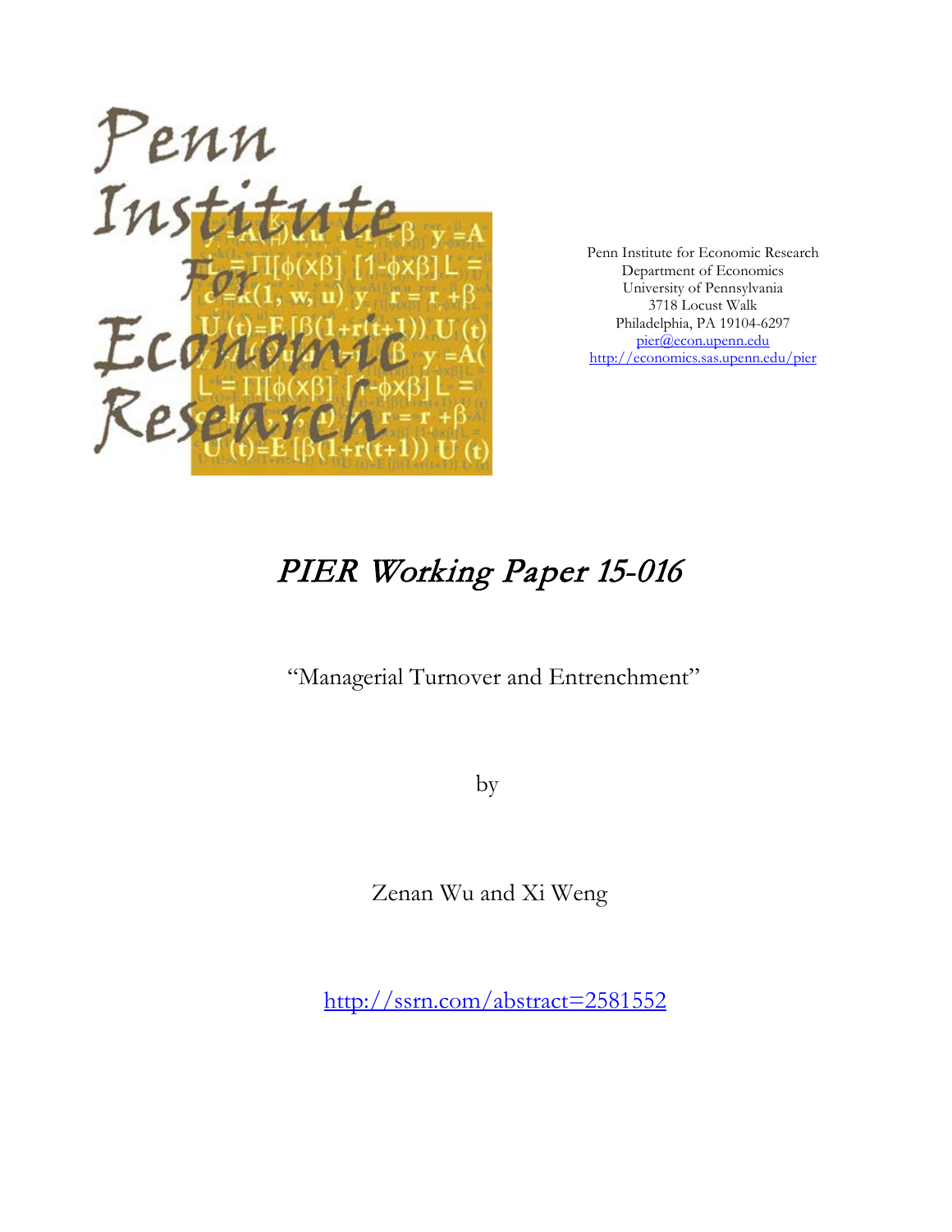Penn Institute for Economic Research
Department of Economics
University of Pennsylvania
3718 Locust Walk
Philadelphia, PA 19104-6297
pier@econ.upenn.edu
http://economics.sas.upenn.edu/pier

# *PIER Working Paper 15-016*

"Managerial Turnover and Entrenchment"

by

Zenan Wu and Xi Weng

http://ssrn.com/abstract=2581552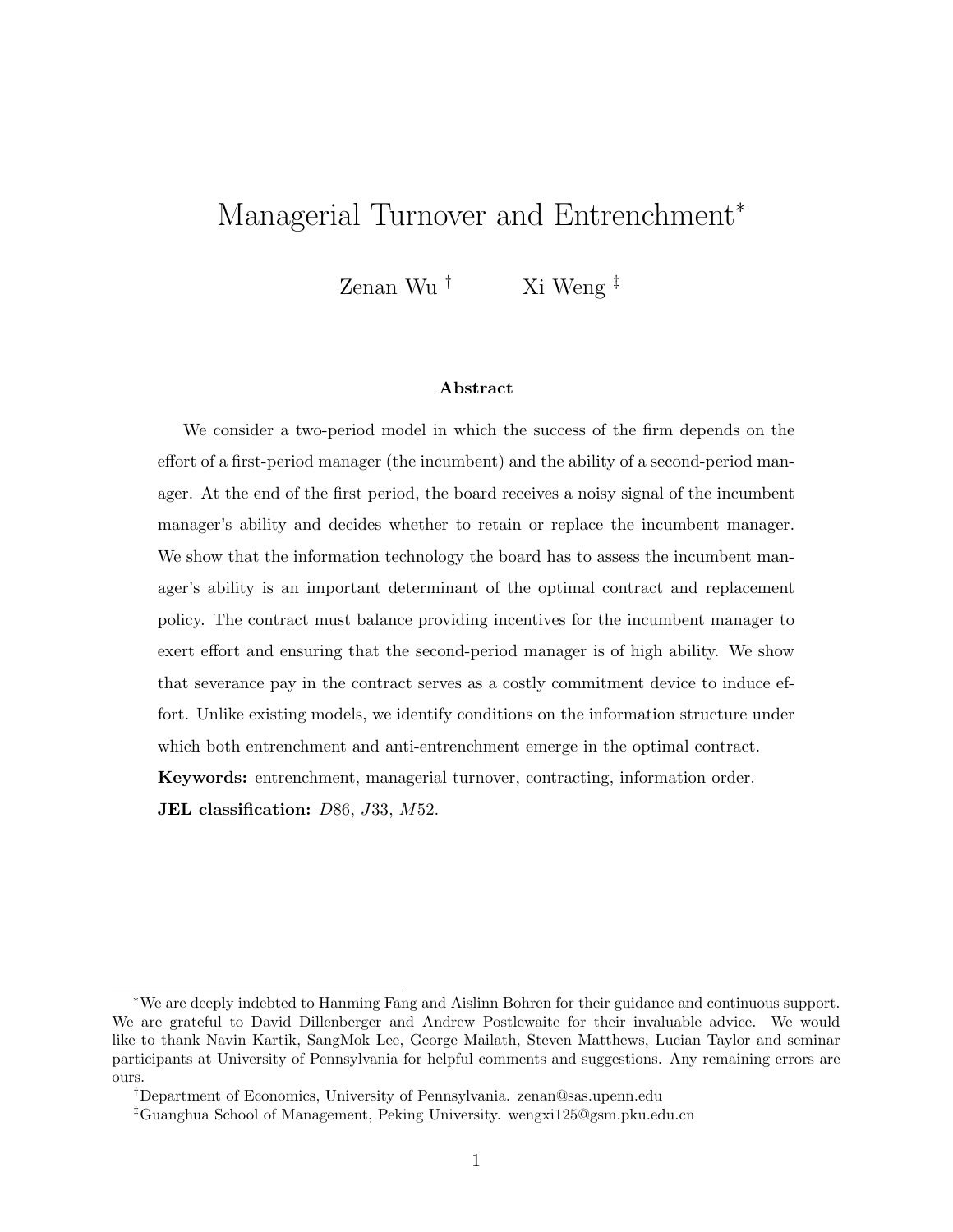# Managerial Turnover and Entrenchment*

Zenan Wu [†] Xi Weng [‡]

### Abstract

We consider a two-period model in which the success of the firm depends on the effort of a first-period manager (the incumbent) and the ability of a second-period manager. At the end of the first period, the board receives a noisy signal of the incumbent manager's ability and decides whether to retain or replace the incumbent manager. We show that the information technology the board has to assess the incumbent manager's ability is an important determinant of the optimal contract and replacement policy. The contract must balance providing incentives for the incumbent manager to exert effort and ensuring that the second-period manager is of high ability. We show that severance pay in the contract serves as a costly commitment device to induce effort. Unlike existing models, we identify conditions on the information structure under which both entrenchment and anti-entrenchment emerge in the optimal contract.

**Keywords:** entrenchment, managerial turnover, contracting, information order.

**JEL classification:** *D*86, *J*33, *M*52.

---

*We are deeply indebted to Hanming Fang and Aislinn Bohren for their guidance and continuous support. We are grateful to David Dillenberger and Andrew Postlewaite for their invaluable advice. We would like to thank Navin Kartik, SangMok Lee, George Mailath, Steven Matthews, Lucian Taylor and seminar participants at University of Pennsylvania for helpful comments and suggestions. Any remaining errors are ours.

†Department of Economics, University of Pennsylvania. zenan@sas.upenn.edu

‡Guanghua School of Management, Peking University. wengxi125@gsm.pku.edu.cn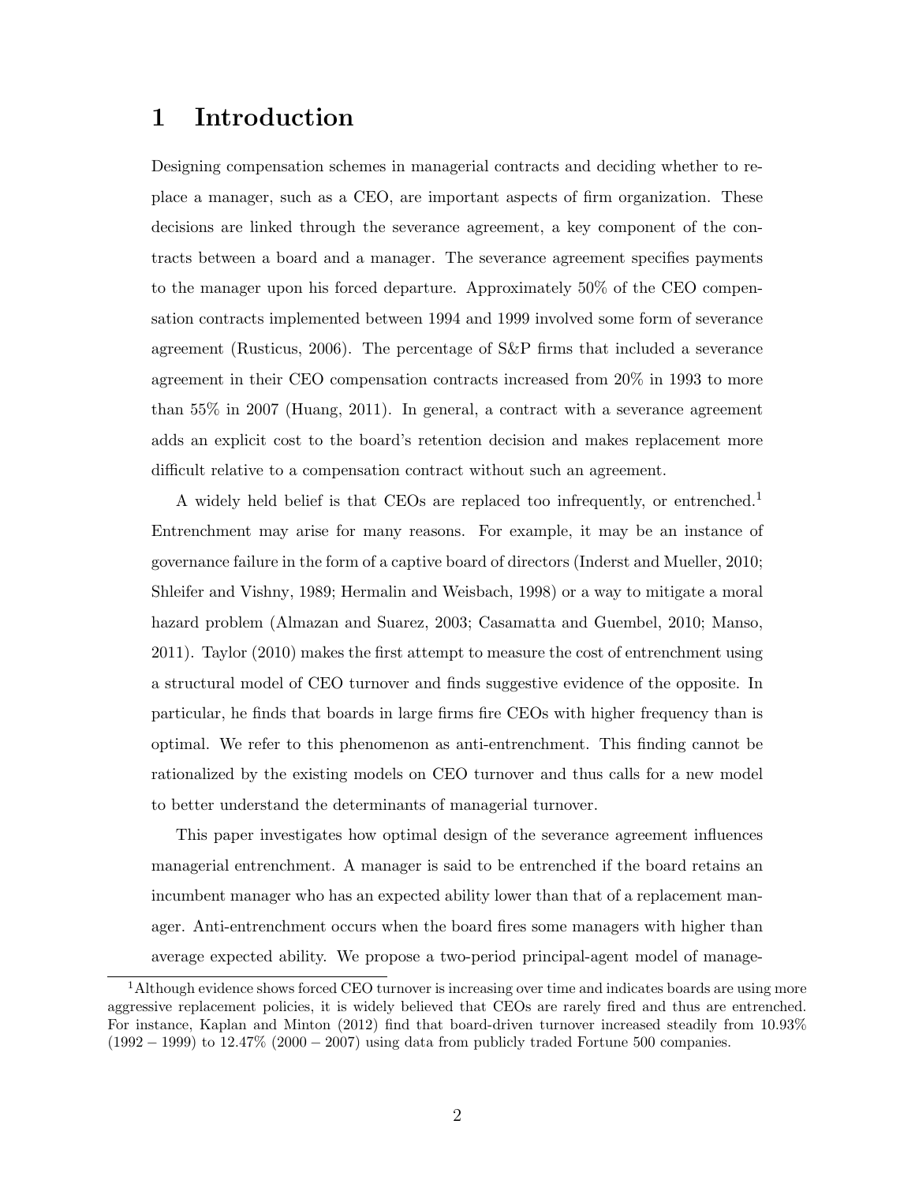# 1 Introduction

Designing compensation schemes in managerial contracts and deciding whether to replace a manager, such as a CEO, are important aspects of firm organization. These decisions are linked through the severance agreement, a key component of the contracts between a board and a manager. The severance agreement specifies payments to the manager upon his forced departure. Approximately 50% of the CEO compensation contracts implemented between 1994 and 1999 involved some form of severance agreement (Rusticus, 2006). The percentage of S&P firms that included a severance agreement in their CEO compensation contracts increased from 20% in 1993 to more than 55% in 2007 (Huang, 2011). In general, a contract with a severance agreement adds an explicit cost to the board's retention decision and makes replacement more difficult relative to a compensation contract without such an agreement.

A widely held belief is that CEOs are replaced too infrequently, or entrenched.[1] Entrenchment may arise for many reasons. For example, it may be an instance of governance failure in the form of a captive board of directors (Inderst and Mueller, 2010; Shleifer and Vishny, 1989; Hermalin and Weisbach, 1998) or a way to mitigate a moral hazard problem (Almazan and Suarez, 2003; Casamatta and Guembel, 2010; Manso, 2011). Taylor (2010) makes the first attempt to measure the cost of entrenchment using a structural model of CEO turnover and finds suggestive evidence of the opposite. In particular, he finds that boards in large firms fire CEOs with higher frequency than is optimal. We refer to this phenomenon as anti-entrenchment. This finding cannot be rationalized by the existing models on CEO turnover and thus calls for a new model to better understand the determinants of managerial turnover.

This paper investigates how optimal design of the severance agreement influences managerial entrenchment. A manager is said to be entrenched if the board retains an incumbent manager who has an expected ability lower than that of a replacement manager. Anti-entrenchment occurs when the board fires some managers with higher than average expected ability. We propose a two-period principal-agent model of manage-

[1] Although evidence shows forced CEO turnover is increasing over time and indicates boards are using more aggressive replacement policies, it is widely believed that CEOs are rarely fired and thus are entrenched. For instance, Kaplan and Minton (2012) find that board-driven turnover increased steadily from 10.93% (1992 − 1999) to 12.47% (2000 − 2007) using data from publicly traded Fortune 500 companies.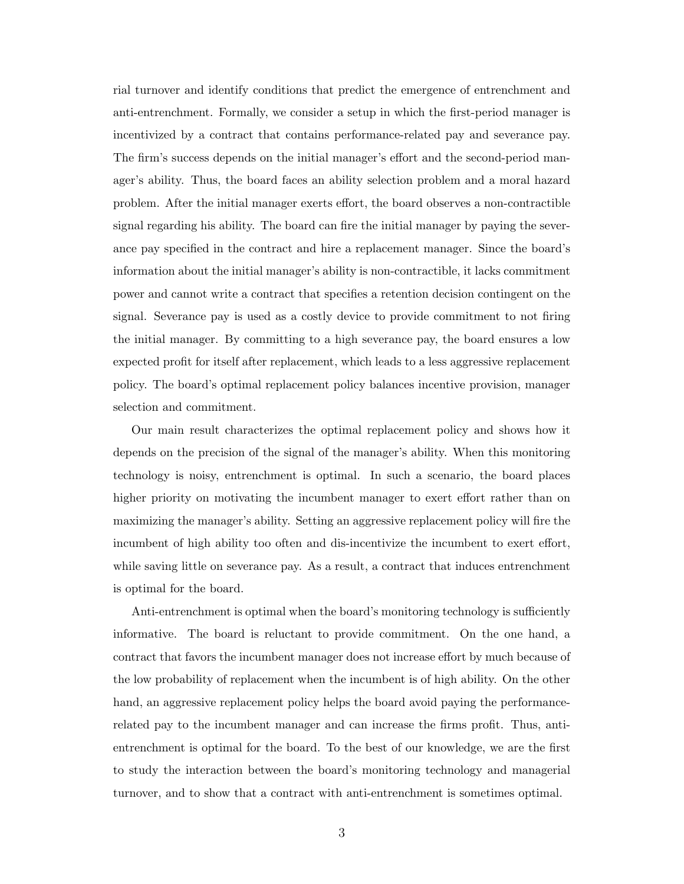rial turnover and identify conditions that predict the emergence of entrenchment and anti-entrenchment. Formally, we consider a setup in which the first-period manager is incentivized by a contract that contains performance-related pay and severance pay. The firm's success depends on the initial manager's effort and the second-period manager's ability. Thus, the board faces an ability selection problem and a moral hazard problem. After the initial manager exerts effort, the board observes a non-contractible signal regarding his ability. The board can fire the initial manager by paying the severance pay specified in the contract and hire a replacement manager. Since the board's information about the initial manager's ability is non-contractible, it lacks commitment power and cannot write a contract that specifies a retention decision contingent on the signal. Severance pay is used as a costly device to provide commitment to not firing the initial manager. By committing to a high severance pay, the board ensures a low expected profit for itself after replacement, which leads to a less aggressive replacement policy. The board's optimal replacement policy balances incentive provision, manager selection and commitment.

Our main result characterizes the optimal replacement policy and shows how it depends on the precision of the signal of the manager's ability. When this monitoring technology is noisy, entrenchment is optimal. In such a scenario, the board places higher priority on motivating the incumbent manager to exert effort rather than on maximizing the manager's ability. Setting an aggressive replacement policy will fire the incumbent of high ability too often and dis-incentivize the incumbent to exert effort, while saving little on severance pay. As a result, a contract that induces entrenchment is optimal for the board.

Anti-entrenchment is optimal when the board's monitoring technology is sufficiently informative. The board is reluctant to provide commitment. On the one hand, a contract that favors the incumbent manager does not increase effort by much because of the low probability of replacement when the incumbent is of high ability. On the other hand, an aggressive replacement policy helps the board avoid paying the performance-related pay to the incumbent manager and can increase the firms profit. Thus, anti-entrenchment is optimal for the board. To the best of our knowledge, we are the first to study the interaction between the board's monitoring technology and managerial turnover, and to show that a contract with anti-entrenchment is sometimes optimal.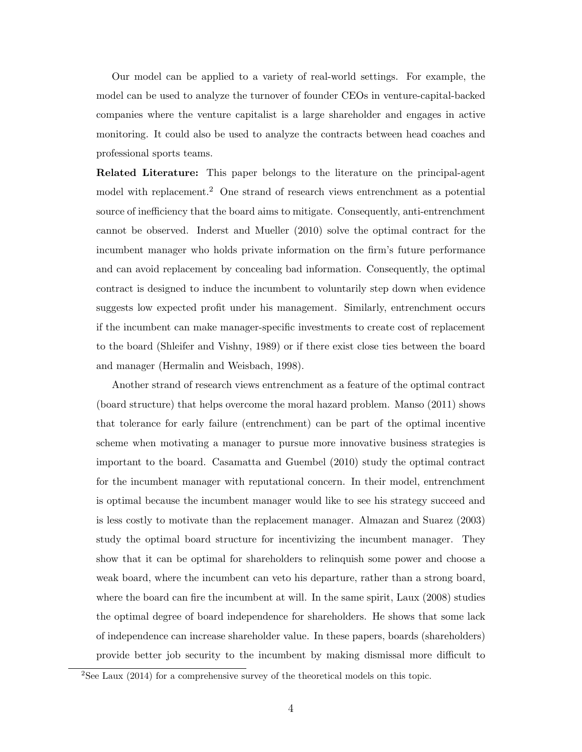Our model can be applied to a variety of real-world settings. For example, the model can be used to analyze the turnover of founder CEOs in venture-capital-backed companies where the venture capitalist is a large shareholder and engages in active monitoring. It could also be used to analyze the contracts between head coaches and professional sports teams.

**Related Literature:** This paper belongs to the literature on the principal-agent model with replacement.[2] One strand of research views entrenchment as a potential source of inefficiency that the board aims to mitigate. Consequently, anti-entrenchment cannot be observed. Inderst and Mueller (2010) solve the optimal contract for the incumbent manager who holds private information on the firm's future performance and can avoid replacement by concealing bad information. Consequently, the optimal contract is designed to induce the incumbent to voluntarily step down when evidence suggests low expected profit under his management. Similarly, entrenchment occurs if the incumbent can make manager-specific investments to create cost of replacement to the board (Shleifer and Vishny, 1989) or if there exist close ties between the board and manager (Hermalin and Weisbach, 1998).

Another strand of research views entrenchment as a feature of the optimal contract (board structure) that helps overcome the moral hazard problem. Manso (2011) shows that tolerance for early failure (entrenchment) can be part of the optimal incentive scheme when motivating a manager to pursue more innovative business strategies is important to the board. Casamatta and Guembel (2010) study the optimal contract for the incumbent manager with reputational concern. In their model, entrenchment is optimal because the incumbent manager would like to see his strategy succeed and is less costly to motivate than the replacement manager. Almazan and Suarez (2003) study the optimal board structure for incentivizing the incumbent manager. They show that it can be optimal for shareholders to relinquish some power and choose a weak board, where the incumbent can veto his departure, rather than a strong board, where the board can fire the incumbent at will. In the same spirit, Laux (2008) studies the optimal degree of board independence for shareholders. He shows that some lack of independence can increase shareholder value. In these papers, boards (shareholders) provide better job security to the incumbent by making dismissal more difficult to

[2] See Laux (2014) for a comprehensive survey of the theoretical models on this topic.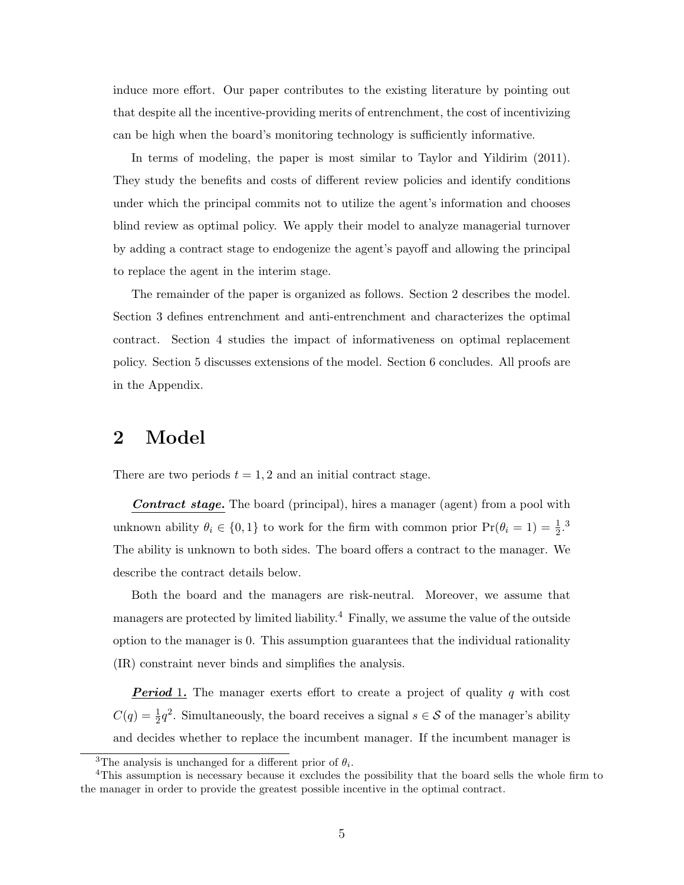induce more effort. Our paper contributes to the existing literature by pointing out that despite all the incentive-providing merits of entrenchment, the cost of incentivizing can be high when the board's monitoring technology is sufficiently informative.

In terms of modeling, the paper is most similar to Taylor and Yildirim (2011). They study the benefits and costs of different review policies and identify conditions under which the principal commits not to utilize the agent's information and chooses blind review as optimal policy. We apply their model to analyze managerial turnover by adding a contract stage to endogenize the agent's payoff and allowing the principal to replace the agent in the interim stage.

The remainder of the paper is organized as follows. Section 2 describes the model. Section 3 defines entrenchment and anti-entrenchment and characterizes the optimal contract. Section 4 studies the impact of informativeness on optimal replacement policy. Section 5 discusses extensions of the model. Section 6 concludes. All proofs are in the Appendix.

## 2 Model

There are two periods $t = 1, 2$ and an initial contract stage.

***Contract stage.*** The board (principal), hires a manager (agent) from a pool with unknown ability $\theta_i \in \{0, 1\}$ to work for the firm with common prior $\Pr(\theta_i = 1) = \frac{1}{2}$.[3] The ability is unknown to both sides. The board offers a contract to the manager. We describe the contract details below.

Both the board and the managers are risk-neutral. Moreover, we assume that managers are protected by limited liability.[4] Finally, we assume the value of the outside option to the manager is 0. This assumption guarantees that the individual rationality (IR) constraint never binds and simplifies the analysis.

***Period 1.*** The manager exerts effort to create a project of quality $q$ with cost $C(q) = \frac{1}{2}q^2$. Simultaneously, the board receives a signal $s \in \mathcal{S}$ of the manager's ability and decides whether to replace the incumbent manager. If the incumbent manager is

[3] The analysis is unchanged for a different prior of $\theta_i$.

[4] This assumption is necessary because it excludes the possibility that the board sells the whole firm to the manager in order to provide the greatest possible incentive in the optimal contract.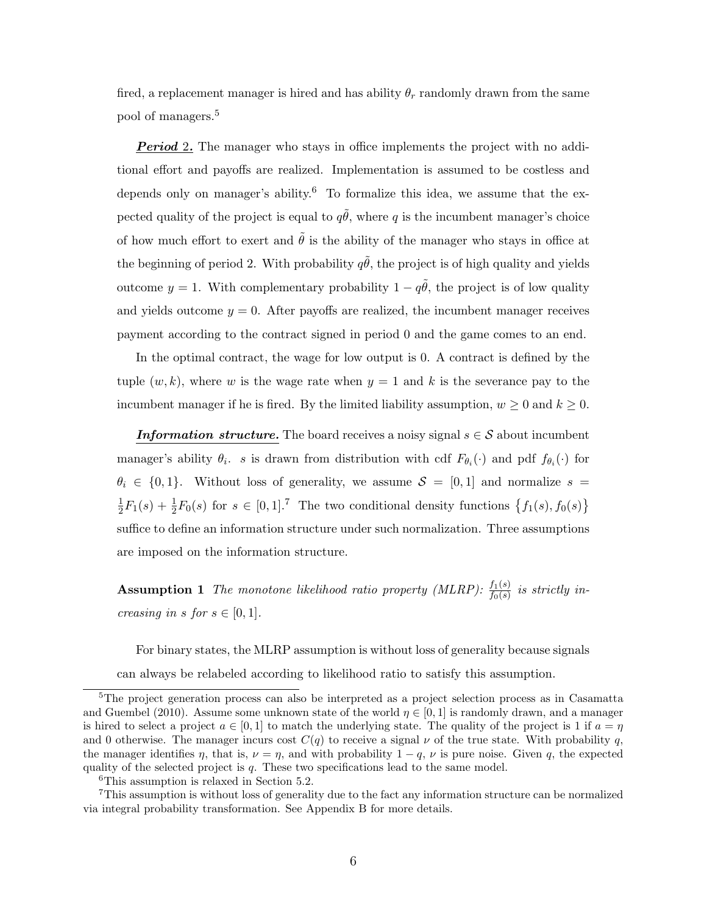fired, a replacement manager is hired and has ability $\theta_r$ randomly drawn from the same pool of managers.[5]

***Period* 2.** The manager who stays in office implements the project with no additional effort and payoffs are realized. Implementation is assumed to be costless and depends only on manager's ability.[6] To formalize this idea, we assume that the expected quality of the project is equal to $q\tilde{\theta}$, where $q$ is the incumbent manager's choice of how much effort to exert and $\tilde{\theta}$ is the ability of the manager who stays in office at the beginning of period 2. With probability $q\tilde{\theta}$, the project is of high quality and yields outcome $y = 1$. With complementary probability $1 - q\tilde{\theta}$, the project is of low quality and yields outcome $y = 0$. After payoffs are realized, the incumbent manager receives payment according to the contract signed in period 0 and the game comes to an end.

In the optimal contract, the wage for low output is 0. A contract is defined by the tuple $(w, k)$, where $w$ is the wage rate when $y = 1$ and $k$ is the severance pay to the incumbent manager if he is fired. By the limited liability assumption, $w \geq 0$ and $k \geq 0$.

***Information structure.*** The board receives a noisy signal $s \in \mathcal{S}$ about incumbent manager's ability $\theta_i$. $s$ is drawn from distribution with cdf $F_{\theta_i}(\cdot)$ and pdf $f_{\theta_i}(\cdot)$ for $\theta_i \in \{0, 1\}$. Without loss of generality, we assume $\mathcal{S} = [0, 1]$ and normalize $s = \frac{1}{2}F_1(s) + \frac{1}{2}F_0(s)$ for $s \in [0, 1]$.[7] The two conditional density functions $\{f_1(s), f_0(s)\}$ suffice to define an information structure under such normalization. Three assumptions are imposed on the information structure.

**Assumption 1** *The monotone likelihood ratio property (MLRP): $\frac{f_1(s)}{f_0(s)}$ is strictly increasing in $s$ for $s \in [0, 1]$.*

For binary states, the MLRP assumption is without loss of generality because signals can always be relabeled according to likelihood ratio to satisfy this assumption.

---

[5]The project generation process can also be interpreted as a project selection process as in Casamatta and Guembel (2010). Assume some unknown state of the world $\eta \in [0, 1]$ is randomly drawn, and a manager is hired to select a project $a \in [0, 1]$ to match the underlying state. The quality of the project is 1 if $a = \eta$ and 0 otherwise. The manager incurs cost $C(q)$ to receive a signal $\nu$ of the true state. With probability $q$, the manager identifies $\eta$, that is, $\nu = \eta$, and with probability $1 - q$, $\nu$ is pure noise. Given $q$, the expected quality of the selected project is $q$. These two specifications lead to the same model.

[6]This assumption is relaxed in Section 5.2.

[7]This assumption is without loss of generality due to the fact any information structure can be normalized via integral probability transformation. See Appendix B for more details.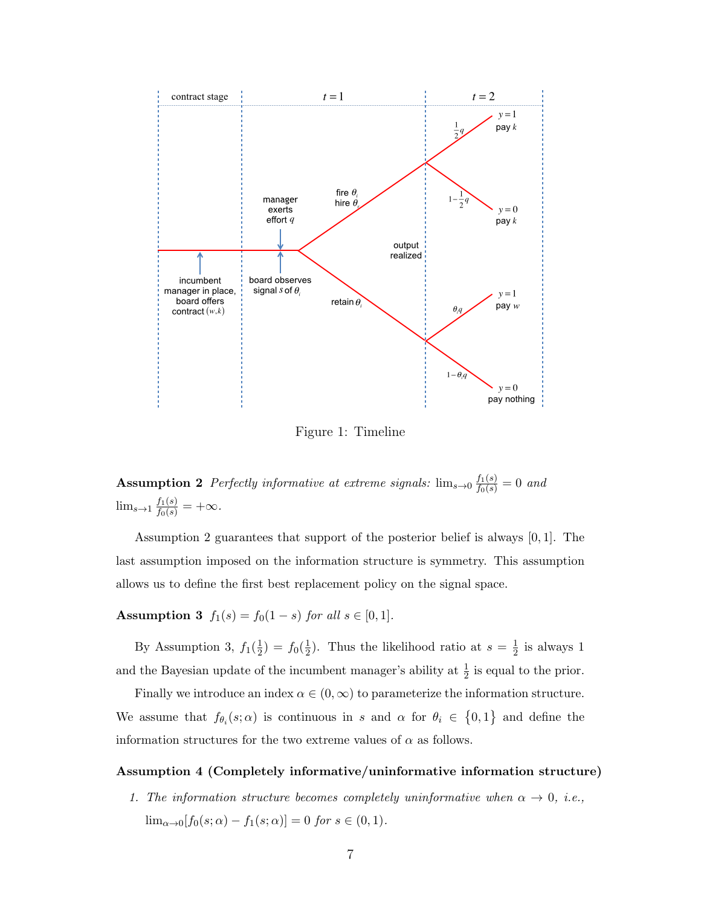Figure 1: Timeline

**Assumption 2** *Perfectly informative at extreme signals:* $\lim_{s \to 0} \frac{f_1(s)}{f_0(s)} = 0$ *and* $\lim_{s \to 1} \frac{f_1(s)}{f_0(s)} = +\infty$.

Assumption 2 guarantees that support of the posterior belief is always $[0,1]$. The last assumption imposed on the information structure is symmetry. This assumption allows us to define the first best replacement policy on the signal space.

**Assumption 3** $f_1(s) = f_0(1-s)$ *for all* $s \in [0,1]$.

By Assumption 3, $f_1(\frac{1}{2}) = f_0(\frac{1}{2})$. Thus the likelihood ratio at $s = \frac{1}{2}$ is always 1 and the Bayesian update of the incumbent manager's ability at $\frac{1}{2}$ is equal to the prior.

Finally we introduce an index $\alpha \in (0, \infty)$ to parameterize the information structure. We assume that $f_{\theta_i}(s;\alpha)$ is continuous in $s$ and $\alpha$ for $\theta_i \in \{0,1\}$ and define the information structures for the two extreme values of $\alpha$ as follows.

**Assumption 4 (Completely informative/uninformative information structure)**

1. *The information structure becomes completely uninformative when* $\alpha \to 0$, *i.e.,* $\lim_{\alpha \to 0}[f_0(s;\alpha) - f_1(s;\alpha)] = 0$ *for* $s \in (0,1)$.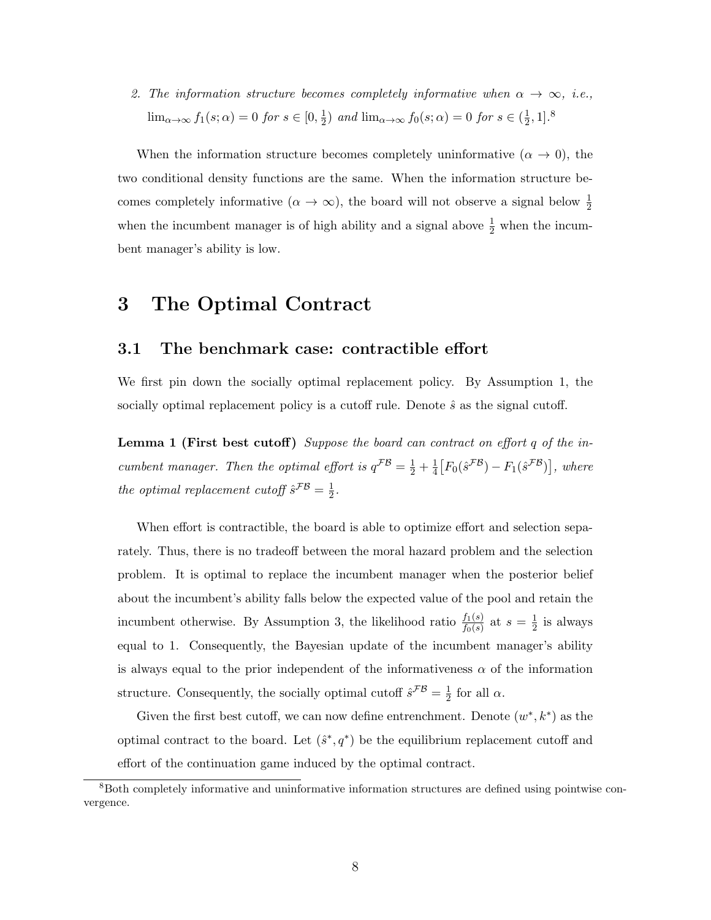2. *The information structure becomes completely informative when $\alpha \to \infty$, i.e., $\lim_{\alpha\to\infty} f_1(s;\alpha) = 0$ for $s \in [0, \frac{1}{2})$ and $\lim_{\alpha\to\infty} f_0(s;\alpha) = 0$ for $s \in (\frac{1}{2}, 1]$.*[8]

When the information structure becomes completely uninformative ($\alpha \to 0$), the two conditional density functions are the same. When the information structure becomes completely informative ($\alpha \to \infty$), the board will not observe a signal below $\frac{1}{2}$ when the incumbent manager is of high ability and a signal above $\frac{1}{2}$ when the incumbent manager's ability is low.

# 3 The Optimal Contract

## 3.1 The benchmark case: contractible effort

We first pin down the socially optimal replacement policy. By Assumption 1, the socially optimal replacement policy is a cutoff rule. Denote $\hat{s}$ as the signal cutoff.

**Lemma 1 (First best cutoff)** *Suppose the board can contract on effort $q$ of the incumbent manager. Then the optimal effort is $q^{\mathcal{FB}} = \frac{1}{2} + \frac{1}{4}\big[F_0(\hat{s}^{\mathcal{FB}}) - F_1(\hat{s}^{\mathcal{FB}})\big]$, where the optimal replacement cutoff $\hat{s}^{\mathcal{FB}} = \frac{1}{2}$.*

When effort is contractible, the board is able to optimize effort and selection separately. Thus, there is no tradeoff between the moral hazard problem and the selection problem. It is optimal to replace the incumbent manager when the posterior belief about the incumbent's ability falls below the expected value of the pool and retain the incumbent otherwise. By Assumption 3, the likelihood ratio $\frac{f_1(s)}{f_0(s)}$ at $s = \frac{1}{2}$ is always equal to 1. Consequently, the Bayesian update of the incumbent manager's ability is always equal to the prior independent of the informativeness $\alpha$ of the information structure. Consequently, the socially optimal cutoff $\hat{s}^{\mathcal{FB}} = \frac{1}{2}$ for all $\alpha$.

Given the first best cutoff, we can now define entrenchment. Denote $(w^*, k^*)$ as the optimal contract to the board. Let $(\hat{s}^*, q^*)$ be the equilibrium replacement cutoff and effort of the continuation game induced by the optimal contract.

[8] Both completely informative and uninformative information structures are defined using pointwise convergence.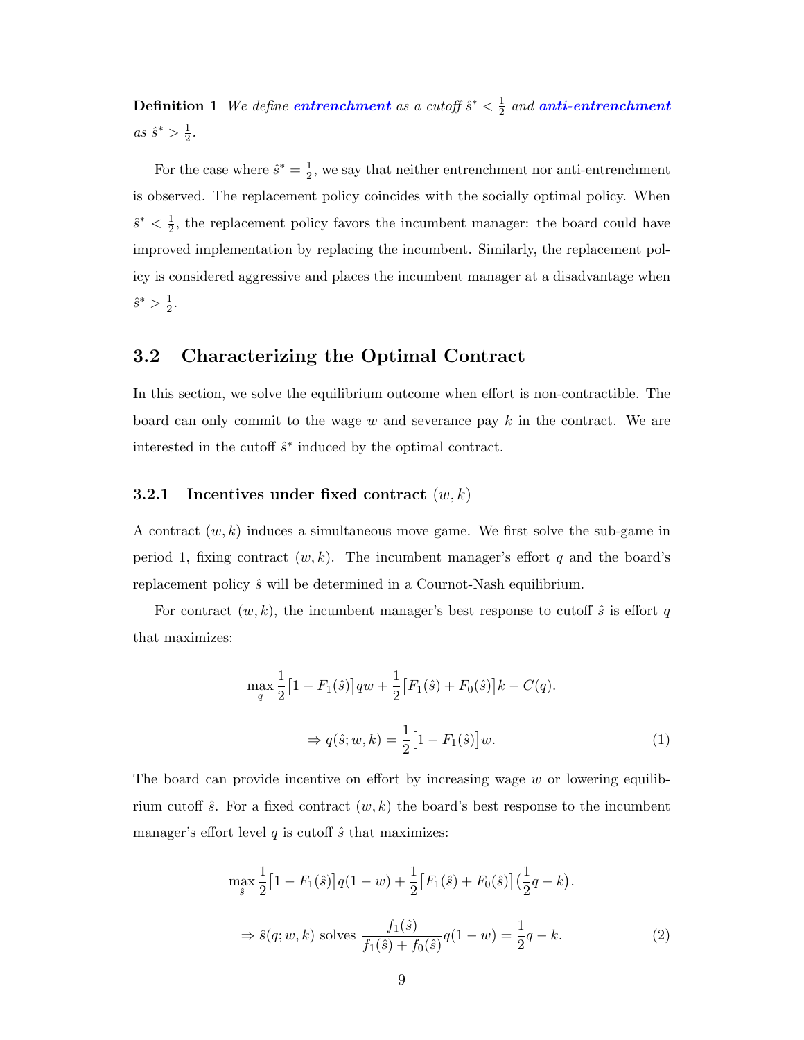**Definition 1** *We define* ***entrenchment*** *as a cutoff* $\hat{s}^* < \frac{1}{2}$ *and* ***anti-entrenchment*** *as* $\hat{s}^* > \frac{1}{2}$.

For the case where $\hat{s}^* = \frac{1}{2}$, we say that neither entrenchment nor anti-entrenchment is observed. The replacement policy coincides with the socially optimal policy. When $\hat{s}^* < \frac{1}{2}$, the replacement policy favors the incumbent manager: the board could have improved implementation by replacing the incumbent. Similarly, the replacement policy is considered aggressive and places the incumbent manager at a disadvantage when $\hat{s}^* > \frac{1}{2}$.

## 3.2 Characterizing the Optimal Contract

In this section, we solve the equilibrium outcome when effort is non-contractible. The board can only commit to the wage $w$ and severance pay $k$ in the contract. We are interested in the cutoff $\hat{s}^*$ induced by the optimal contract.

### 3.2.1 Incentives under fixed contract $(w, k)$

A contract $(w, k)$ induces a simultaneous move game. We first solve the sub-game in period 1, fixing contract $(w, k)$. The incumbent manager's effort $q$ and the board's replacement policy $\hat{s}$ will be determined in a Cournot-Nash equilibrium.

For contract $(w, k)$, the incumbent manager's best response to cutoff $\hat{s}$ is effort $q$ that maximizes:

$$\max_{q} \frac{1}{2}\big[1 - F_1(\hat{s})\big]qw + \frac{1}{2}\big[F_1(\hat{s}) + F_0(\hat{s})\big]k - C(q).$$

$$\Rightarrow q(\hat{s}; w, k) = \frac{1}{2}\big[1 - F_1(\hat{s})\big]w. \tag{1}$$

The board can provide incentive on effort by increasing wage $w$ or lowering equilibrium cutoff $\hat{s}$. For a fixed contract $(w, k)$ the board's best response to the incumbent manager's effort level $q$ is cutoff $\hat{s}$ that maximizes:

$$\max_{\hat{s}} \frac{1}{2}\big[1 - F_1(\hat{s})\big]q(1 - w) + \frac{1}{2}\big[F_1(\hat{s}) + F_0(\hat{s})\big]\big(\frac{1}{2}q - k\big).$$

$$\Rightarrow \hat{s}(q; w, k) \text{ solves } \frac{f_1(\hat{s})}{f_1(\hat{s}) + f_0(\hat{s})}q(1 - w) = \frac{1}{2}q - k. \tag{2}$$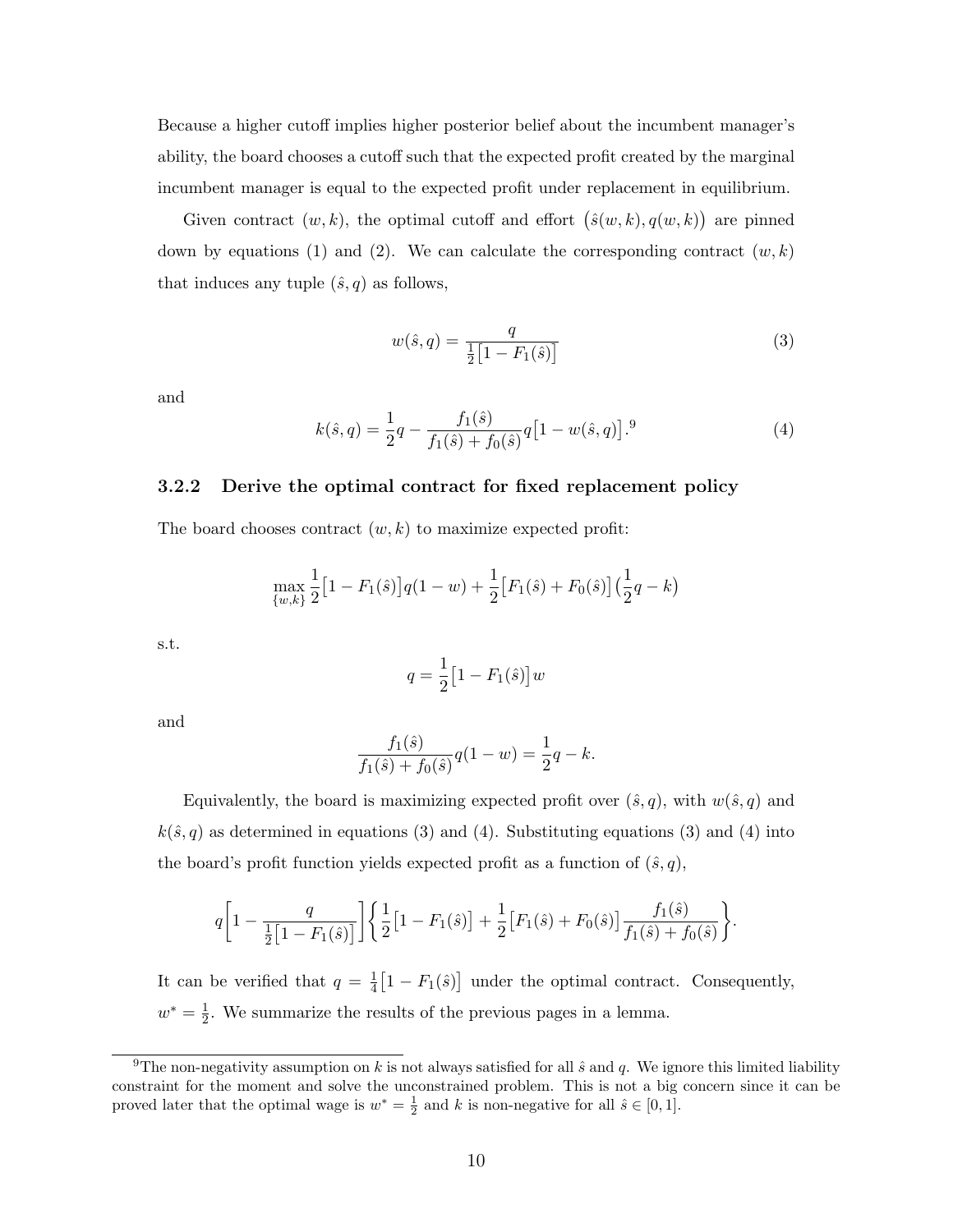Because a higher cutoff implies higher posterior belief about the incumbent manager's ability, the board chooses a cutoff such that the expected profit created by the marginal incumbent manager is equal to the expected profit under replacement in equilibrium.

Given contract $(w, k)$, the optimal cutoff and effort $\big(\hat{s}(w, k), q(w, k)\big)$ are pinned down by equations (1) and (2). We can calculate the corresponding contract $(w, k)$ that induces any tuple $(\hat{s}, q)$ as follows,

$$w(\hat{s}, q) = \frac{q}{\frac{1}{2}\big[1 - F_1(\hat{s})\big]} \tag{3}$$

and

$$k(\hat{s}, q) = \frac{1}{2}q - \frac{f_1(\hat{s})}{f_1(\hat{s}) + f_0(\hat{s})} q \big[1 - w(\hat{s}, q)\big].[9] \tag{4}$$

### 3.2.2 Derive the optimal contract for fixed replacement policy

The board chooses contract $(w, k)$ to maximize expected profit:

$$\max_{\{w,k\}} \frac{1}{2}\big[1 - F_1(\hat{s})\big] q(1 - w) + \frac{1}{2}\big[F_1(\hat{s}) + F_0(\hat{s})\big]\Big(\frac{1}{2}q - k\Big)$$

s.t.

$$q = \frac{1}{2}\big[1 - F_1(\hat{s})\big] w$$

and

$$\frac{f_1(\hat{s})}{f_1(\hat{s}) + f_0(\hat{s})} q(1 - w) = \frac{1}{2}q - k.$$

Equivalently, the board is maximizing expected profit over $(\hat{s}, q)$, with $w(\hat{s}, q)$ and $k(\hat{s}, q)$ as determined in equations (3) and (4). Substituting equations (3) and (4) into the board's profit function yields expected profit as a function of $(\hat{s}, q)$,

$$q\left[1 - \frac{q}{\frac{1}{2}\big[1 - F_1(\hat{s})\big]}\right]\left\{\frac{1}{2}\big[1 - F_1(\hat{s})\big] + \frac{1}{2}\big[F_1(\hat{s}) + F_0(\hat{s})\big]\frac{f_1(\hat{s})}{f_1(\hat{s}) + f_0(\hat{s})}\right\}.$$

It can be verified that $q = \frac{1}{4}\big[1 - F_1(\hat{s})\big]$ under the optimal contract. Consequently, $w^* = \frac{1}{2}$. We summarize the results of the previous pages in a lemma.

[9] The non-negativity assumption on $k$ is not always satisfied for all $\hat{s}$ and $q$. We ignore this limited liability constraint for the moment and solve the unconstrained problem. This is not a big concern since it can be proved later that the optimal wage is $w^* = \frac{1}{2}$ and $k$ is non-negative for all $\hat{s} \in [0, 1]$.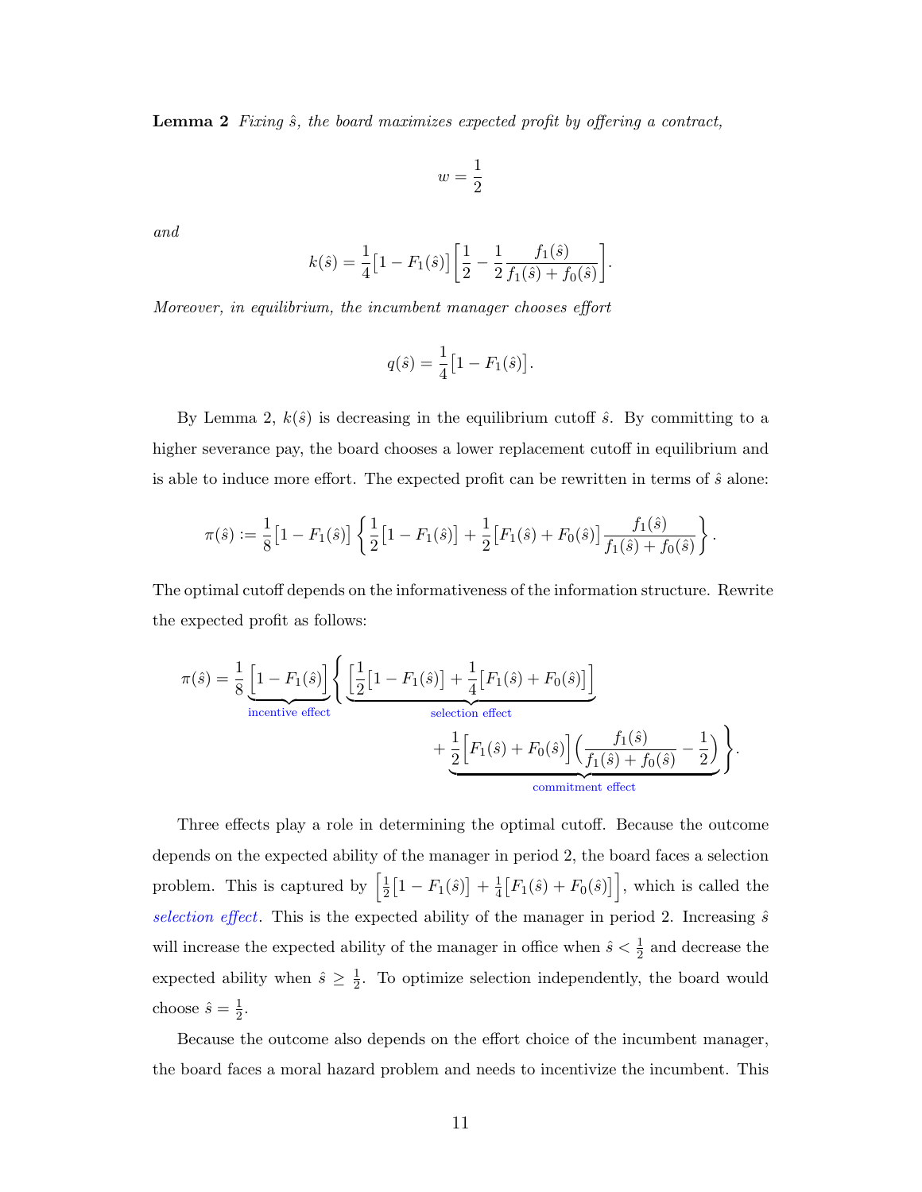**Lemma 2** *Fixing $\hat{s}$, the board maximizes expected profit by offering a contract,*

$$w = \frac{1}{2}$$

*and*

$$k(\hat{s}) = \frac{1}{4}\big[1 - F_1(\hat{s})\big]\left[\frac{1}{2} - \frac{1}{2}\frac{f_1(\hat{s})}{f_1(\hat{s}) + f_0(\hat{s})}\right].$$

*Moreover, in equilibrium, the incumbent manager chooses effort*

$$q(\hat{s}) = \frac{1}{4}\big[1 - F_1(\hat{s})\big].$$

By Lemma 2, $k(\hat{s})$ is decreasing in the equilibrium cutoff $\hat{s}$. By committing to a higher severance pay, the board chooses a lower replacement cutoff in equilibrium and is able to induce more effort. The expected profit can be rewritten in terms of $\hat{s}$ alone:

$$\pi(\hat{s}) := \frac{1}{8}\big[1 - F_1(\hat{s})\big]\left\{\frac{1}{2}\big[1 - F_1(\hat{s})\big] + \frac{1}{2}\big[F_1(\hat{s}) + F_0(\hat{s})\big]\frac{f_1(\hat{s})}{f_1(\hat{s}) + f_0(\hat{s})}\right\}.$$

The optimal cutoff depends on the informativeness of the information structure. Rewrite the expected profit as follows:

$$\pi(\hat{s}) = \frac{1}{8}\underbrace{\big[1 - F_1(\hat{s})\big]}_{\text{incentive effect}}\Bigg\{\underbrace{\left[\frac{1}{2}\big[1 - F_1(\hat{s})\big] + \frac{1}{4}\big[F_1(\hat{s}) + F_0(\hat{s})\big]\right]}_{\text{selection effect}} + \underbrace{\frac{1}{2}\Big[F_1(\hat{s}) + F_0(\hat{s})\Big]\left(\frac{f_1(\hat{s})}{f_1(\hat{s}) + f_0(\hat{s})} - \frac{1}{2}\right)}_{\text{commitment effect}}\Bigg\}.$$

Three effects play a role in determining the optimal cutoff. Because the outcome depends on the expected ability of the manager in period 2, the board faces a selection problem. This is captured by $\left[\frac{1}{2}\big[1 - F_1(\hat{s})\big] + \frac{1}{4}\big[F_1(\hat{s}) + F_0(\hat{s})\big]\right]$, which is called the *selection effect*. This is the expected ability of the manager in period 2. Increasing $\hat{s}$ will increase the expected ability of the manager in office when $\hat{s} < \frac{1}{2}$ and decrease the expected ability when $\hat{s} \geq \frac{1}{2}$. To optimize selection independently, the board would choose $\hat{s} = \frac{1}{2}$.

Because the outcome also depends on the effort choice of the incumbent manager, the board faces a moral hazard problem and needs to incentivize the incumbent. This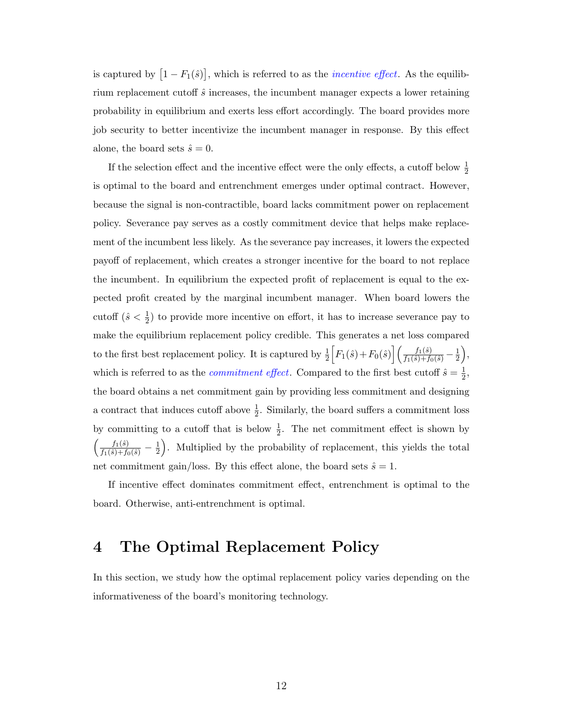is captured by $\left[1 - F_1(\hat{s})\right]$, which is referred to as the *incentive effect*. As the equilibrium replacement cutoff $\hat{s}$ increases, the incumbent manager expects a lower retaining probability in equilibrium and exerts less effort accordingly. The board provides more job security to better incentivize the incumbent manager in response. By this effect alone, the board sets $\hat{s} = 0$.

If the selection effect and the incentive effect were the only effects, a cutoff below $\frac{1}{2}$ is optimal to the board and entrenchment emerges under optimal contract. However, because the signal is non-contractible, board lacks commitment power on replacement policy. Severance pay serves as a costly commitment device that helps make replacement of the incumbent less likely. As the severance pay increases, it lowers the expected payoff of replacement, which creates a stronger incentive for the board to not replace the incumbent. In equilibrium the expected profit of replacement is equal to the expected profit created by the marginal incumbent manager. When board lowers the cutoff ($\hat{s} < \frac{1}{2}$) to provide more incentive on effort, it has to increase severance pay to make the equilibrium replacement policy credible. This generates a net loss compared to the first best replacement policy. It is captured by $\frac{1}{2}\Big[F_1(\hat{s}) + F_0(\hat{s})\Big]\left(\frac{f_1(\hat{s})}{f_1(\hat{s})+f_0(\hat{s})} - \frac{1}{2}\right)$, which is referred to as the *commitment effect*. Compared to the first best cutoff $\hat{s} = \frac{1}{2}$, the board obtains a net commitment gain by providing less commitment and designing a contract that induces cutoff above $\frac{1}{2}$. Similarly, the board suffers a commitment loss by committing to a cutoff that is below $\frac{1}{2}$. The net commitment effect is shown by $\left(\frac{f_1(\hat{s})}{f_1(\hat{s})+f_0(\hat{s})} - \frac{1}{2}\right)$. Multiplied by the probability of replacement, this yields the total net commitment gain/loss. By this effect alone, the board sets $\hat{s} = 1$.

If incentive effect dominates commitment effect, entrenchment is optimal to the board. Otherwise, anti-entrenchment is optimal.

# 4 The Optimal Replacement Policy

In this section, we study how the optimal replacement policy varies depending on the informativeness of the board's monitoring technology.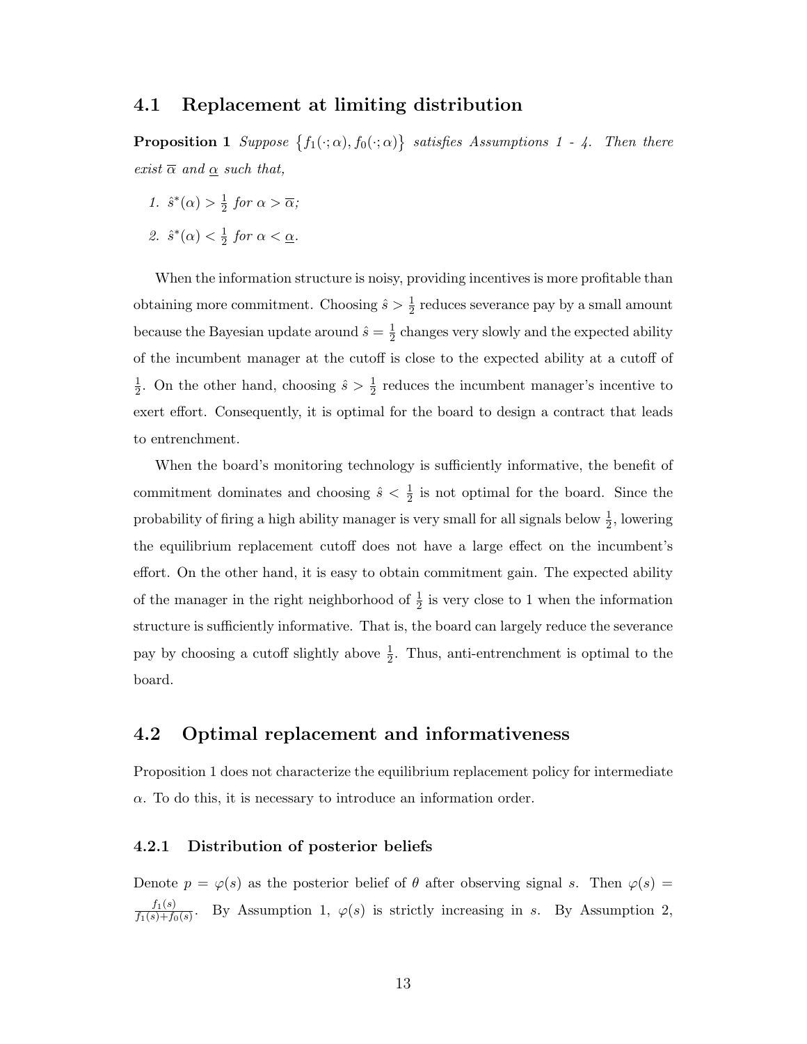## 4.1 Replacement at limiting distribution

**Proposition 1** *Suppose* $\{f_1(\cdot;\alpha), f_0(\cdot;\alpha)\}$ *satisfies Assumptions 1 - 4. Then there exist* $\overline{\alpha}$ *and* $\underline{\alpha}$ *such that,*

1. $\hat{s}^*(\alpha) > \frac{1}{2}$ *for* $\alpha > \overline{\alpha}$*;*
2. $\hat{s}^*(\alpha) < \frac{1}{2}$ *for* $\alpha < \underline{\alpha}$*.*

When the information structure is noisy, providing incentives is more profitable than obtaining more commitment. Choosing $\hat{s} > \frac{1}{2}$ reduces severance pay by a small amount because the Bayesian update around $\hat{s} = \frac{1}{2}$ changes very slowly and the expected ability of the incumbent manager at the cutoff is close to the expected ability at a cutoff of $\frac{1}{2}$. On the other hand, choosing $\hat{s} > \frac{1}{2}$ reduces the incumbent manager's incentive to exert effort. Consequently, it is optimal for the board to design a contract that leads to entrenchment.

When the board's monitoring technology is sufficiently informative, the benefit of commitment dominates and choosing $\hat{s} < \frac{1}{2}$ is not optimal for the board. Since the probability of firing a high ability manager is very small for all signals below $\frac{1}{2}$, lowering the equilibrium replacement cutoff does not have a large effect on the incumbent's effort. On the other hand, it is easy to obtain commitment gain. The expected ability of the manager in the right neighborhood of $\frac{1}{2}$ is very close to 1 when the information structure is sufficiently informative. That is, the board can largely reduce the severance pay by choosing a cutoff slightly above $\frac{1}{2}$. Thus, anti-entrenchment is optimal to the board.

## 4.2 Optimal replacement and informativeness

Proposition 1 does not characterize the equilibrium replacement policy for intermediate $\alpha$. To do this, it is necessary to introduce an information order.

### 4.2.1 Distribution of posterior beliefs

Denote $p = \varphi(s)$ as the posterior belief of $\theta$ after observing signal $s$. Then $\varphi(s) = \frac{f_1(s)}{f_1(s)+f_0(s)}$. By Assumption 1, $\varphi(s)$ is strictly increasing in $s$. By Assumption 2,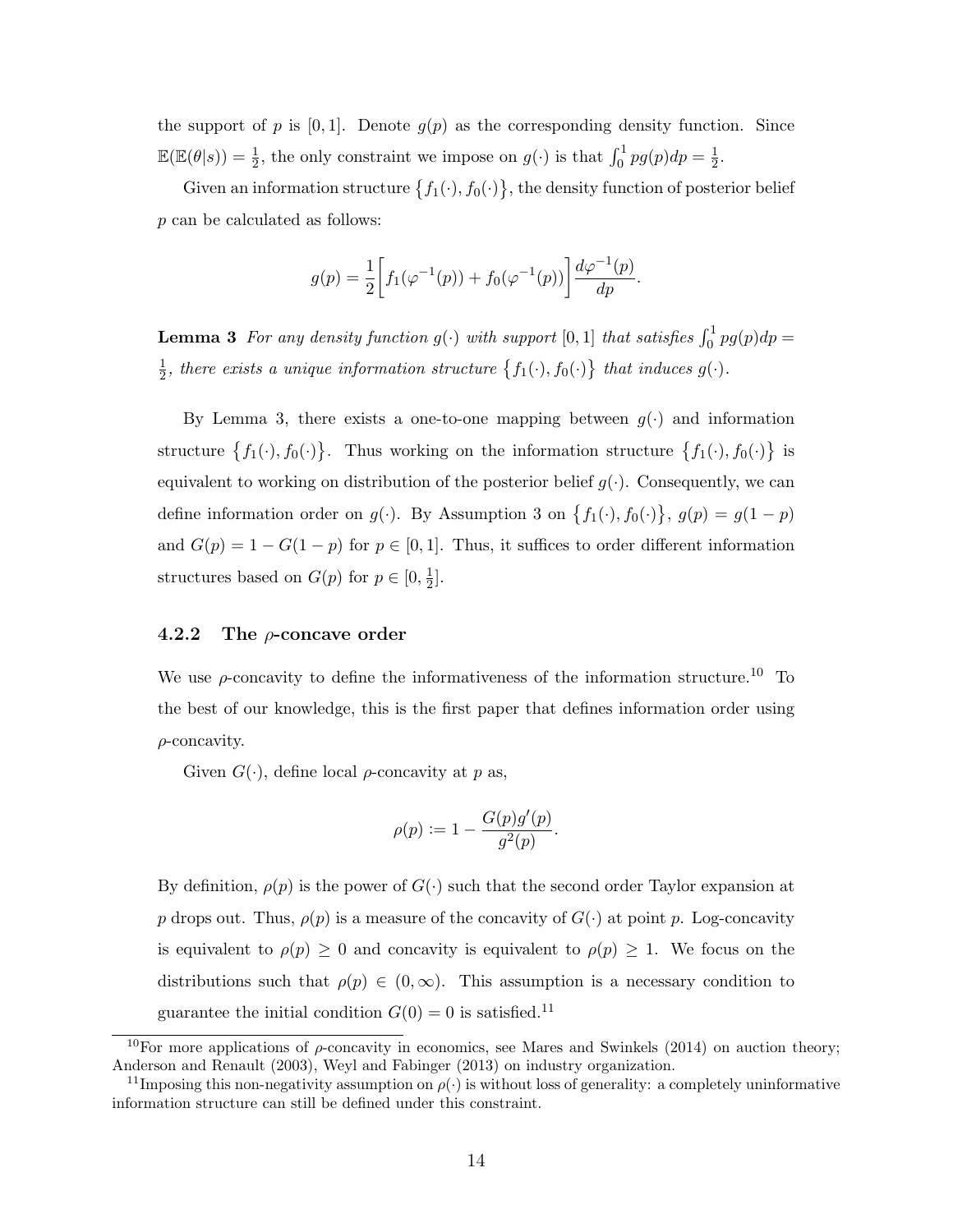the support of $p$ is $[0, 1]$. Denote $g(p)$ as the corresponding density function. Since $\mathbb{E}(\mathbb{E}(\theta|s)) = \frac{1}{2}$, the only constraint we impose on $g(\cdot)$ is that $\int_0^1 pg(p)dp = \frac{1}{2}$.

Given an information structure $\{f_1(\cdot), f_0(\cdot)\}$, the density function of posterior belief $p$ can be calculated as follows:

$$g(p) = \frac{1}{2}\bigg[f_1(\varphi^{-1}(p)) + f_0(\varphi^{-1}(p))\bigg]\frac{d\varphi^{-1}(p)}{dp}.$$

**Lemma 3** *For any density function $g(\cdot)$ with support $[0, 1]$ that satisfies $\int_0^1 pg(p)dp = \frac{1}{2}$, there exists a unique information structure $\{f_1(\cdot), f_0(\cdot)\}$ that induces $g(\cdot)$.*

By Lemma 3, there exists a one-to-one mapping between $g(\cdot)$ and information structure $\{f_1(\cdot), f_0(\cdot)\}$. Thus working on the information structure $\{f_1(\cdot), f_0(\cdot)\}$ is equivalent to working on distribution of the posterior belief $g(\cdot)$. Consequently, we can define information order on $g(\cdot)$. By Assumption 3 on $\{f_1(\cdot), f_0(\cdot)\}$, $g(p) = g(1-p)$ and $G(p) = 1 - G(1-p)$ for $p \in [0, 1]$. Thus, it suffices to order different information structures based on $G(p)$ for $p \in [0, \frac{1}{2}]$.

### 4.2.2 The $\rho$-concave order

We use $\rho$-concavity to define the informativeness of the information structure.[10] To the best of our knowledge, this is the first paper that defines information order using $\rho$-concavity.

Given $G(\cdot)$, define local $\rho$-concavity at $p$ as,

$$\rho(p) := 1 - \frac{G(p)g'(p)}{g^2(p)}.$$

By definition, $\rho(p)$ is the power of $G(\cdot)$ such that the second order Taylor expansion at $p$ drops out. Thus, $\rho(p)$ is a measure of the concavity of $G(\cdot)$ at point $p$. Log-concavity is equivalent to $\rho(p) \geq 0$ and concavity is equivalent to $\rho(p) \geq 1$. We focus on the distributions such that $\rho(p) \in (0, \infty)$. This assumption is a necessary condition to guarantee the initial condition $G(0) = 0$ is satisfied.[11]

[10] For more applications of $\rho$-concavity in economics, see Mares and Swinkels (2014) on auction theory; Anderson and Renault (2003), Weyl and Fabinger (2013) on industry organization.

[11] Imposing this non-negativity assumption on $\rho(\cdot)$ is without loss of generality: a completely uninformative information structure can still be defined under this constraint.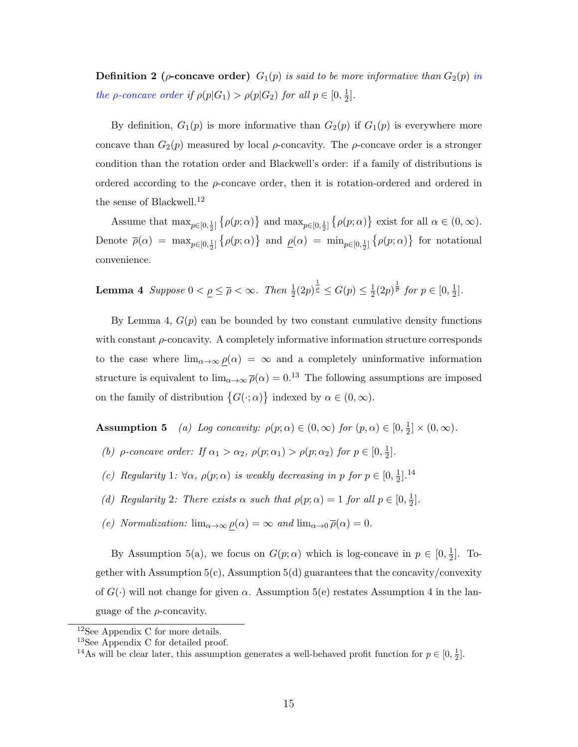**Definition 2 ($\rho$-concave order)** *$G_1(p)$ is said to be more informative than $G_2(p)$ in the $\rho$-concave order if $\rho(p|G_1) > \rho(p|G_2)$ for all $p \in [0, \frac{1}{2}]$.*

By definition, $G_1(p)$ is more informative than $G_2(p)$ if $G_1(p)$ is everywhere more concave than $G_2(p)$ measured by local $\rho$-concavity. The $\rho$-concave order is a stronger condition than the rotation order and Blackwell's order: if a family of distributions is ordered according to the $\rho$-concave order, then it is rotation-ordered and ordered in the sense of Blackwell.[12]

Assume that $\max_{p\in[0,\frac{1}{2}]} \{\rho(p;\alpha)\}$ and $\max_{p\in[0,\frac{1}{2}]} \{\rho(p;\alpha)\}$ exist for all $\alpha \in (0, \infty)$. Denote $\overline{\rho}(\alpha) = \max_{p\in[0,\frac{1}{2}]} \{\rho(p;\alpha)\}$ and $\underline{\rho}(\alpha) = \min_{p\in[0,\frac{1}{2}]} \{\rho(p;\alpha)\}$ for notational convenience.

**Lemma 4** *Suppose $0 < \underline{\rho} \leq \overline{\rho} < \infty$. Then $\frac{1}{2}(2p)^{\frac{1}{\underline{\rho}}} \leq G(p) \leq \frac{1}{2}(2p)^{\frac{1}{\overline{\rho}}}$ for $p \in [0, \frac{1}{2}]$.*

By Lemma 4, $G(p)$ can be bounded by two constant cumulative density functions with constant $\rho$-concavity. A completely informative information structure corresponds to the case where $\lim_{\alpha\to\infty} \underline{\rho}(\alpha) = \infty$ and a completely uninformative information structure is equivalent to $\lim_{\alpha\to\infty} \overline{\rho}(\alpha) = 0$.[13] The following assumptions are imposed on the family of distribution $\{G(\cdot;\alpha)\}$ indexed by $\alpha \in (0, \infty)$.

**Assumption 5** *(a) Log concavity: $\rho(p;\alpha) \in (0, \infty)$ for $(p, \alpha) \in [0, \frac{1}{2}] \times (0, \infty)$.*

*(b) $\rho$-concave order: If $\alpha_1 > \alpha_2$, $\rho(p;\alpha_1) > \rho(p;\alpha_2)$ for $p \in [0, \frac{1}{2}]$.*

*(c) Regularity 1: $\forall \alpha$, $\rho(p;\alpha)$ is weakly decreasing in $p$ for $p \in [0, \frac{1}{2}]$.*[14]

*(d) Regularity 2: There exists $\alpha$ such that $\rho(p;\alpha) = 1$ for all $p \in [0, \frac{1}{2}]$.*

*(e) Normalization: $\lim_{\alpha\to\infty} \underline{\rho}(\alpha) = \infty$ and $\lim_{\alpha\to 0} \overline{\rho}(\alpha) = 0$.*

By Assumption 5(a), we focus on $G(p;\alpha)$ which is log-concave in $p \in [0, \frac{1}{2}]$. Together with Assumption 5(c), Assumption 5(d) guarantees that the concavity/convexity of $G(\cdot)$ will not change for given $\alpha$. Assumption 5(e) restates Assumption 4 in the language of the $\rho$-concavity.

---

[12] See Appendix C for more details.

[13] See Appendix C for detailed proof.

[14] As will be clear later, this assumption generates a well-behaved profit function for $p \in [0, \frac{1}{2}]$.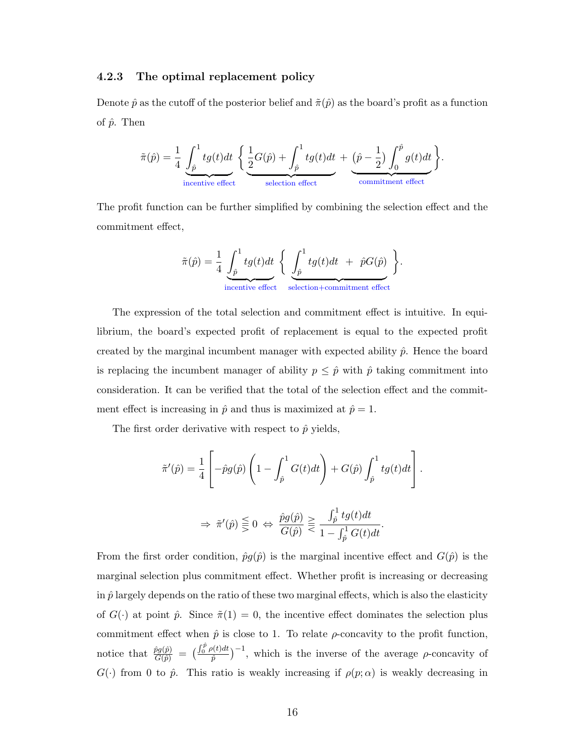### 4.2.3 The optimal replacement policy

Denote $\hat{p}$ as the cutoff of the posterior belief and $\tilde{\pi}(\hat{p})$ as the board's profit as a function of $\hat{p}$. Then

$$\tilde{\pi}(\hat{p}) = \frac{1}{4}\underbrace{\int_{\hat{p}}^{1} tg(t)dt}_{\text{incentive effect}} \left\{ \underbrace{\frac{1}{2}G(\hat{p}) + \int_{\hat{p}}^{1} tg(t)dt}_{\text{selection effect}} + \underbrace{(\hat{p} - \frac{1}{2})\int_{0}^{\hat{p}} g(t)dt}_{\text{commitment effect}} \right\}.$$

The profit function can be further simplified by combining the selection effect and the commitment effect,

$$\tilde{\pi}(\hat{p}) = \frac{1}{4}\underbrace{\int_{\hat{p}}^{1} tg(t)dt}_{\text{incentive effect}} \left\{ \underbrace{\int_{\hat{p}}^{1} tg(t)dt + \hat{p}G(\hat{p})}_{\text{selection+commitment effect}} \right\}.$$

The expression of the total selection and commitment effect is intuitive. In equilibrium, the board's expected profit of replacement is equal to the expected profit created by the marginal incumbent manager with expected ability $\hat{p}$. Hence the board is replacing the incumbent manager of ability $p \leq \hat{p}$ with $\hat{p}$ taking commitment into consideration. It can be verified that the total of the selection effect and the commitment effect is increasing in $\hat{p}$ and thus is maximized at $\hat{p} = 1$.

The first order derivative with respect to $\hat{p}$ yields,

$$\tilde{\pi}'(\hat{p}) = \frac{1}{4}\left[ -\hat{p}g(\hat{p})\left(1 - \int_{\hat{p}}^{1} G(t)dt\right) + G(\hat{p})\int_{\hat{p}}^{1} tg(t)dt \right].$$

$$\Rightarrow \tilde{\pi}'(\hat{p}) \lesseqqgtr 0 \Leftrightarrow \frac{\hat{p}g(\hat{p})}{G(\hat{p})} \gtreqqless \frac{\int_{\hat{p}}^{1} tg(t)dt}{1 - \int_{\hat{p}}^{1} G(t)dt}.$$

From the first order condition, $\hat{p}g(\hat{p})$ is the marginal incentive effect and $G(\hat{p})$ is the marginal selection plus commitment effect. Whether profit is increasing or decreasing in $\hat{p}$ largely depends on the ratio of these two marginal effects, which is also the elasticity of $G(\cdot)$ at point $\hat{p}$. Since $\tilde{\pi}(1) = 0$, the incentive effect dominates the selection plus commitment effect when $\hat{p}$ is close to 1. To relate $\rho$-concavity to the profit function, notice that $\frac{\hat{p}g(\hat{p})}{G(\hat{p})} = \left(\frac{\int_0^{\hat{p}} \rho(t)dt}{\hat{p}}\right)^{-1}$, which is the inverse of the average $\rho$-concavity of $G(\cdot)$ from 0 to $\hat{p}$. This ratio is weakly increasing if $\rho(p;\alpha)$ is weakly decreasing in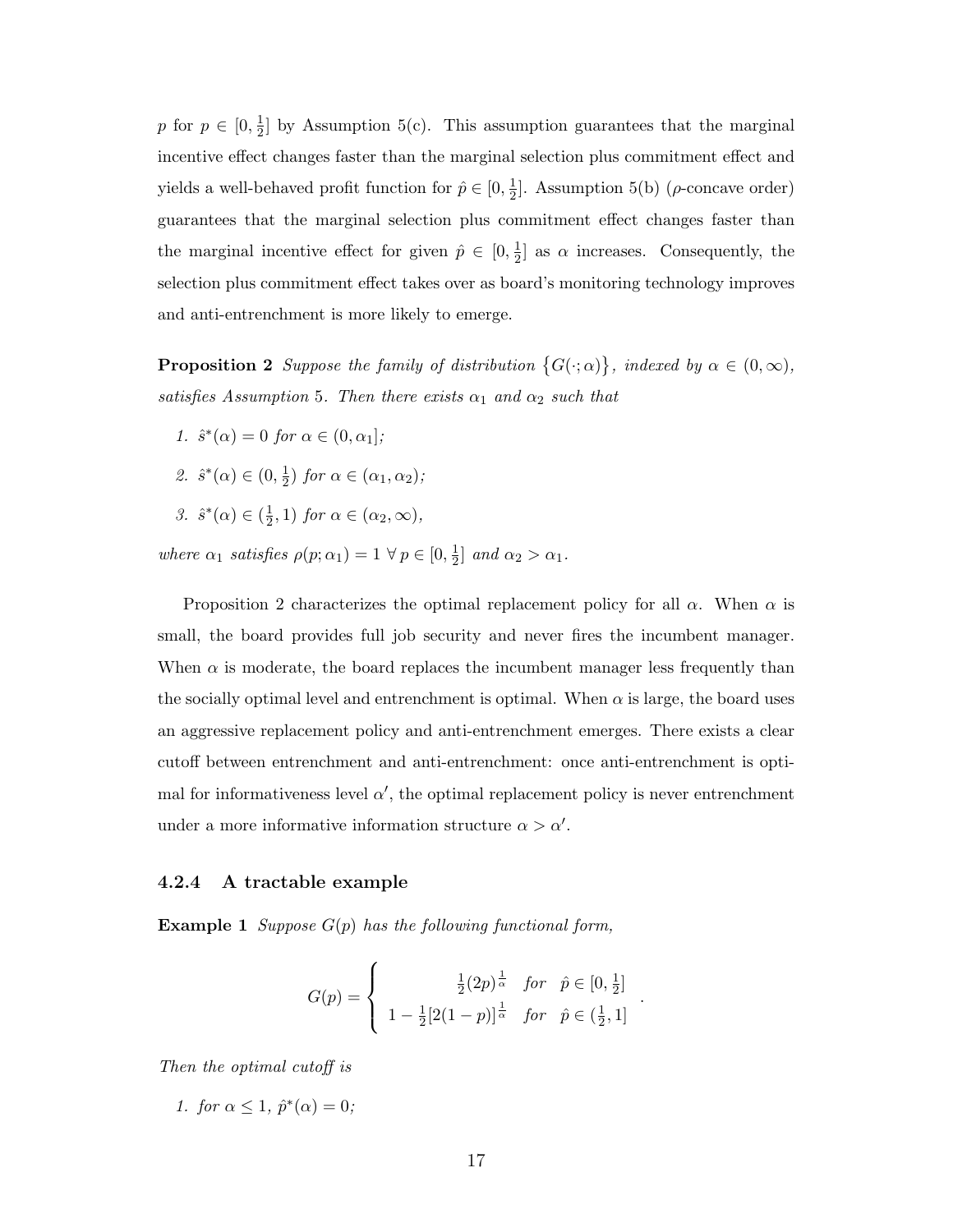$p$ for $p \in [0, \frac{1}{2}]$ by Assumption 5(c). This assumption guarantees that the marginal incentive effect changes faster than the marginal selection plus commitment effect and yields a well-behaved profit function for $\hat{p} \in [0, \frac{1}{2}]$. Assumption 5(b) ($\rho$-concave order) guarantees that the marginal selection plus commitment effect changes faster than the marginal incentive effect for given $\hat{p} \in [0, \frac{1}{2}]$ as $\alpha$ increases. Consequently, the selection plus commitment effect takes over as board's monitoring technology improves and anti-entrenchment is more likely to emerge.

**Proposition 2** *Suppose the family of distribution $\{G(\cdot;\alpha)\}$, indexed by $\alpha \in (0, \infty)$, satisfies Assumption 5. Then there exists $\alpha_1$ and $\alpha_2$ such that*

1. $\hat{s}^*(\alpha) = 0$ *for* $\alpha \in (0, \alpha_1]$*;*
2. $\hat{s}^*(\alpha) \in (0, \frac{1}{2})$ *for* $\alpha \in (\alpha_1, \alpha_2)$*;*
3. $\hat{s}^*(\alpha) \in (\frac{1}{2}, 1)$ *for* $\alpha \in (\alpha_2, \infty)$*,*

*where $\alpha_1$ satisfies $\rho(p; \alpha_1) = 1 \; \forall \, p \in [0, \frac{1}{2}]$ and $\alpha_2 > \alpha_1$.*

Proposition 2 characterizes the optimal replacement policy for all $\alpha$. When $\alpha$ is small, the board provides full job security and never fires the incumbent manager. When $\alpha$ is moderate, the board replaces the incumbent manager less frequently than the socially optimal level and entrenchment is optimal. When $\alpha$ is large, the board uses an aggressive replacement policy and anti-entrenchment emerges. There exists a clear cutoff between entrenchment and anti-entrenchment: once anti-entrenchment is optimal for informativeness level $\alpha'$, the optimal replacement policy is never entrenchment under a more informative information structure $\alpha > \alpha'$.

### 4.2.4 A tractable example

**Example 1** *Suppose $G(p)$ has the following functional form,*

$$G(p) = \begin{cases} \frac{1}{2}(2p)^{\frac{1}{\alpha}} & \text{for} \quad \hat{p} \in [0, \frac{1}{2}] \\ 1 - \frac{1}{2}[2(1-p)]^{\frac{1}{\alpha}} & \text{for} \quad \hat{p} \in (\frac{1}{2}, 1] \end{cases}.$$

*Then the optimal cutoff is*

1. *for* $\alpha \leq 1$, $\hat{p}^*(\alpha) = 0$*;*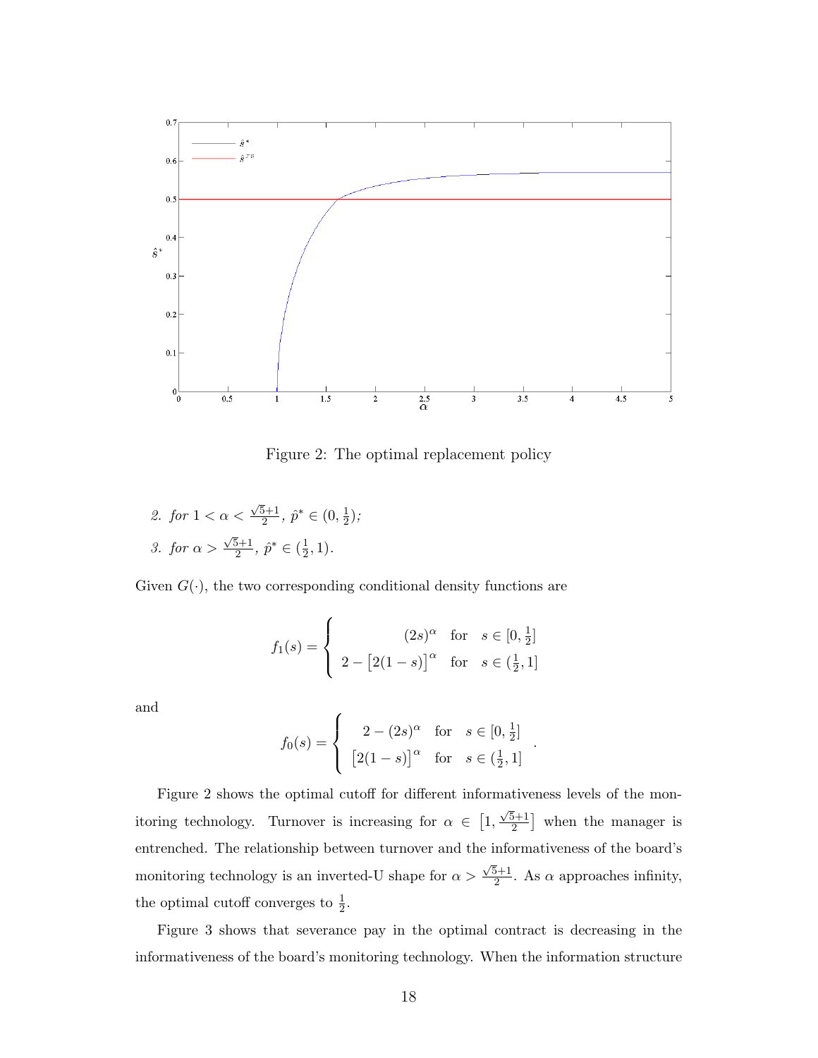Figure 2: The optimal replacement policy

2. *for* $1 < \alpha < \frac{\sqrt{5}+1}{2}$, $\hat{p}^* \in (0, \frac{1}{2})$;
3. *for* $\alpha > \frac{\sqrt{5}+1}{2}$, $\hat{p}^* \in (\frac{1}{2}, 1)$.

Given $G(\cdot)$, the two corresponding conditional density functions are

$$f_1(s) = \begin{cases} (2s)^\alpha & \text{for} \quad s \in [0, \frac{1}{2}] \\ 2 - \left[2(1-s)\right]^\alpha & \text{for} \quad s \in (\frac{1}{2}, 1] \end{cases}$$

and

$$f_0(s) = \begin{cases} 2 - (2s)^\alpha & \text{for} \quad s \in [0, \frac{1}{2}] \\ \left[2(1-s)\right]^\alpha & \text{for} \quad s \in (\frac{1}{2}, 1] \end{cases}.$$

Figure 2 shows the optimal cutoff for different informativeness levels of the monitoring technology. Turnover is increasing for $\alpha \in \left[1, \frac{\sqrt{5}+1}{2}\right]$ when the manager is entrenched. The relationship between turnover and the informativeness of the board's monitoring technology is an inverted-U shape for $\alpha > \frac{\sqrt{5}+1}{2}$. As $\alpha$ approaches infinity, the optimal cutoff converges to $\frac{1}{2}$.

Figure 3 shows that severance pay in the optimal contract is decreasing in the informativeness of the board's monitoring technology. When the information structure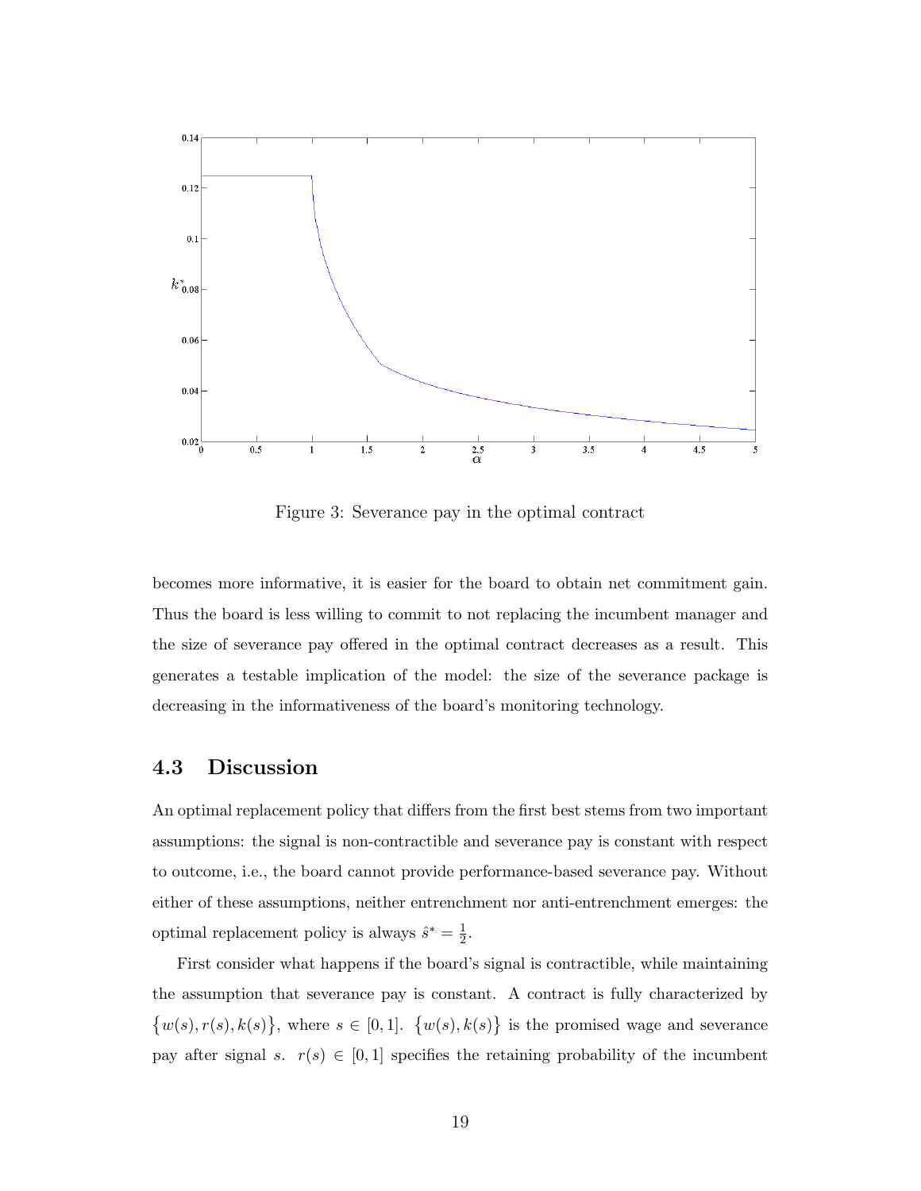Figure 3: Severance pay in the optimal contract

becomes more informative, it is easier for the board to obtain net commitment gain. Thus the board is less willing to commit to not replacing the incumbent manager and the size of severance pay offered in the optimal contract decreases as a result. This generates a testable implication of the model: the size of the severance package is decreasing in the informativeness of the board's monitoring technology.

### 4.3 Discussion

An optimal replacement policy that differs from the first best stems from two important assumptions: the signal is non-contractible and severance pay is constant with respect to outcome, i.e., the board cannot provide performance-based severance pay. Without either of these assumptions, neither entrenchment nor anti-entrenchment emerges: the optimal replacement policy is always $\hat{s}^* = \frac{1}{2}$.

First consider what happens if the board's signal is contractible, while maintaining the assumption that severance pay is constant. A contract is fully characterized by $\{w(s), r(s), k(s)\}$, where $s \in [0,1]$. $\{w(s), k(s)\}$ is the promised wage and severance pay after signal $s$. $r(s) \in [0,1]$ specifies the retaining probability of the incumbent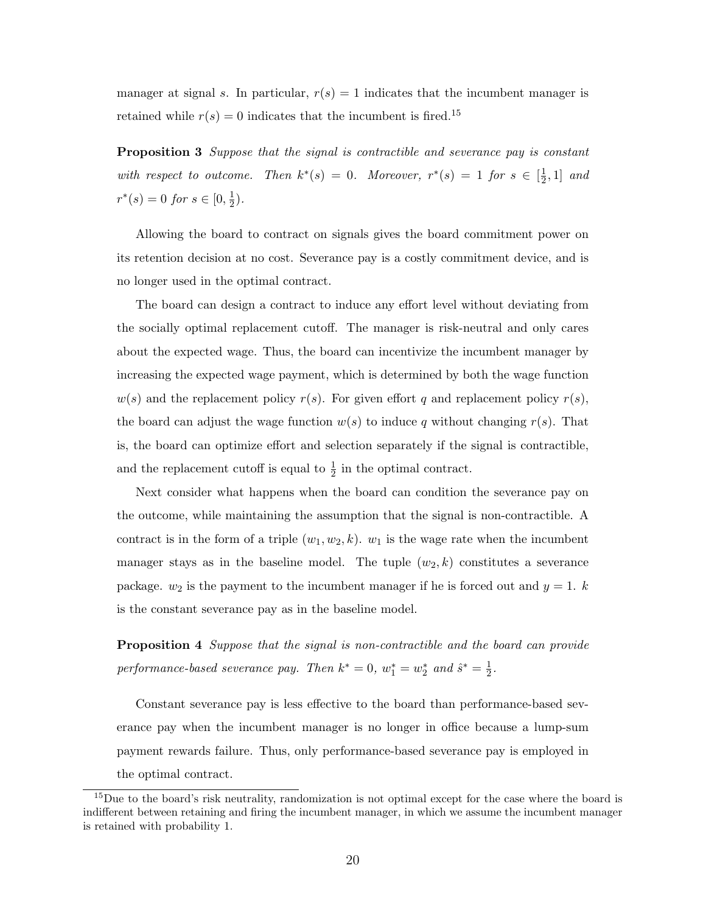manager at signal $s$. In particular, $r(s) = 1$ indicates that the incumbent manager is retained while $r(s) = 0$ indicates that the incumbent is fired.[15]

**Proposition 3** *Suppose that the signal is contractible and severance pay is constant with respect to outcome. Then $k^*(s) = 0$. Moreover, $r^*(s) = 1$ for $s \in [\frac{1}{2}, 1]$ and $r^*(s) = 0$ for $s \in [0, \frac{1}{2})$.*

Allowing the board to contract on signals gives the board commitment power on its retention decision at no cost. Severance pay is a costly commitment device, and is no longer used in the optimal contract.

The board can design a contract to induce any effort level without deviating from the socially optimal replacement cutoff. The manager is risk-neutral and only cares about the expected wage. Thus, the board can incentivize the incumbent manager by increasing the expected wage payment, which is determined by both the wage function $w(s)$ and the replacement policy $r(s)$. For given effort $q$ and replacement policy $r(s)$, the board can adjust the wage function $w(s)$ to induce $q$ without changing $r(s)$. That is, the board can optimize effort and selection separately if the signal is contractible, and the replacement cutoff is equal to $\frac{1}{2}$ in the optimal contract.

Next consider what happens when the board can condition the severance pay on the outcome, while maintaining the assumption that the signal is non-contractible. A contract is in the form of a triple $(w_1, w_2, k)$. $w_1$ is the wage rate when the incumbent manager stays as in the baseline model. The tuple $(w_2, k)$ constitutes a severance package. $w_2$ is the payment to the incumbent manager if he is forced out and $y = 1$. $k$ is the constant severance pay as in the baseline model.

**Proposition 4** *Suppose that the signal is non-contractible and the board can provide performance-based severance pay. Then $k^* = 0$, $w_1^* = w_2^*$ and $\hat{s}^* = \frac{1}{2}$.*

Constant severance pay is less effective to the board than performance-based severance pay when the incumbent manager is no longer in office because a lump-sum payment rewards failure. Thus, only performance-based severance pay is employed in the optimal contract.

[15] Due to the board's risk neutrality, randomization is not optimal except for the case where the board is indifferent between retaining and firing the incumbent manager, in which we assume the incumbent manager is retained with probability 1.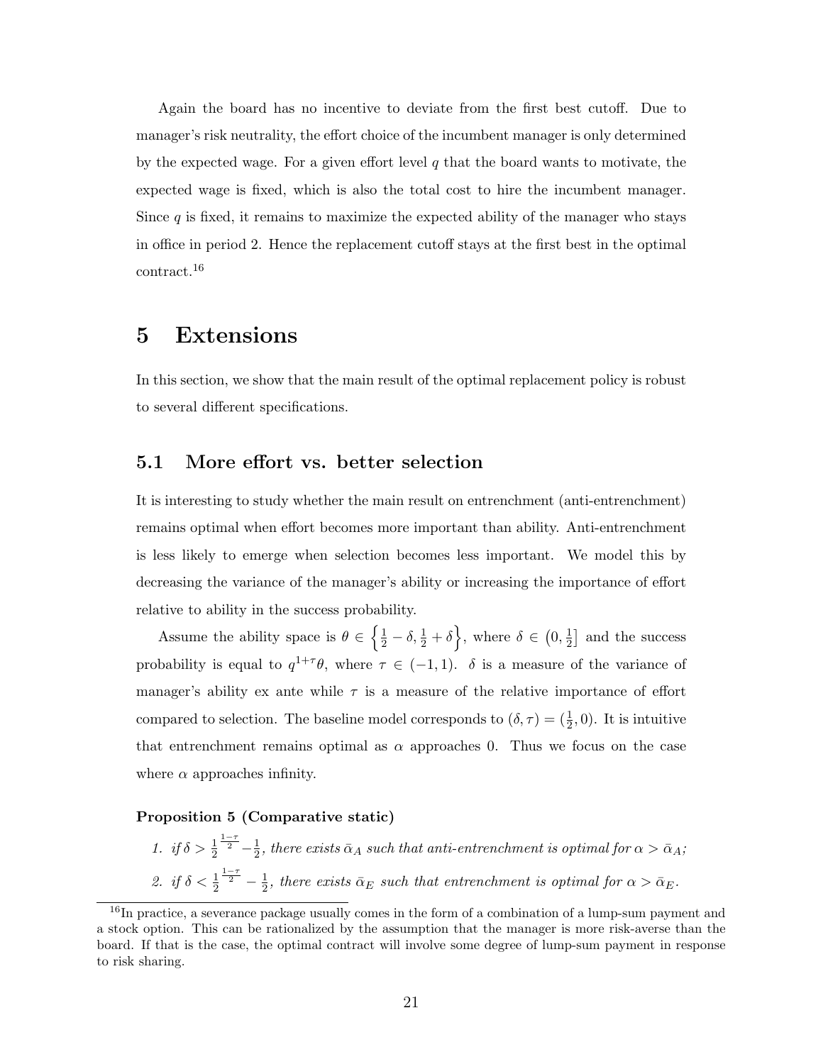Again the board has no incentive to deviate from the first best cutoff. Due to manager's risk neutrality, the effort choice of the incumbent manager is only determined by the expected wage. For a given effort level $q$ that the board wants to motivate, the expected wage is fixed, which is also the total cost to hire the incumbent manager. Since $q$ is fixed, it remains to maximize the expected ability of the manager who stays in office in period 2. Hence the replacement cutoff stays at the first best in the optimal contract.[16]

# 5 Extensions

In this section, we show that the main result of the optimal replacement policy is robust to several different specifications.

## 5.1 More effort vs. better selection

It is interesting to study whether the main result on entrenchment (anti-entrenchment) remains optimal when effort becomes more important than ability. Anti-entrenchment is less likely to emerge when selection becomes less important. We model this by decreasing the variance of the manager's ability or increasing the importance of effort relative to ability in the success probability.

Assume the ability space is $\theta \in \left\{\frac{1}{2} - \delta, \frac{1}{2} + \delta\right\}$, where $\delta \in \left(0, \frac{1}{2}\right]$ and the success probability is equal to $q^{1+\tau}\theta$, where $\tau \in (-1, 1)$. $\delta$ is a measure of the variance of manager's ability ex ante while $\tau$ is a measure of the relative importance of effort compared to selection. The baseline model corresponds to $(\delta, \tau) = (\frac{1}{2}, 0)$. It is intuitive that entrenchment remains optimal as $\alpha$ approaches 0. Thus we focus on the case where $\alpha$ approaches infinity.

**Proposition 5 (Comparative static)**

1. *if* $\delta > \frac{1}{2}^{\frac{1-\tau}{2}} - \frac{1}{2}$, *there exists* $\bar{\alpha}_A$ *such that anti-entrenchment is optimal for* $\alpha > \bar{\alpha}_A$*;*
2. *if* $\delta < \frac{1}{2}^{\frac{1-\tau}{2}} - \frac{1}{2}$, *there exists* $\bar{\alpha}_E$ *such that entrenchment is optimal for* $\alpha > \bar{\alpha}_E$*.*

[16] In practice, a severance package usually comes in the form of a combination of a lump-sum payment and a stock option. This can be rationalized by the assumption that the manager is more risk-averse than the board. If that is the case, the optimal contract will involve some degree of lump-sum payment in response to risk sharing.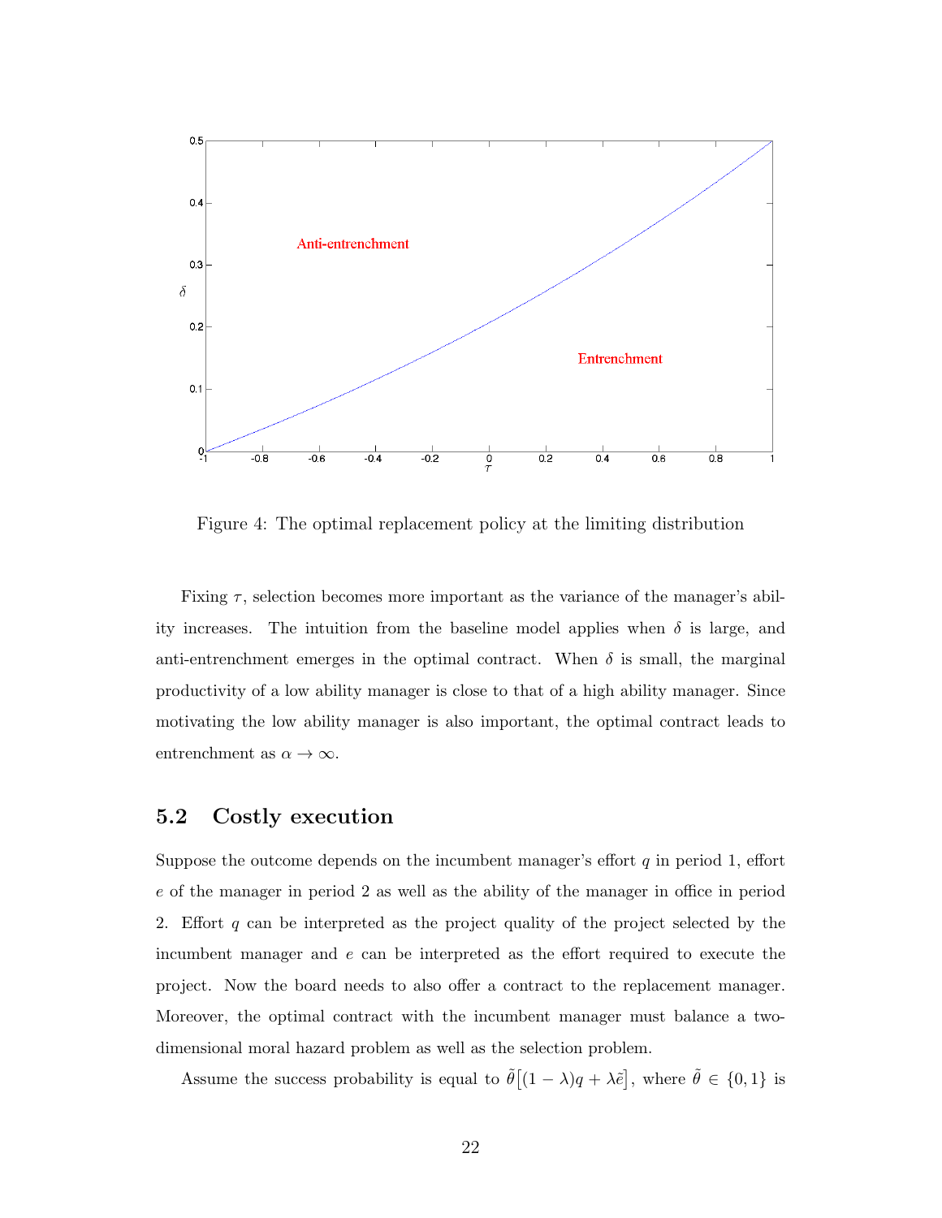Figure 4: The optimal replacement policy at the limiting distribution

Fixing $\tau$, selection becomes more important as the variance of the manager's ability increases. The intuition from the baseline model applies when $\delta$ is large, and anti-entrenchment emerges in the optimal contract. When $\delta$ is small, the marginal productivity of a low ability manager is close to that of a high ability manager. Since motivating the low ability manager is also important, the optimal contract leads to entrenchment as $\alpha \to \infty$.

## 5.2 Costly execution

Suppose the outcome depends on the incumbent manager's effort $q$ in period 1, effort $e$ of the manager in period 2 as well as the ability of the manager in office in period 2. Effort $q$ can be interpreted as the project quality of the project selected by the incumbent manager and $e$ can be interpreted as the effort required to execute the project. Now the board needs to also offer a contract to the replacement manager. Moreover, the optimal contract with the incumbent manager must balance a two-dimensional moral hazard problem as well as the selection problem.

Assume the success probability is equal to $\tilde{\theta}\left[(1-\lambda)q + \lambda\tilde{e}\right]$, where $\tilde{\theta} \in \{0, 1\}$ is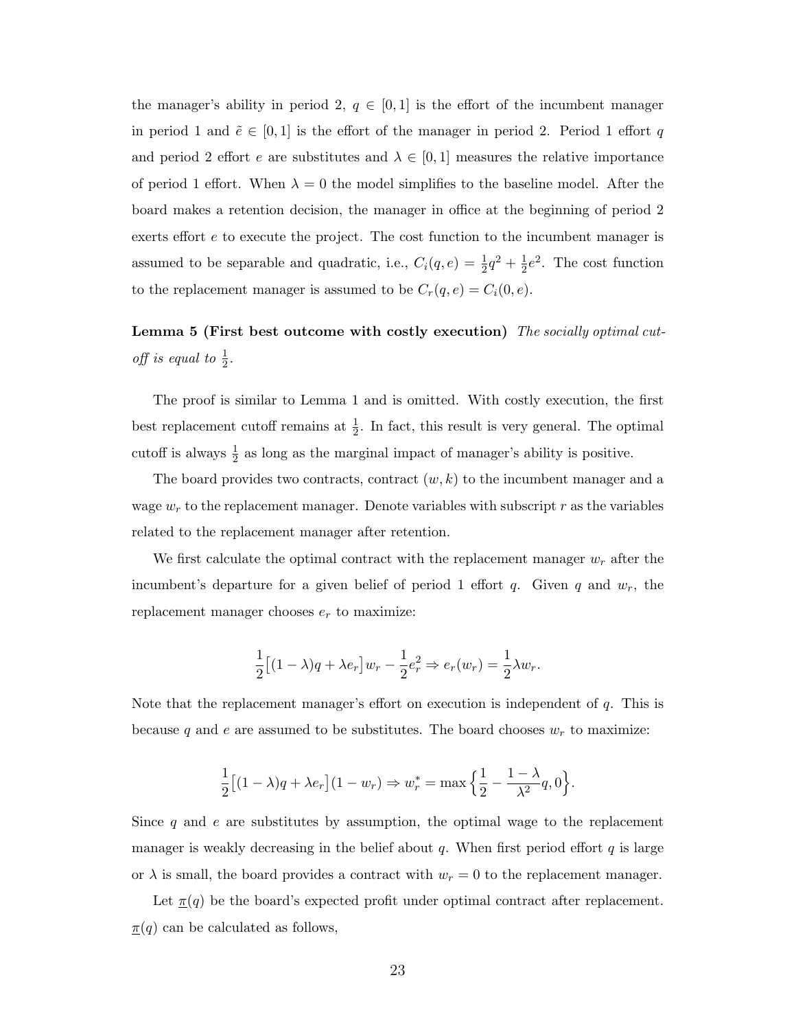the manager's ability in period 2, $q \in [0,1]$ is the effort of the incumbent manager in period 1 and $\tilde{e} \in [0,1]$ is the effort of the manager in period 2. Period 1 effort $q$ and period 2 effort $e$ are substitutes and $\lambda \in [0,1]$ measures the relative importance of period 1 effort. When $\lambda = 0$ the model simplifies to the baseline model. After the board makes a retention decision, the manager in office at the beginning of period 2 exerts effort $e$ to execute the project. The cost function to the incumbent manager is assumed to be separable and quadratic, i.e., $C_i(q,e) = \frac{1}{2}q^2 + \frac{1}{2}e^2$. The cost function to the replacement manager is assumed to be $C_r(q,e) = C_i(0,e)$.

**Lemma 5 (First best outcome with costly execution)** *The socially optimal cutoff is equal to* $\frac{1}{2}$*.*

The proof is similar to Lemma 1 and is omitted. With costly execution, the first best replacement cutoff remains at $\frac{1}{2}$. In fact, this result is very general. The optimal cutoff is always $\frac{1}{2}$ as long as the marginal impact of manager's ability is positive.

The board provides two contracts, contract $(w,k)$ to the incumbent manager and a wage $w_r$ to the replacement manager. Denote variables with subscript $r$ as the variables related to the replacement manager after retention.

We first calculate the optimal contract with the replacement manager $w_r$ after the incumbent's departure for a given belief of period 1 effort $q$. Given $q$ and $w_r$, the replacement manager chooses $e_r$ to maximize:

$$\frac{1}{2}\big[(1-\lambda)q + \lambda e_r\big]w_r - \frac{1}{2}e_r^2 \Rightarrow e_r(w_r) = \frac{1}{2}\lambda w_r.$$

Note that the replacement manager's effort on execution is independent of $q$. This is because $q$ and $e$ are assumed to be substitutes. The board chooses $w_r$ to maximize:

$$\frac{1}{2}\big[(1-\lambda)q + \lambda e_r\big](1-w_r) \Rightarrow w_r^* = \max\Big\{\frac{1}{2} - \frac{1-\lambda}{\lambda^2}q, 0\Big\}.$$

Since $q$ and $e$ are substitutes by assumption, the optimal wage to the replacement manager is weakly decreasing in the belief about $q$. When first period effort $q$ is large or $\lambda$ is small, the board provides a contract with $w_r = 0$ to the replacement manager.

Let $\underline{\pi}(q)$ be the board's expected profit under optimal contract after replacement. $\underline{\pi}(q)$ can be calculated as follows,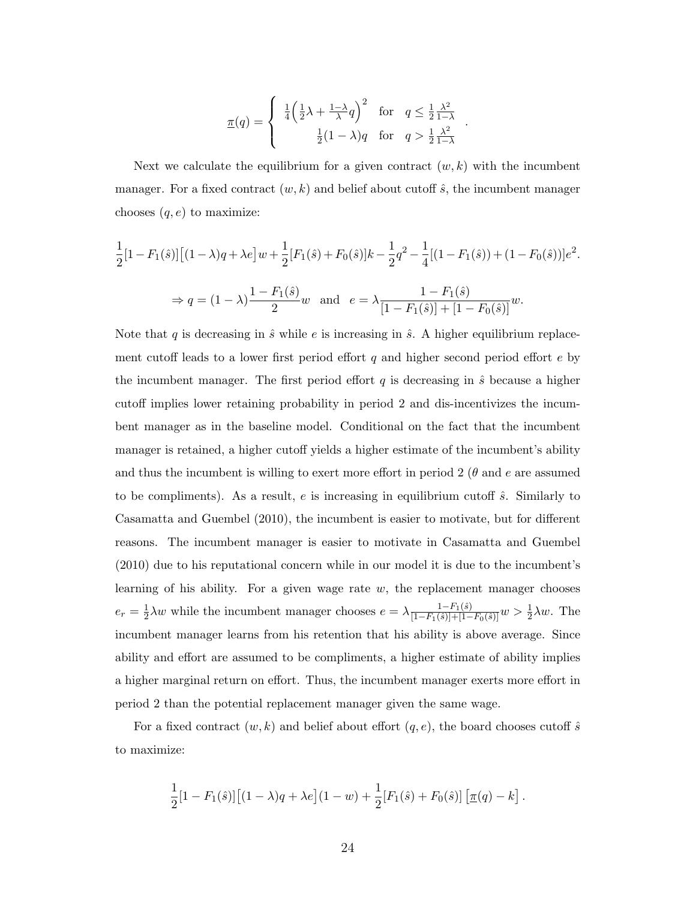$$\underline{\pi}(q) = \begin{cases} \frac{1}{4}\Big(\frac{1}{2}\lambda + \frac{1-\lambda}{\lambda}q\Big)^2 & \text{for} \quad q \leq \frac{1}{2}\frac{\lambda^2}{1-\lambda} \\ \frac{1}{2}(1-\lambda)q & \text{for} \quad q > \frac{1}{2}\frac{\lambda^2}{1-\lambda} \end{cases}.$$

Next we calculate the equilibrium for a given contract $(w, k)$ with the incumbent manager. For a fixed contract $(w, k)$ and belief about cutoff $\hat{s}$, the incumbent manager chooses $(q, e)$ to maximize:

$$\frac{1}{2}[1-F_1(\hat{s})]\big[(1-\lambda)q+\lambda e\big]w+\frac{1}{2}[F_1(\hat{s})+F_0(\hat{s})]k-\frac{1}{2}q^2-\frac{1}{4}[(1-F_1(\hat{s}))+(1-F_0(\hat{s}))]e^2.$$

$$\Rightarrow q = (1-\lambda)\frac{1-F_1(\hat{s})}{2}w \quad \text{and} \quad e = \lambda\frac{1-F_1(\hat{s})}{[1-F_1(\hat{s})]+[1-F_0(\hat{s})]}w.$$

Note that $q$ is decreasing in $\hat{s}$ while $e$ is increasing in $\hat{s}$. A higher equilibrium replacement cutoff leads to a lower first period effort $q$ and higher second period effort $e$ by the incumbent manager. The first period effort $q$ is decreasing in $\hat{s}$ because a higher cutoff implies lower retaining probability in period 2 and dis-incentivizes the incumbent manager as in the baseline model. Conditional on the fact that the incumbent manager is retained, a higher cutoff yields a higher estimate of the incumbent's ability and thus the incumbent is willing to exert more effort in period 2 ($\theta$ and $e$ are assumed to be compliments). As a result, $e$ is increasing in equilibrium cutoff $\hat{s}$. Similarly to Casamatta and Guembel (2010), the incumbent is easier to motivate, but for different reasons. The incumbent manager is easier to motivate in Casamatta and Guembel (2010) due to his reputational concern while in our model it is due to the incumbent's learning of his ability. For a given wage rate $w$, the replacement manager chooses $e_r = \frac{1}{2}\lambda w$ while the incumbent manager chooses $e = \lambda\frac{1-F_1(\hat{s})}{[1-F_1(\hat{s})]+[1-F_0(\hat{s})]}w > \frac{1}{2}\lambda w$. The incumbent manager learns from his retention that his ability is above average. Since ability and effort are assumed to be compliments, a higher estimate of ability implies a higher marginal return on effort. Thus, the incumbent manager exerts more effort in period 2 than the potential replacement manager given the same wage.

For a fixed contract $(w, k)$ and belief about effort $(q, e)$, the board chooses cutoff $\hat{s}$ to maximize:

$$\frac{1}{2}[1-F_1(\hat{s})]\big[(1-\lambda)q+\lambda e\big](1-w)+\frac{1}{2}[F_1(\hat{s})+F_0(\hat{s})]\left[\underline{\pi}(q)-k\right].$$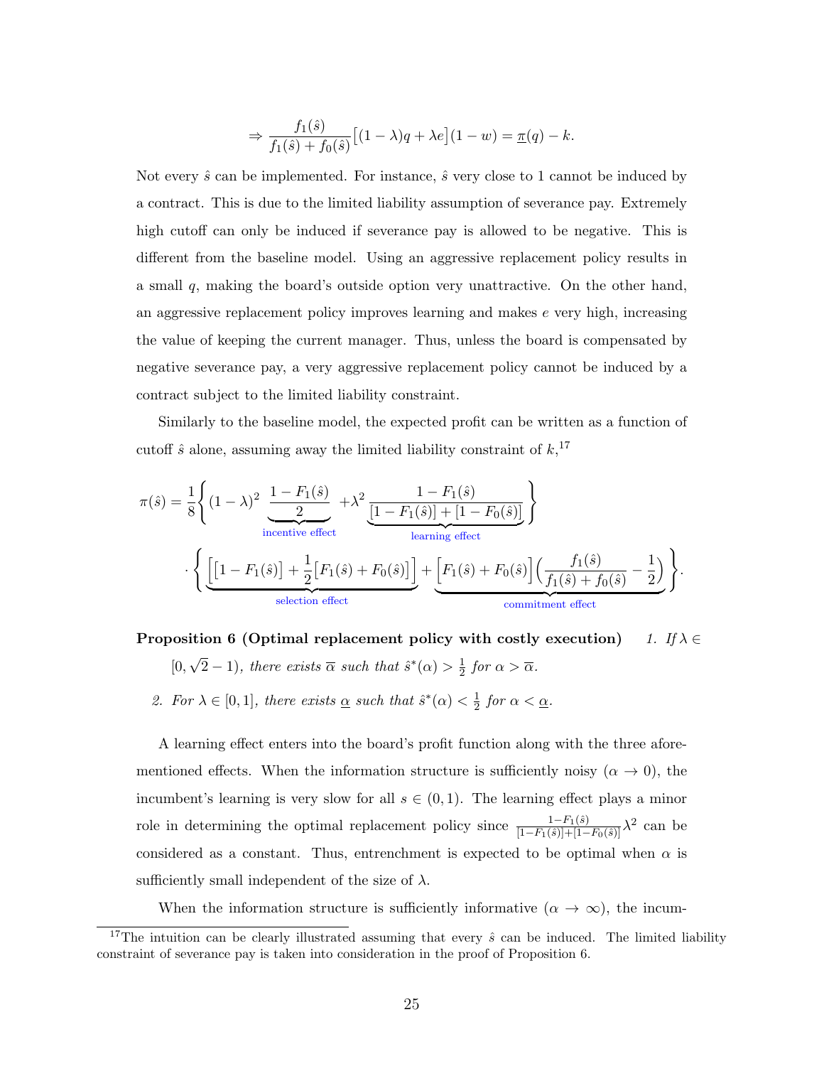$$\Rightarrow \frac{f_1(\hat{s})}{f_1(\hat{s}) + f_0(\hat{s})}\big[(1-\lambda)q + \lambda e\big](1-w) = \underline{\pi}(q) - k.$$

Not every $\hat{s}$ can be implemented. For instance, $\hat{s}$ very close to 1 cannot be induced by a contract. This is due to the limited liability assumption of severance pay. Extremely high cutoff can only be induced if severance pay is allowed to be negative. This is different from the baseline model. Using an aggressive replacement policy results in a small $q$, making the board's outside option very unattractive. On the other hand, an aggressive replacement policy improves learning and makes $e$ very high, increasing the value of keeping the current manager. Thus, unless the board is compensated by negative severance pay, a very aggressive replacement policy cannot be induced by a contract subject to the limited liability constraint.

Similarly to the baseline model, the expected profit can be written as a function of cutoff $\hat{s}$ alone, assuming away the limited liability constraint of $k$,[17]

$$\pi(\hat{s}) = \frac{1}{8}\Bigg\{(1-\lambda)^2 \underbrace{\frac{1-F_1(\hat{s})}{2}}_{\text{incentive effect}} + \lambda^2 \underbrace{\frac{1-F_1(\hat{s})}{[1-F_1(\hat{s})] + [1-F_0(\hat{s})]}}_{\text{learning effect}}\Bigg\}$$

$$\cdot \Bigg\{\underbrace{\Big[[1-F_1(\hat{s})] + \frac{1}{2}\big[F_1(\hat{s}) + F_0(\hat{s})\big]\Big]}_{\text{selection effect}} + \underbrace{\Big[F_1(\hat{s}) + F_0(\hat{s})\Big]\Big(\frac{f_1(\hat{s})}{f_1(\hat{s}) + f_0(\hat{s})} - \frac{1}{2}\Big)}_{\text{commitment effect}}\Bigg\}.$$

**Proposition 6 (Optimal replacement policy with costly execution)** *1. If $\lambda \in [0, \sqrt{2}-1)$, there exists $\overline{\alpha}$ such that $\hat{s}^*(\alpha) > \frac{1}{2}$ for $\alpha > \overline{\alpha}$.*

*2. For $\lambda \in [0,1]$, there exists $\underline{\alpha}$ such that $\hat{s}^*(\alpha) < \frac{1}{2}$ for $\alpha < \underline{\alpha}$.*

A learning effect enters into the board's profit function along with the three aforementioned effects. When the information structure is sufficiently noisy ($\alpha \to 0$), the incumbent's learning is very slow for all $s \in (0,1)$. The learning effect plays a minor role in determining the optimal replacement policy since $\frac{1-F_1(\hat{s})}{[1-F_1(\hat{s})]+[1-F_0(\hat{s})]}\lambda^2$ can be considered as a constant. Thus, entrenchment is expected to be optimal when $\alpha$ is sufficiently small independent of the size of $\lambda$.

When the information structure is sufficiently informative ($\alpha \to \infty$), the incum-

[17] The intuition can be clearly illustrated assuming that every $\hat{s}$ can be induced. The limited liability constraint of severance pay is taken into consideration in the proof of Proposition 6.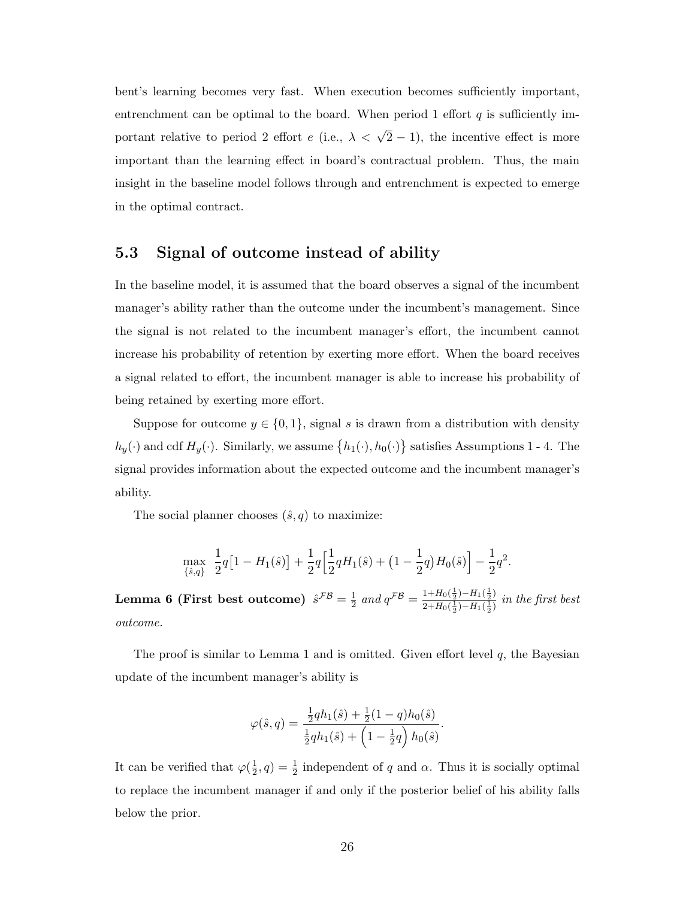bent's learning becomes very fast. When execution becomes sufficiently important, entrenchment can be optimal to the board. When period 1 effort $q$ is sufficiently important relative to period 2 effort $e$ (i.e., $\lambda < \sqrt{2} - 1$), the incentive effect is more important than the learning effect in board's contractual problem. Thus, the main insight in the baseline model follows through and entrenchment is expected to emerge in the optimal contract.

## 5.3 Signal of outcome instead of ability

In the baseline model, it is assumed that the board observes a signal of the incumbent manager's ability rather than the outcome under the incumbent's management. Since the signal is not related to the incumbent manager's effort, the incumbent cannot increase his probability of retention by exerting more effort. When the board receives a signal related to effort, the incumbent manager is able to increase his probability of being retained by exerting more effort.

Suppose for outcome $y \in \{0, 1\}$, signal $s$ is drawn from a distribution with density $h_y(\cdot)$ and cdf $H_y(\cdot)$. Similarly, we assume $\{h_1(\cdot), h_0(\cdot)\}$ satisfies Assumptions 1 - 4. The signal provides information about the expected outcome and the incumbent manager's ability.

The social planner chooses $(\hat{s}, q)$ to maximize:

$$\max_{\{\hat{s},q\}} \; \frac{1}{2}q\big[1 - H_1(\hat{s})\big] + \frac{1}{2}q\Big[\frac{1}{2}qH_1(\hat{s}) + \big(1 - \frac{1}{2}q\big)H_0(\hat{s})\Big] - \frac{1}{2}q^2.$$

**Lemma 6 (First best outcome)** *$\hat{s}^{\mathcal{FB}} = \frac{1}{2}$ and $q^{\mathcal{FB}} = \frac{1+H_0(\frac{1}{2})-H_1(\frac{1}{2})}{2+H_0(\frac{1}{2})-H_1(\frac{1}{2})}$ in the first best outcome.*

The proof is similar to Lemma 1 and is omitted. Given effort level $q$, the Bayesian update of the incumbent manager's ability is

$$\varphi(\hat{s}, q) = \frac{\frac{1}{2}qh_1(\hat{s}) + \frac{1}{2}(1-q)h_0(\hat{s})}{\frac{1}{2}qh_1(\hat{s}) + \Big(1 - \frac{1}{2}q\Big)h_0(\hat{s})}.$$

It can be verified that $\varphi(\frac{1}{2}, q) = \frac{1}{2}$ independent of $q$ and $\alpha$. Thus it is socially optimal to replace the incumbent manager if and only if the posterior belief of his ability falls below the prior.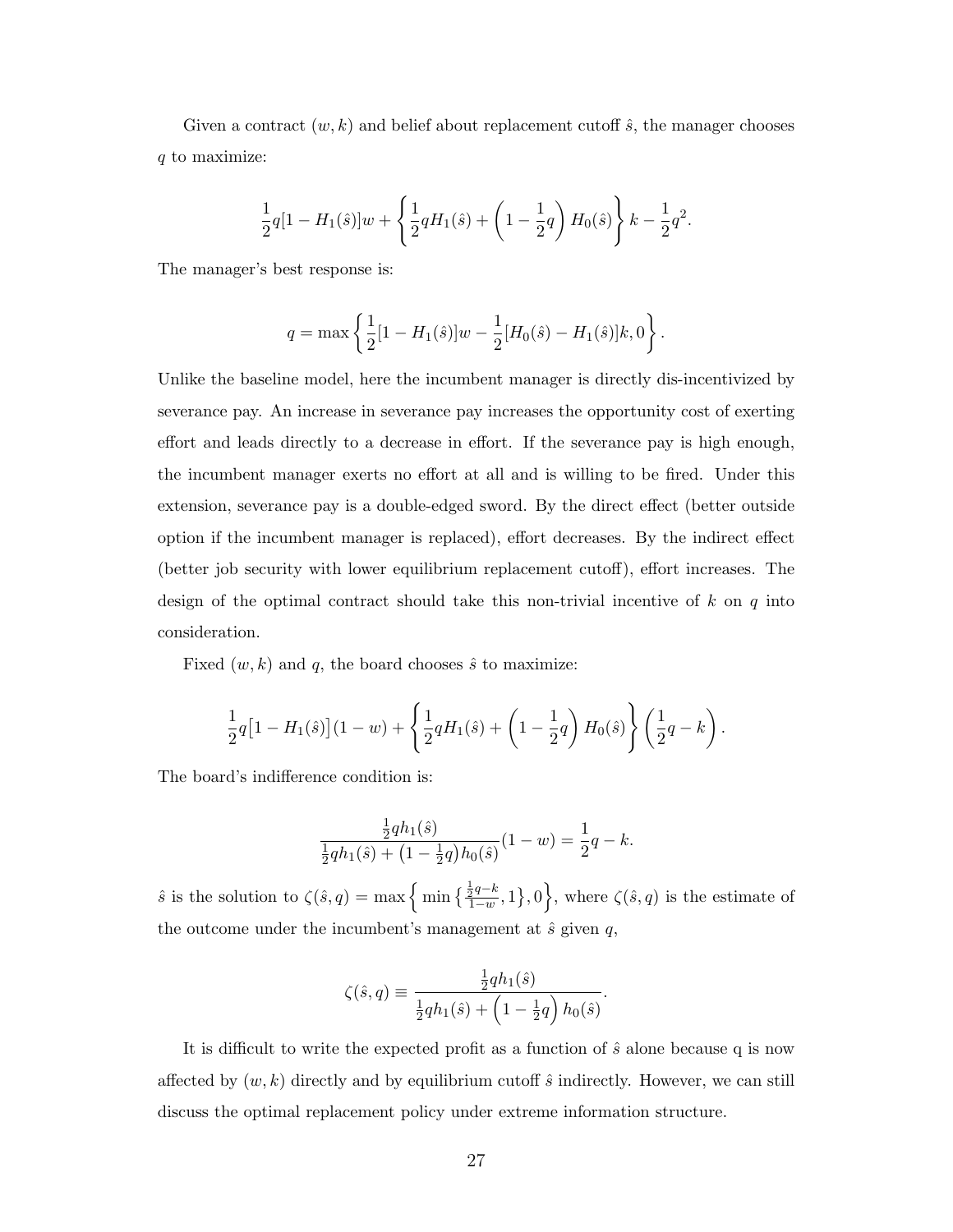Given a contract $(w, k)$ and belief about replacement cutoff $\hat{s}$, the manager chooses $q$ to maximize:

$$\frac{1}{2}q[1 - H_1(\hat{s})]w + \left\{\frac{1}{2}qH_1(\hat{s}) + \left(1 - \frac{1}{2}q\right)H_0(\hat{s})\right\}k - \frac{1}{2}q^2.$$

The manager's best response is:

$$q = \max\left\{\frac{1}{2}[1 - H_1(\hat{s})]w - \frac{1}{2}[H_0(\hat{s}) - H_1(\hat{s})]k, 0\right\}.$$

Unlike the baseline model, here the incumbent manager is directly dis-incentivized by severance pay. An increase in severance pay increases the opportunity cost of exerting effort and leads directly to a decrease in effort. If the severance pay is high enough, the incumbent manager exerts no effort at all and is willing to be fired. Under this extension, severance pay is a double-edged sword. By the direct effect (better outside option if the incumbent manager is replaced), effort decreases. By the indirect effect (better job security with lower equilibrium replacement cutoff), effort increases. The design of the optimal contract should take this non-trivial incentive of $k$ on $q$ into consideration.

Fixed $(w, k)$ and $q$, the board chooses $\hat{s}$ to maximize:

$$\frac{1}{2}q\big[1 - H_1(\hat{s})\big](1 - w) + \left\{\frac{1}{2}qH_1(\hat{s}) + \left(1 - \frac{1}{2}q\right)H_0(\hat{s})\right\}\left(\frac{1}{2}q - k\right).$$

The board's indifference condition is:

$$\frac{\frac{1}{2}qh_1(\hat{s})}{\frac{1}{2}qh_1(\hat{s}) + \left(1 - \frac{1}{2}q\right)h_0(\hat{s})}(1 - w) = \frac{1}{2}q - k.$$

$\hat{s}$ is the solution to $\zeta(\hat{s}, q) = \max\Big\{\min\big\{\frac{\frac{1}{2}q - k}{1 - w}, 1\big\}, 0\Big\}$, where $\zeta(\hat{s}, q)$ is the estimate of the outcome under the incumbent's management at $\hat{s}$ given $q$,

$$\zeta(\hat{s}, q) \equiv \frac{\frac{1}{2}qh_1(\hat{s})}{\frac{1}{2}qh_1(\hat{s}) + \left(1 - \frac{1}{2}q\right)h_0(\hat{s})}.$$

It is difficult to write the expected profit as a function of $\hat{s}$ alone because q is now affected by $(w, k)$ directly and by equilibrium cutoff $\hat{s}$ indirectly. However, we can still discuss the optimal replacement policy under extreme information structure.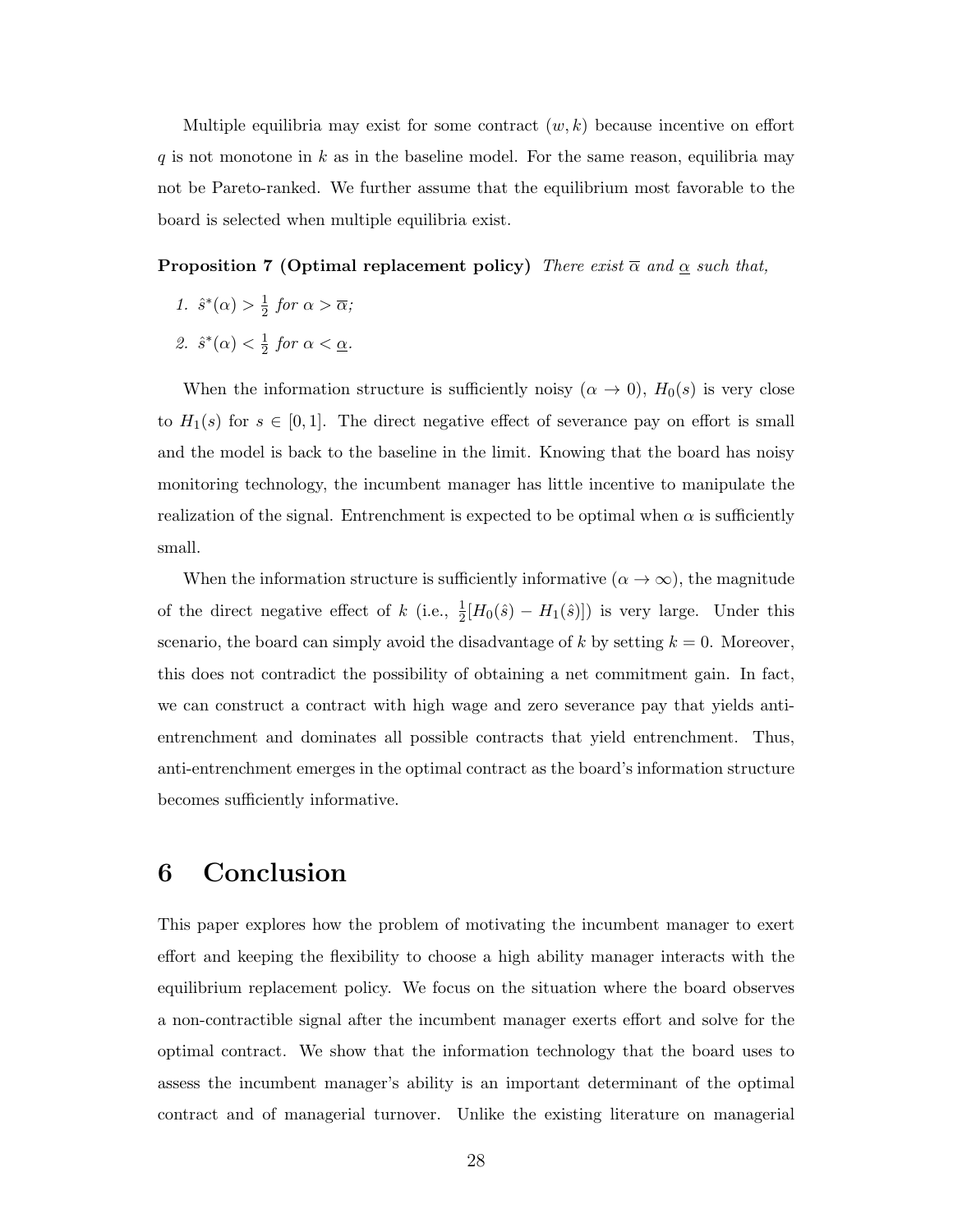Multiple equilibria may exist for some contract $(w, k)$ because incentive on effort $q$ is not monotone in $k$ as in the baseline model. For the same reason, equilibria may not be Pareto-ranked. We further assume that the equilibrium most favorable to the board is selected when multiple equilibria exist.

**Proposition 7 (Optimal replacement policy)** *There exist $\overline{\alpha}$ and $\underline{\alpha}$ such that,*

1. *$\hat{s}^*(\alpha) > \frac{1}{2}$ for $\alpha > \overline{\alpha}$;*
2. *$\hat{s}^*(\alpha) < \frac{1}{2}$ for $\alpha < \underline{\alpha}$.*

When the information structure is sufficiently noisy ($\alpha \to 0$), $H_0(s)$ is very close to $H_1(s)$ for $s \in [0, 1]$. The direct negative effect of severance pay on effort is small and the model is back to the baseline in the limit. Knowing that the board has noisy monitoring technology, the incumbent manager has little incentive to manipulate the realization of the signal. Entrenchment is expected to be optimal when $\alpha$ is sufficiently small.

When the information structure is sufficiently informative ($\alpha \to \infty$), the magnitude of the direct negative effect of $k$ (i.e., $\frac{1}{2}[H_0(\hat{s}) - H_1(\hat{s})]$) is very large. Under this scenario, the board can simply avoid the disadvantage of $k$ by setting $k = 0$. Moreover, this does not contradict the possibility of obtaining a net commitment gain. In fact, we can construct a contract with high wage and zero severance pay that yields anti-entrenchment and dominates all possible contracts that yield entrenchment. Thus, anti-entrenchment emerges in the optimal contract as the board's information structure becomes sufficiently informative.

# 6 Conclusion

This paper explores how the problem of motivating the incumbent manager to exert effort and keeping the flexibility to choose a high ability manager interacts with the equilibrium replacement policy. We focus on the situation where the board observes a non-contractible signal after the incumbent manager exerts effort and solve for the optimal contract. We show that the information technology that the board uses to assess the incumbent manager's ability is an important determinant of the optimal contract and of managerial turnover. Unlike the existing literature on managerial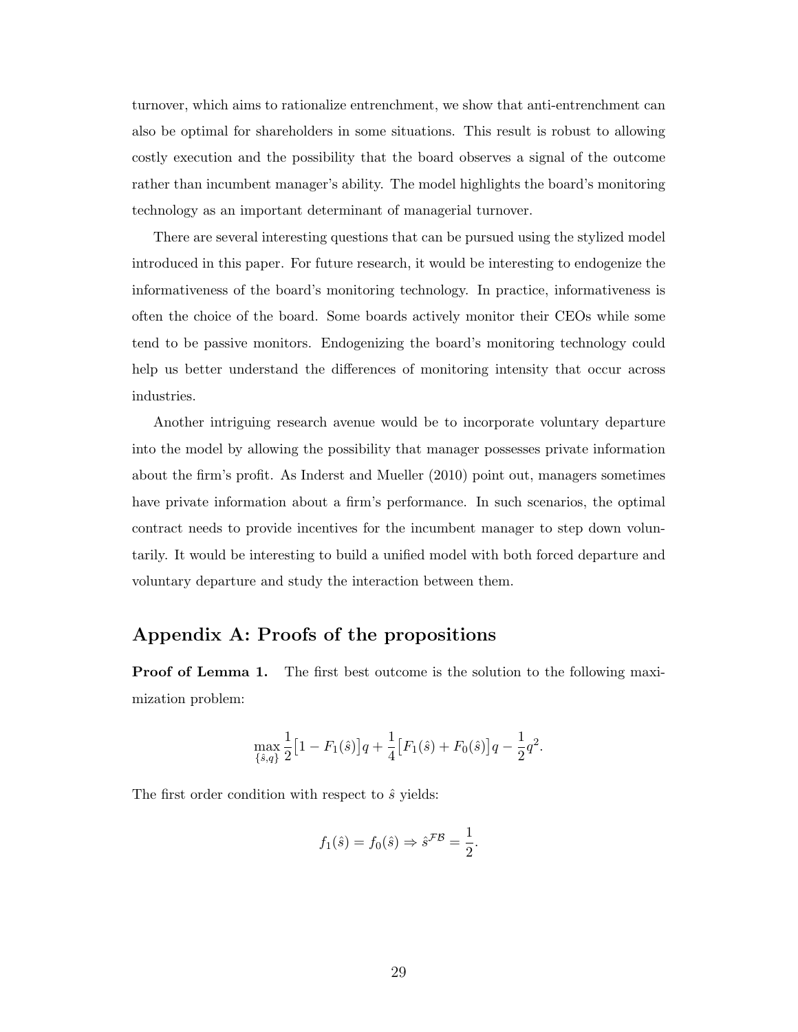turnover, which aims to rationalize entrenchment, we show that anti-entrenchment can also be optimal for shareholders in some situations. This result is robust to allowing costly execution and the possibility that the board observes a signal of the outcome rather than incumbent manager's ability. The model highlights the board's monitoring technology as an important determinant of managerial turnover.

There are several interesting questions that can be pursued using the stylized model introduced in this paper. For future research, it would be interesting to endogenize the informativeness of the board's monitoring technology. In practice, informativeness is often the choice of the board. Some boards actively monitor their CEOs while some tend to be passive monitors. Endogenizing the board's monitoring technology could help us better understand the differences of monitoring intensity that occur across industries.

Another intriguing research avenue would be to incorporate voluntary departure into the model by allowing the possibility that manager possesses private information about the firm's profit. As Inderst and Mueller (2010) point out, managers sometimes have private information about a firm's performance. In such scenarios, the optimal contract needs to provide incentives for the incumbent manager to step down voluntarily. It would be interesting to build a unified model with both forced departure and voluntary departure and study the interaction between them.

## Appendix A: Proofs of the propositions

**Proof of Lemma 1.** The first best outcome is the solution to the following maximization problem:

$$\max_{\{\hat{s},q\}} \frac{1}{2}\big[1 - F_1(\hat{s})\big]q + \frac{1}{4}\big[F_1(\hat{s}) + F_0(\hat{s})\big]q - \frac{1}{2}q^2.$$

The first order condition with respect to $\hat{s}$ yields:

$$f_1(\hat{s}) = f_0(\hat{s}) \Rightarrow \hat{s}^{\mathcal{FB}} = \frac{1}{2}.$$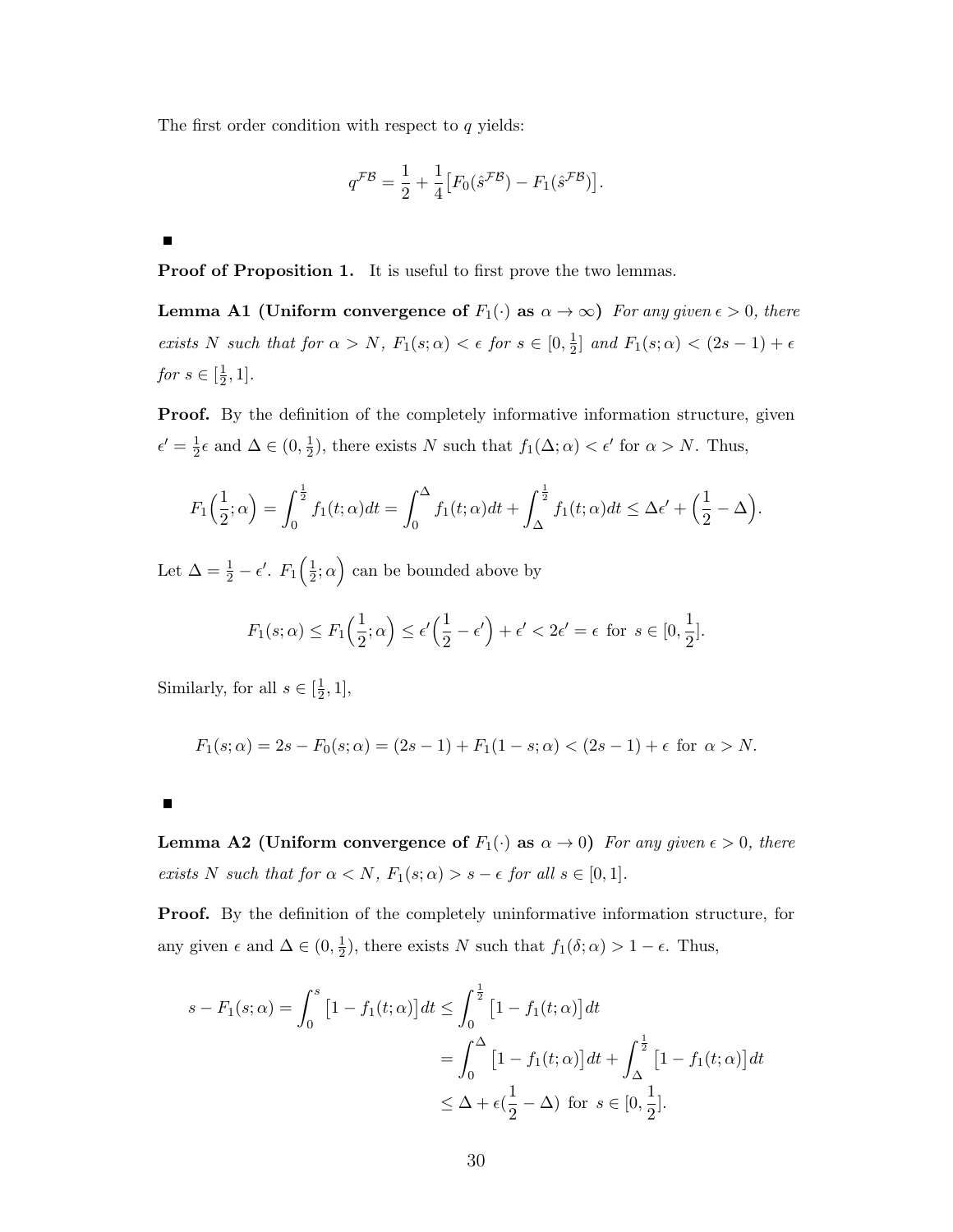The first order condition with respect to $q$ yields:

$$q^{\mathcal{FB}} = \frac{1}{2} + \frac{1}{4}\big[F_0(\hat{s}^{\mathcal{FB}}) - F_1(\hat{s}^{\mathcal{FB}})\big].$$

■

**Proof of Proposition 1.** It is useful to first prove the two lemmas.

**Lemma A1 (Uniform convergence of $F_1(\cdot)$ as $\alpha \to \infty$)** *For any given $\epsilon > 0$, there exists $N$ such that for $\alpha > N$, $F_1(s;\alpha) < \epsilon$ for $s \in [0, \frac{1}{2}]$ and $F_1(s;\alpha) < (2s-1) + \epsilon$ for $s \in [\frac{1}{2}, 1]$.*

**Proof.** By the definition of the completely informative information structure, given $\epsilon' = \frac{1}{2}\epsilon$ and $\Delta \in (0, \frac{1}{2})$, there exists $N$ such that $f_1(\Delta;\alpha) < \epsilon'$ for $\alpha > N$. Thus,

$$F_1\Big(\frac{1}{2};\alpha\Big) = \int_0^{\frac{1}{2}} f_1(t;\alpha)dt = \int_0^{\Delta} f_1(t;\alpha)dt + \int_{\Delta}^{\frac{1}{2}} f_1(t;\alpha)dt \le \Delta\epsilon' + \Big(\frac{1}{2} - \Delta\Big).$$

Let $\Delta = \frac{1}{2} - \epsilon'$. $F_1\Big(\frac{1}{2};\alpha\Big)$ can be bounded above by

$$F_1(s;\alpha) \le F_1\Big(\frac{1}{2};\alpha\Big) \le \epsilon'\Big(\frac{1}{2} - \epsilon'\Big) + \epsilon' < 2\epsilon' = \epsilon \text{ for } s \in [0, \frac{1}{2}].$$

Similarly, for all $s \in [\frac{1}{2}, 1]$,

$$F_1(s;\alpha) = 2s - F_0(s;\alpha) = (2s-1) + F_1(1-s;\alpha) < (2s-1) + \epsilon \text{ for } \alpha > N.$$

■

**Lemma A2 (Uniform convergence of $F_1(\cdot)$ as $\alpha \to 0$)** *For any given $\epsilon > 0$, there exists $N$ such that for $\alpha < N$, $F_1(s;\alpha) > s - \epsilon$ for all $s \in [0, 1]$.*

**Proof.** By the definition of the completely uninformative information structure, for any given $\epsilon$ and $\Delta \in (0, \frac{1}{2})$, there exists $N$ such that $f_1(\delta;\alpha) > 1 - \epsilon$. Thus,

$$\begin{aligned}
s - F_1(s;\alpha) = \int_0^s \big[1 - f_1(t;\alpha)\big]dt &\le \int_0^{\frac{1}{2}} \big[1 - f_1(t;\alpha)\big]dt \\
&= \int_0^{\Delta} \big[1 - f_1(t;\alpha)\big]dt + \int_{\Delta}^{\frac{1}{2}} \big[1 - f_1(t;\alpha)\big]dt \\
&\le \Delta + \epsilon(\frac{1}{2} - \Delta) \text{ for } s \in [0, \frac{1}{2}].
\end{aligned}$$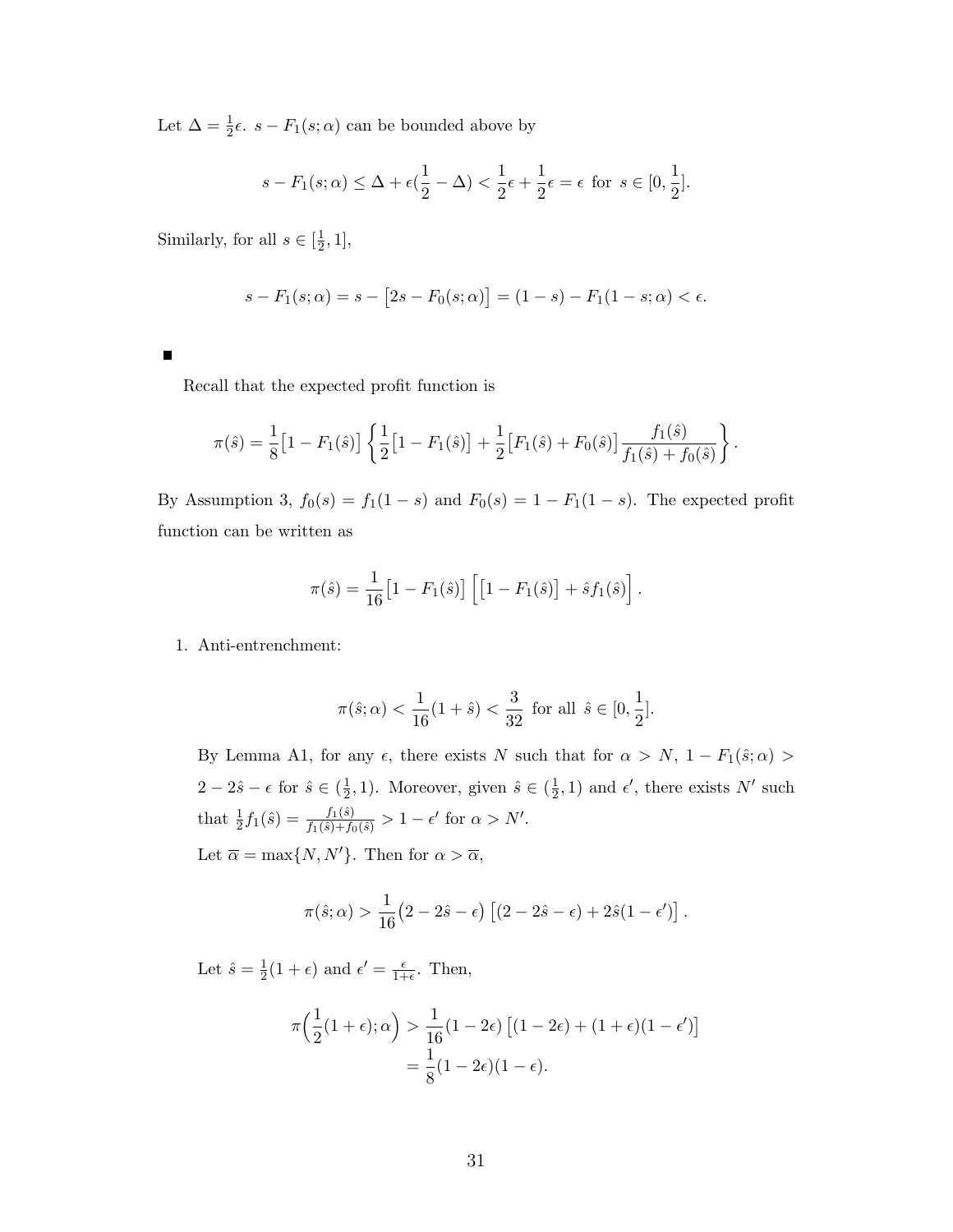Let $\Delta = \frac{1}{2}\epsilon$. $s - F_1(s;\alpha)$ can be bounded above by

$$s - F_1(s;\alpha) \leq \Delta + \epsilon(\frac{1}{2} - \Delta) < \frac{1}{2}\epsilon + \frac{1}{2}\epsilon = \epsilon \text{ for } s \in [0, \frac{1}{2}].$$

Similarly, for all $s \in [\frac{1}{2}, 1]$,

$$s - F_1(s;\alpha) = s - \big[2s - F_0(s;\alpha)\big] = (1-s) - F_1(1-s;\alpha) < \epsilon.$$

■

Recall that the expected profit function is

$$\pi(\hat{s}) = \frac{1}{8}\big[1 - F_1(\hat{s})\big]\left\{\frac{1}{2}\big[1 - F_1(\hat{s})\big] + \frac{1}{2}\big[F_1(\hat{s}) + F_0(\hat{s})\big]\frac{f_1(\hat{s})}{f_1(\hat{s}) + f_0(\hat{s})}\right\}.$$

By Assumption 3, $f_0(s) = f_1(1-s)$ and $F_0(s) = 1 - F_1(1-s)$. The expected profit function can be written as

$$\pi(\hat{s}) = \frac{1}{16}\big[1 - F_1(\hat{s})\big]\Big[\big[1 - F_1(\hat{s})\big] + \hat{s}f_1(\hat{s})\Big].$$

1. Anti-entrenchment:

$$\pi(\hat{s};\alpha) < \frac{1}{16}(1 + \hat{s}) < \frac{3}{32} \text{ for all } \hat{s} \in [0, \frac{1}{2}].$$

   By Lemma A1, for any $\epsilon$, there exists $N$ such that for $\alpha > N$, $1 - F_1(\hat{s};\alpha) > 2 - 2\hat{s} - \epsilon$ for $\hat{s} \in (\frac{1}{2}, 1)$. Moreover, given $\hat{s} \in (\frac{1}{2}, 1)$ and $\epsilon'$, there exists $N'$ such that $\frac{1}{2}f_1(\hat{s}) = \frac{f_1(\hat{s})}{f_1(\hat{s}) + f_0(\hat{s})} > 1 - \epsilon'$ for $\alpha > N'$.

   Let $\overline{\alpha} = \max\{N, N'\}$. Then for $\alpha > \overline{\alpha}$,

$$\pi(\hat{s};\alpha) > \frac{1}{16}\big(2 - 2\hat{s} - \epsilon\big)\left[(2 - 2\hat{s} - \epsilon) + 2\hat{s}(1 - \epsilon')\right].$$

   Let $\hat{s} = \frac{1}{2}(1 + \epsilon)$ and $\epsilon' = \frac{\epsilon}{1+\epsilon}$. Then,

$$\begin{aligned}
\pi\Big(\frac{1}{2}(1+\epsilon);\alpha\Big) &> \frac{1}{16}(1 - 2\epsilon)\left[(1 - 2\epsilon) + (1 + \epsilon)(1 - \epsilon')\right] \\
&= \frac{1}{8}(1 - 2\epsilon)(1 - \epsilon).
\end{aligned}$$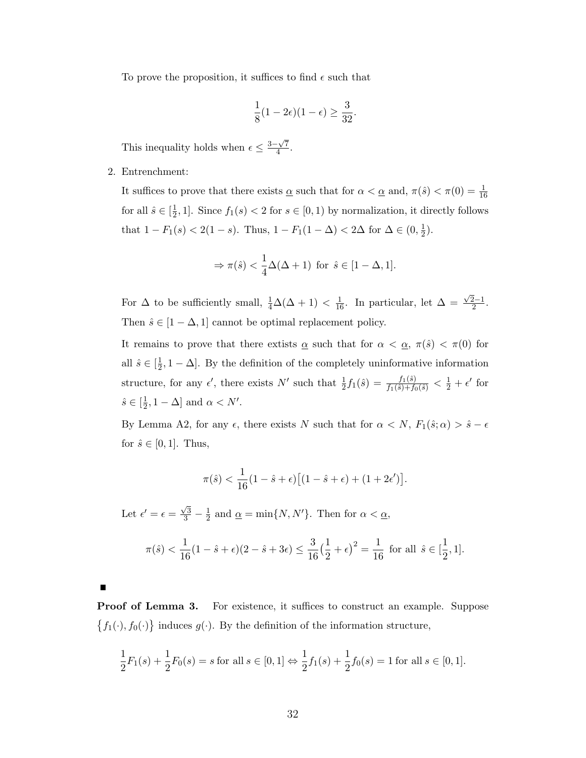To prove the proposition, it suffices to find $\epsilon$ such that

$$\frac{1}{8}(1-2\epsilon)(1-\epsilon) \geq \frac{3}{32}.$$

This inequality holds when $\epsilon \leq \frac{3-\sqrt{7}}{4}$.

2. Entrenchment:

   It suffices to prove that there exists $\underline{\alpha}$ such that for $\alpha < \underline{\alpha}$ and, $\pi(\hat{s}) < \pi(0) = \frac{1}{16}$ for all $\hat{s} \in [\frac{1}{2}, 1]$. Since $f_1(s) < 2$ for $s \in [0,1)$ by normalization, it directly follows that $1 - F_1(s) < 2(1-s)$. Thus, $1 - F_1(1-\Delta) < 2\Delta$ for $\Delta \in (0, \frac{1}{2})$.

   $$\Rightarrow \pi(\hat{s}) < \frac{1}{4}\Delta(\Delta+1) \text{ for } \hat{s} \in [1-\Delta, 1].$$

   For $\Delta$ to be sufficiently small, $\frac{1}{4}\Delta(\Delta+1) < \frac{1}{16}$. In particular, let $\Delta = \frac{\sqrt{2}-1}{2}$. Then $\hat{s} \in [1-\Delta, 1]$ cannot be optimal replacement policy.

   It remains to prove that there extists $\underline{\alpha}$ such that for $\alpha < \underline{\alpha}$, $\pi(\hat{s}) < \pi(0)$ for all $\hat{s} \in [\frac{1}{2}, 1-\Delta]$. By the definition of the completely uninformative information structure, for any $\epsilon'$, there exists $N'$ such that $\frac{1}{2}f_1(\hat{s}) = \frac{f_1(\hat{s})}{f_1(\hat{s})+f_0(\hat{s})} < \frac{1}{2} + \epsilon'$ for $\hat{s} \in [\frac{1}{2}, 1-\Delta]$ and $\alpha < N'$.

   By Lemma A2, for any $\epsilon$, there exists $N$ such that for $\alpha < N$, $F_1(\hat{s};\alpha) > \hat{s} - \epsilon$ for $\hat{s} \in [0,1]$. Thus,

   $$\pi(\hat{s}) < \frac{1}{16}(1-\hat{s}+\epsilon)\big[(1-\hat{s}+\epsilon) + (1+2\epsilon')\big].$$

   Let $\epsilon' = \epsilon = \frac{\sqrt{3}}{3} - \frac{1}{2}$ and $\underline{\alpha} = \min\{N, N'\}$. Then for $\alpha < \underline{\alpha}$,

   $$\pi(\hat{s}) < \frac{1}{16}(1-\hat{s}+\epsilon)(2-\hat{s}+3\epsilon) \leq \frac{3}{16}\big(\frac{1}{2}+\epsilon\big)^2 = \frac{1}{16} \text{ for all } \hat{s} \in [\frac{1}{2}, 1].$$

■

**Proof of Lemma 3.** For existence, it suffices to construct an example. Suppose $\{f_1(\cdot), f_0(\cdot)\}$ induces $g(\cdot)$. By the definition of the information structure,

$$\frac{1}{2}F_1(s) + \frac{1}{2}F_0(s) = s \text{ for all } s \in [0,1] \Leftrightarrow \frac{1}{2}f_1(s) + \frac{1}{2}f_0(s) = 1 \text{ for all } s \in [0,1].$$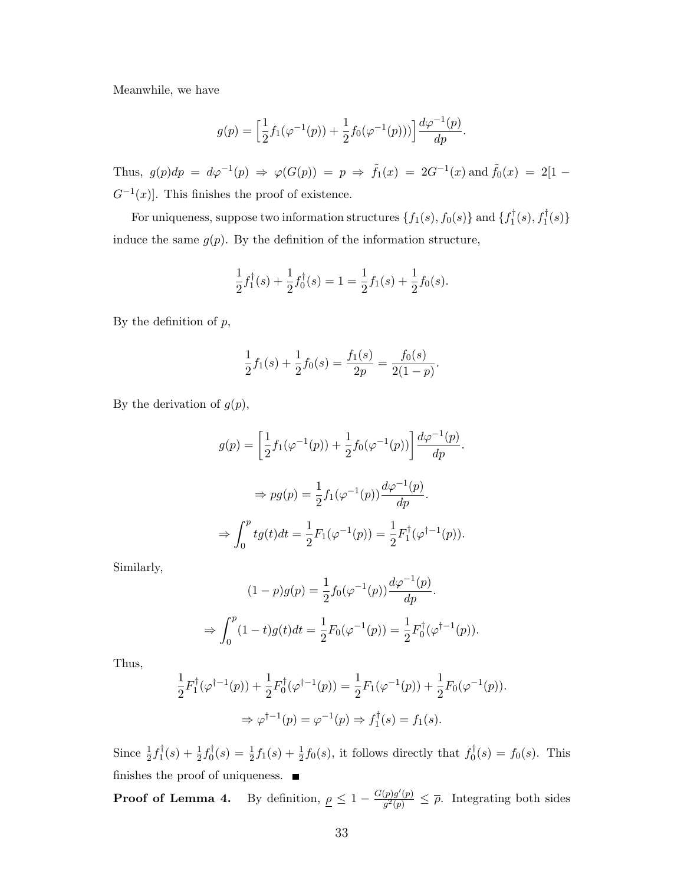Meanwhile, we have

$$g(p) = \Big[\frac{1}{2}f_1(\varphi^{-1}(p)) + \frac{1}{2}f_0(\varphi^{-1}(p)))\Big]\frac{d\varphi^{-1}(p)}{dp}.$$

Thus, $g(p)dp = d\varphi^{-1}(p) \Rightarrow \varphi(G(p)) = p \Rightarrow \tilde{f}_1(x) = 2G^{-1}(x)$ and $\tilde{f}_0(x) = 2[1 - G^{-1}(x)]$. This finishes the proof of existence.

For uniqueness, suppose two information structures $\{f_1(s), f_0(s)\}$ and $\{f_1^\dagger(s), f_1^\dagger(s)\}$ induce the same $g(p)$. By the definition of the information structure,

$$\frac{1}{2}f_1^\dagger(s) + \frac{1}{2}f_0^\dagger(s) = 1 = \frac{1}{2}f_1(s) + \frac{1}{2}f_0(s).$$

By the definition of $p$,

$$\frac{1}{2}f_1(s) + \frac{1}{2}f_0(s) = \frac{f_1(s)}{2p} = \frac{f_0(s)}{2(1-p)}.$$

By the derivation of $g(p)$,

$$g(p) = \left[\frac{1}{2}f_1(\varphi^{-1}(p)) + \frac{1}{2}f_0(\varphi^{-1}(p))\right]\frac{d\varphi^{-1}(p)}{dp}.$$

$$\Rightarrow pg(p) = \frac{1}{2}f_1(\varphi^{-1}(p))\frac{d\varphi^{-1}(p)}{dp}.$$

$$\Rightarrow \int_0^p tg(t)dt = \frac{1}{2}F_1(\varphi^{-1}(p)) = \frac{1}{2}F_1^\dagger(\varphi^{\dagger-1}(p)).$$

Similarly,

$$(1-p)g(p) = \frac{1}{2}f_0(\varphi^{-1}(p))\frac{d\varphi^{-1}(p)}{dp}.$$

$$\Rightarrow \int_0^p (1-t)g(t)dt = \frac{1}{2}F_0(\varphi^{-1}(p)) = \frac{1}{2}F_0^\dagger(\varphi^{\dagger-1}(p)).$$

Thus,

$$\frac{1}{2}F_1^\dagger(\varphi^{\dagger-1}(p)) + \frac{1}{2}F_0^\dagger(\varphi^{\dagger-1}(p)) = \frac{1}{2}F_1(\varphi^{-1}(p)) + \frac{1}{2}F_0(\varphi^{-1}(p)).$$

$$\Rightarrow \varphi^{\dagger-1}(p) = \varphi^{-1}(p) \Rightarrow f_1^\dagger(s) = f_1(s).$$

Since $\frac{1}{2}f_1^\dagger(s) + \frac{1}{2}f_0^\dagger(s) = \frac{1}{2}f_1(s) + \frac{1}{2}f_0(s)$, it follows directly that $f_0^\dagger(s) = f_0(s)$. This finishes the proof of uniqueness. ■

**Proof of Lemma 4.** By definition, $\underline{\rho} \leq 1 - \frac{G(p)g'(p)}{g^2(p)} \leq \overline{\rho}$. Integrating both sides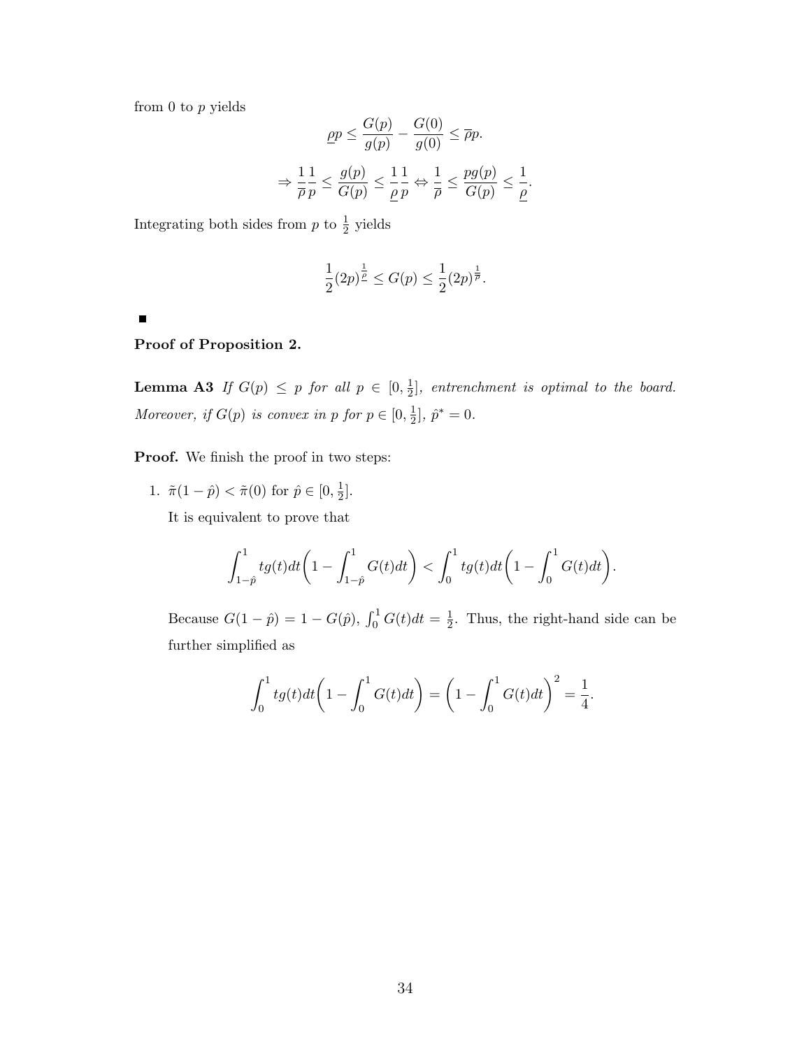from 0 to $p$ yields

$$\underline{\rho} p \leq \frac{G(p)}{g(p)} - \frac{G(0)}{g(0)} \leq \overline{\rho} p.$$

$$\Rightarrow \frac{1}{\overline{\rho}} \frac{1}{p} \leq \frac{g(p)}{G(p)} \leq \frac{1}{\underline{\rho}} \frac{1}{p} \Leftrightarrow \frac{1}{\overline{\rho}} \leq \frac{pg(p)}{G(p)} \leq \frac{1}{\underline{\rho}}.$$

Integrating both sides from $p$ to $\frac{1}{2}$ yields

$$\frac{1}{2}(2p)^{\frac{1}{\underline{\rho}}} \leq G(p) \leq \frac{1}{2}(2p)^{\frac{1}{\overline{\rho}}}.$$

■

**Proof of Proposition 2.**

**Lemma A3** *If $G(p) \leq p$ for all $p \in [0, \frac{1}{2}]$, entrenchment is optimal to the board. Moreover, if $G(p)$ is convex in $p$ for $p \in [0, \frac{1}{2}]$, $\hat{p}^* = 0$.*

**Proof.** We finish the proof in two steps:

1. $\tilde{\pi}(1 - \hat{p}) < \tilde{\pi}(0)$ for $\hat{p} \in [0, \frac{1}{2}]$.

   It is equivalent to prove that

$$\int_{1-\hat{p}}^{1} tg(t)dt \bigg( 1 - \int_{1-\hat{p}}^{1} G(t)dt \bigg) < \int_{0}^{1} tg(t)dt \bigg( 1 - \int_{0}^{1} G(t)dt \bigg).$$

   Because $G(1 - \hat{p}) = 1 - G(\hat{p})$, $\int_0^1 G(t)dt = \frac{1}{2}$. Thus, the right-hand side can be further simplified as

$$\int_{0}^{1} tg(t)dt \bigg( 1 - \int_{0}^{1} G(t)dt \bigg) = \bigg( 1 - \int_{0}^{1} G(t)dt \bigg)^2 = \frac{1}{4}.$$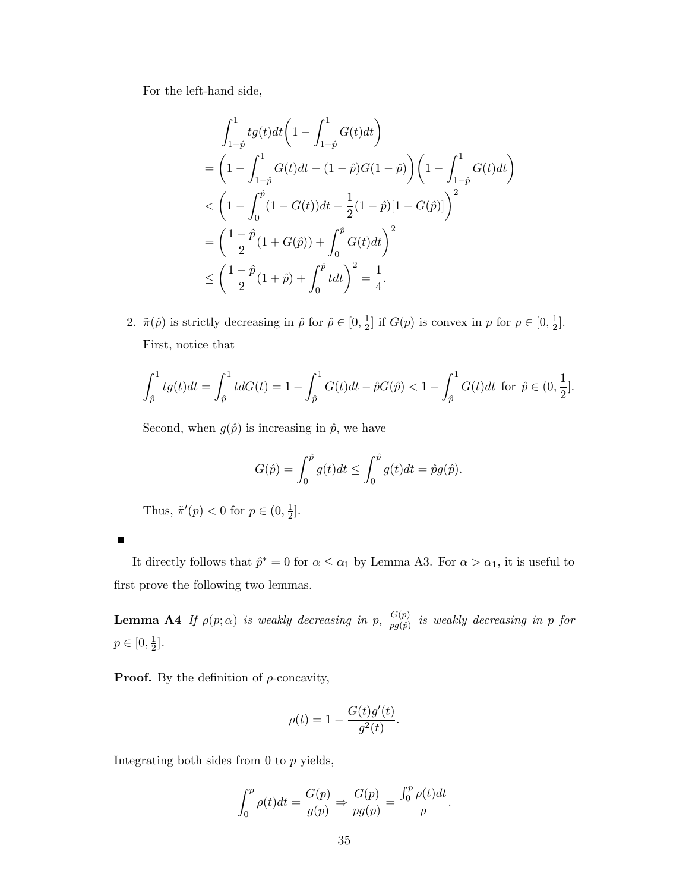For the left-hand side,

$$
\begin{aligned}
&\int_{1-\hat{p}}^{1} tg(t)dt\bigg(1-\int_{1-\hat{p}}^{1} G(t)dt\bigg) \\
&= \bigg(1-\int_{1-\hat{p}}^{1} G(t)dt-(1-\hat{p})G(1-\hat{p})\bigg)\bigg(1-\int_{1-\hat{p}}^{1} G(t)dt\bigg) \\
&< \bigg(1-\int_{0}^{\hat{p}}(1-G(t))dt-\frac{1}{2}(1-\hat{p})[1-G(\hat{p})]\bigg)^2 \\
&= \bigg(\frac{1-\hat{p}}{2}(1+G(\hat{p}))+\int_{0}^{\hat{p}} G(t)dt\bigg)^2 \\
&\leq \bigg(\frac{1-\hat{p}}{2}(1+\hat{p})+\int_{0}^{\hat{p}} tdt\bigg)^2 = \frac{1}{4}.
\end{aligned}
$$

2. $\tilde{\pi}(\hat{p})$ is strictly decreasing in $\hat{p}$ for $\hat{p} \in [0, \frac{1}{2}]$ if $G(p)$ is convex in $p$ for $p \in [0, \frac{1}{2}]$.

   First, notice that

$$
\int_{\hat{p}}^{1} tg(t)dt = \int_{\hat{p}}^{1} tdG(t) = 1-\int_{\hat{p}}^{1} G(t)dt - \hat{p}G(\hat{p}) < 1-\int_{\hat{p}}^{1} G(t)dt \text{ for } \hat{p} \in (0, \frac{1}{2}].
$$

   Second, when $g(\hat{p})$ is increasing in $\hat{p}$, we have

$$
G(\hat{p}) = \int_{0}^{\hat{p}} g(t)dt \leq \int_{0}^{\hat{p}} g(t)dt = \hat{p}g(\hat{p}).
$$

   Thus, $\tilde{\pi}'(p) < 0$ for $p \in (0, \frac{1}{2}]$.

■

It directly follows that $\hat{p}^* = 0$ for $\alpha \leq \alpha_1$ by Lemma A3. For $\alpha > \alpha_1$, it is useful to first prove the following two lemmas.

**Lemma A4** *If $\rho(p; \alpha)$ is weakly decreasing in $p$, $\frac{G(p)}{pg(\hat{p})}$ is weakly decreasing in $p$ for $p \in [0, \frac{1}{2}]$.*

**Proof.** By the definition of $\rho$-concavity,

$$
\rho(t) = 1 - \frac{G(t)g'(t)}{g^2(t)}.
$$

Integrating both sides from 0 to $p$ yields,

$$
\int_{0}^{p} \rho(t)dt = \frac{G(p)}{g(p)} \Rightarrow \frac{G(p)}{pg(p)} = \frac{\int_{0}^{p} \rho(t)dt}{p}.
$$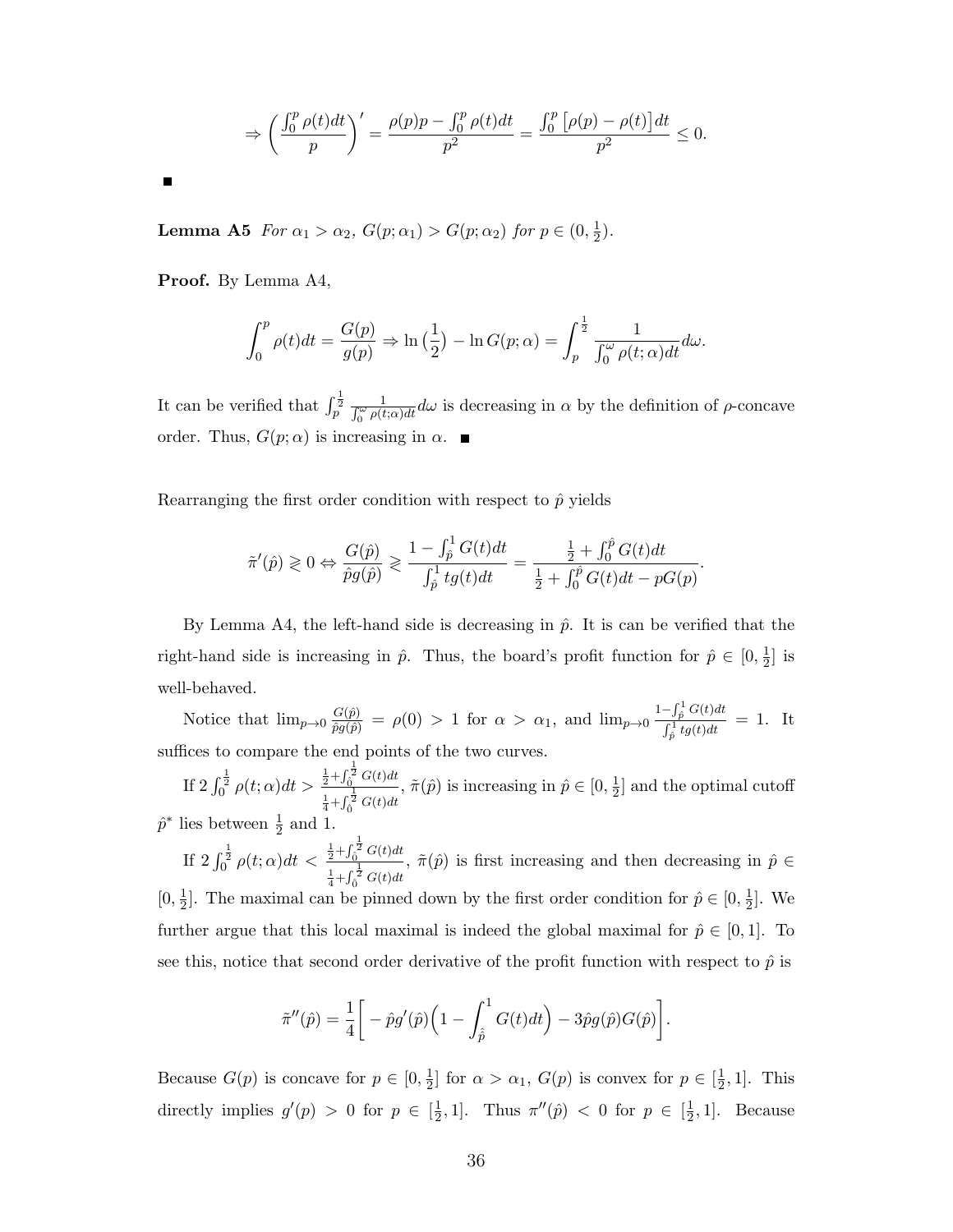$$\Rightarrow \left(\frac{\int_0^p \rho(t)dt}{p}\right)' = \frac{\rho(p)p - \int_0^p \rho(t)dt}{p^2} = \frac{\int_0^p \big[\rho(p) - \rho(t)\big]dt}{p^2} \leq 0.$$

■

**Lemma A5** *For $\alpha_1 > \alpha_2$, $G(p;\alpha_1) > G(p;\alpha_2)$ for $p \in (0, \frac{1}{2})$.*

**Proof.** By Lemma A4,

$$\int_0^p \rho(t)dt = \frac{G(p)}{g(p)} \Rightarrow \ln\big(\frac{1}{2}\big) - \ln G(p;\alpha) = \int_p^{\frac{1}{2}} \frac{1}{\int_0^\omega \rho(t;\alpha)dt} d\omega.$$

It can be verified that $\int_p^{\frac{1}{2}} \frac{1}{\int_0^\omega \rho(t;\alpha)dt} d\omega$ is decreasing in $\alpha$ by the definition of $\rho$-concave order. Thus, $G(p;\alpha)$ is increasing in $\alpha$. ■

Rearranging the first order condition with respect to $\hat{p}$ yields

$$\tilde{\pi}'(\hat{p}) \gtrless 0 \Leftrightarrow \frac{G(\hat{p})}{\hat{p}g(\hat{p})} \gtrless \frac{1 - \int_{\hat{p}}^1 G(t)dt}{\int_{\hat{p}}^1 tg(t)dt} = \frac{\frac{1}{2} + \int_0^{\hat{p}} G(t)dt}{\frac{1}{2} + \int_0^{\hat{p}} G(t)dt - pG(p)}.$$

By Lemma A4, the left-hand side is decreasing in $\hat{p}$. It is can be verified that the right-hand side is increasing in $\hat{p}$. Thus, the board's profit function for $\hat{p} \in [0, \frac{1}{2}]$ is well-behaved.

Notice that $\lim_{p\to 0} \frac{G(\hat{p})}{\hat{p}g(\hat{p})} = \rho(0) > 1$ for $\alpha > \alpha_1$, and $\lim_{p\to 0} \frac{1-\int_{\hat{p}}^1 G(t)dt}{\int_{\hat{p}}^1 tg(t)dt} = 1$. It suffices to compare the end points of the two curves.

If $2\int_0^{\frac{1}{2}} \rho(t;\alpha)dt > \frac{\frac{1}{2}+\int_0^{\frac{1}{2}} G(t)dt}{\frac{1}{4}+\int_0^{\frac{1}{2}} G(t)dt}$, $\tilde{\pi}(\hat{p})$ is increasing in $\hat{p} \in [0, \frac{1}{2}]$ and the optimal cutoff $\hat{p}^*$ lies between $\frac{1}{2}$ and 1.

If $2\int_0^{\frac{1}{2}} \rho(t;\alpha)dt < \frac{\frac{1}{2}+\int_0^{\frac{1}{2}} G(t)dt}{\frac{1}{4}+\int_0^{\frac{1}{2}} G(t)dt}$, $\tilde{\pi}(\hat{p})$ is first increasing and then decreasing in $\hat{p} \in [0, \frac{1}{2}]$. The maximal can be pinned down by the first order condition for $\hat{p} \in [0, \frac{1}{2}]$. We further argue that this local maximal is indeed the global maximal for $\hat{p} \in [0, 1]$. To see this, notice that second order derivative of the profit function with respect to $\hat{p}$ is

$$\tilde{\pi}''(\hat{p}) = \frac{1}{4}\Big[-\hat{p}g'(\hat{p})\Big(1 - \int_{\hat{p}}^1 G(t)dt\Big) - 3\hat{p}g(\hat{p})G(\hat{p})\Big].$$

Because $G(p)$ is concave for $p \in [0, \frac{1}{2}]$ for $\alpha > \alpha_1$, $G(p)$ is convex for $p \in [\frac{1}{2}, 1]$. This directly implies $g'(p) > 0$ for $p \in [\frac{1}{2}, 1]$. Thus $\pi''(\hat{p}) < 0$ for $p \in [\frac{1}{2}, 1]$. Because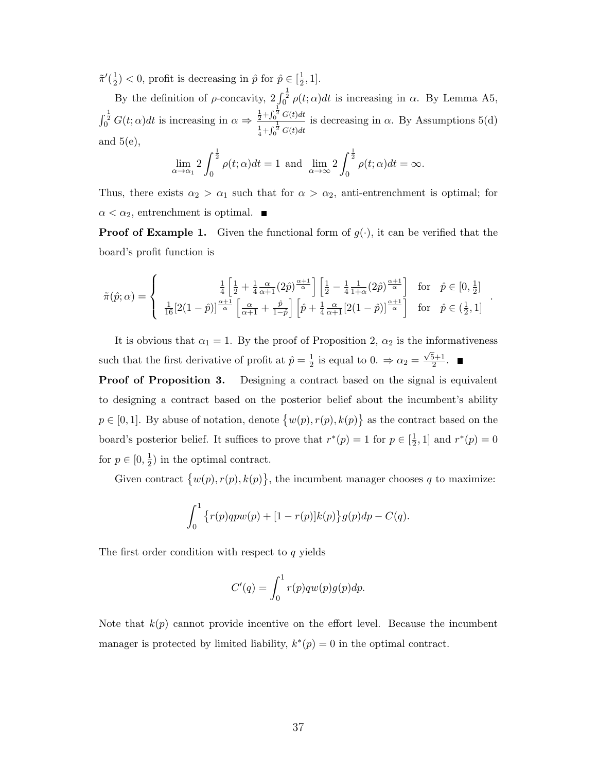$\tilde{\pi}'(\frac{1}{2}) < 0$, profit is decreasing in $\hat{p}$ for $\hat{p} \in [\frac{1}{2}, 1]$.

By the definition of $\rho$-concavity, $2\int_0^{\frac{1}{2}} \rho(t;\alpha)dt$ is increasing in $\alpha$. By Lemma A5, $\int_0^{\frac{1}{2}} G(t;\alpha)dt$ is increasing in $\alpha \Rightarrow \frac{\frac{1}{2}+\int_0^{\frac{1}{2}} G(t)dt}{\frac{1}{4}+\int_0^{\frac{1}{2}} G(t)dt}$ is decreasing in $\alpha$. By Assumptions 5(d) and 5(e),

$$\lim_{\alpha \to \alpha_1} 2\int_0^{\frac{1}{2}} \rho(t;\alpha)dt = 1 \text{ and } \lim_{\alpha \to \infty} 2\int_0^{\frac{1}{2}} \rho(t;\alpha)dt = \infty.$$

Thus, there exists $\alpha_2 > \alpha_1$ such that for $\alpha > \alpha_2$, anti-entrenchment is optimal; for $\alpha < \alpha_2$, entrenchment is optimal. ■

**Proof of Example 1.** Given the functional form of $g(\cdot)$, it can be verified that the board's profit function is

$$\tilde{\pi}(\hat{p};\alpha) = \begin{cases} \frac{1}{4}\left[\frac{1}{2} + \frac{1}{4}\frac{\alpha}{\alpha+1}(2\hat{p})^{\frac{\alpha+1}{\alpha}}\right]\left[\frac{1}{2} - \frac{1}{4}\frac{1}{1+\alpha}(2\hat{p})^{\frac{\alpha+1}{\alpha}}\right] & \text{for} \quad \hat{p} \in [0, \frac{1}{2}] \\ \frac{1}{16}[2(1-\hat{p})]^{\frac{\alpha+1}{\alpha}}\left[\frac{\alpha}{\alpha+1} + \frac{\hat{p}}{1-\hat{p}}\right]\left[\hat{p} + \frac{1}{4}\frac{\alpha}{\alpha+1}[2(1-\hat{p})]^{\frac{\alpha+1}{\alpha}}\right] & \text{for} \quad \hat{p} \in (\frac{1}{2}, 1] \end{cases}.$$

It is obvious that $\alpha_1 = 1$. By the proof of Proposition 2, $\alpha_2$ is the informativeness such that the first derivative of profit at $\hat{p} = \frac{1}{2}$ is equal to 0. $\Rightarrow \alpha_2 = \frac{\sqrt{5}+1}{2}$. ■

**Proof of Proposition 3.** Designing a contract based on the signal is equivalent to designing a contract based on the posterior belief about the incumbent's ability $p \in [0, 1]$. By abuse of notation, denote $\{w(p), r(p), k(p)\}$ as the contract based on the board's posterior belief. It suffices to prove that $r^*(p) = 1$ for $p \in [\frac{1}{2}, 1]$ and $r^*(p) = 0$ for $p \in [0, \frac{1}{2})$ in the optimal contract.

Given contract $\{w(p), r(p), k(p)\}$, the incumbent manager chooses $q$ to maximize:

$$\int_0^1 \{r(p)qpw(p) + [1-r(p)]k(p)\}g(p)dp - C(q).$$

The first order condition with respect to $q$ yields

$$C'(q) = \int_0^1 r(p)qw(p)g(p)dp.$$

Note that $k(p)$ cannot provide incentive on the effort level. Because the incumbent manager is protected by limited liability, $k^*(p) = 0$ in the optimal contract.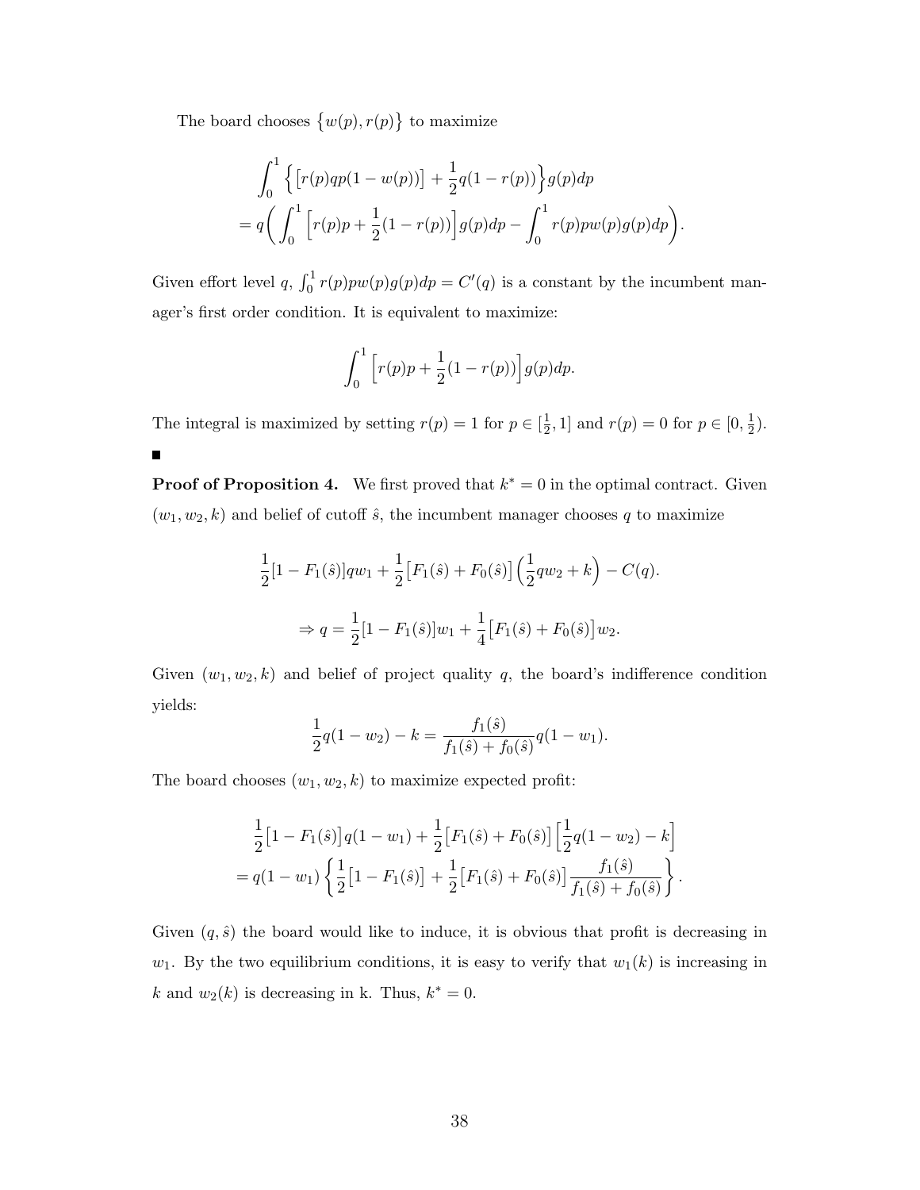The board chooses $\{w(p), r(p)\}$ to maximize

$$
\begin{aligned}
&\int_0^1 \Big\{ \big[r(p)qp(1-w(p))\big] + \frac{1}{2}q(1-r(p)) \Big\} g(p)dp \\
&= q\bigg( \int_0^1 \Big[ r(p)p + \frac{1}{2}(1-r(p)) \Big] g(p)dp - \int_0^1 r(p)pw(p)g(p)dp \bigg).
\end{aligned}
$$

Given effort level $q$, $\int_0^1 r(p)pw(p)g(p)dp = C'(q)$ is a constant by the incumbent manager's first order condition. It is equivalent to maximize:

$$
\int_0^1 \Big[ r(p)p + \frac{1}{2}(1-r(p)) \Big] g(p)dp.
$$

The integral is maximized by setting $r(p) = 1$ for $p \in [\frac{1}{2}, 1]$ and $r(p) = 0$ for $p \in [0, \frac{1}{2})$.

■

**Proof of Proposition 4.** We first proved that $k^* = 0$ in the optimal contract. Given $(w_1, w_2, k)$ and belief of cutoff $\hat{s}$, the incumbent manager chooses $q$ to maximize

$$
\frac{1}{2}[1 - F_1(\hat{s})]qw_1 + \frac{1}{2}\big[F_1(\hat{s}) + F_0(\hat{s})\big]\Big(\frac{1}{2}qw_2 + k\Big) - C(q).
$$

$$
\Rightarrow q = \frac{1}{2}[1 - F_1(\hat{s})]w_1 + \frac{1}{4}\big[F_1(\hat{s}) + F_0(\hat{s})\big]w_2.
$$

Given $(w_1, w_2, k)$ and belief of project quality $q$, the board's indifference condition yields:

$$
\frac{1}{2}q(1 - w_2) - k = \frac{f_1(\hat{s})}{f_1(\hat{s}) + f_0(\hat{s})}q(1 - w_1).
$$

The board chooses $(w_1, w_2, k)$ to maximize expected profit:

$$
\begin{aligned}
&\frac{1}{2}\big[1 - F_1(\hat{s})\big]q(1 - w_1) + \frac{1}{2}\big[F_1(\hat{s}) + F_0(\hat{s})\big]\Big[\frac{1}{2}q(1 - w_2) - k\Big] \\
&= q(1 - w_1)\left\{ \frac{1}{2}\big[1 - F_1(\hat{s})\big] + \frac{1}{2}\big[F_1(\hat{s}) + F_0(\hat{s})\big]\frac{f_1(\hat{s})}{f_1(\hat{s}) + f_0(\hat{s})} \right\}.
\end{aligned}
$$

Given $(q, \hat{s})$ the board would like to induce, it is obvious that profit is decreasing in $w_1$. By the two equilibrium conditions, it is easy to verify that $w_1(k)$ is increasing in $k$ and $w_2(k)$ is decreasing in k. Thus, $k^* = 0$.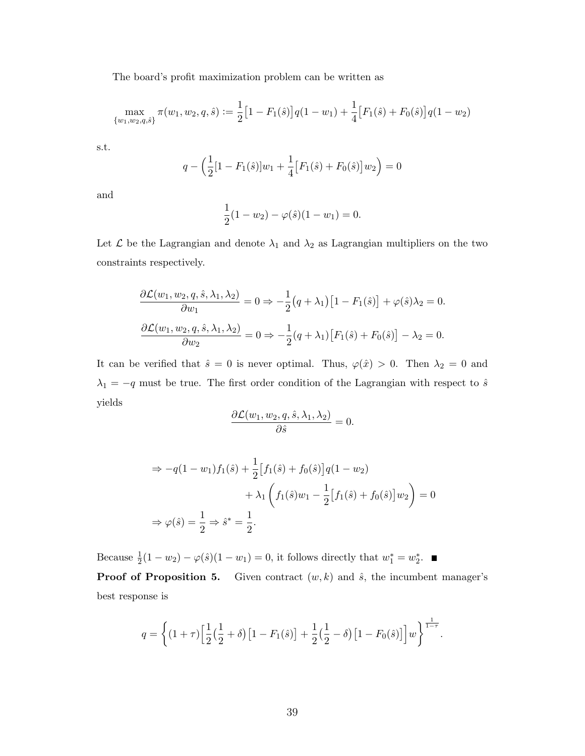The board's profit maximization problem can be written as

$$\max_{\{w_1,w_2,q,\hat{s}\}} \pi(w_1,w_2,q,\hat{s}) := \frac{1}{2}\big[1-F_1(\hat{s})\big]q(1-w_1) + \frac{1}{4}\big[F_1(\hat{s})+F_0(\hat{s})\big]q(1-w_2)$$

s.t.

$$q - \Big(\frac{1}{2}[1-F_1(\hat{s})]w_1 + \frac{1}{4}\big[F_1(\hat{s})+F_0(\hat{s})\big]w_2\Big) = 0$$

and

$$\frac{1}{2}(1-w_2) - \varphi(\hat{s})(1-w_1) = 0.$$

Let $\mathcal{L}$ be the Lagrangian and denote $\lambda_1$ and $\lambda_2$ as Lagrangian multipliers on the two constraints respectively.

$$\frac{\partial \mathcal{L}(w_1,w_2,q,\hat{s},\lambda_1,\lambda_2)}{\partial w_1} = 0 \Rightarrow -\frac{1}{2}\big(q+\lambda_1\big)\big[1-F_1(\hat{s})\big] + \varphi(\hat{s})\lambda_2 = 0.$$

$$\frac{\partial \mathcal{L}(w_1,w_2,q,\hat{s},\lambda_1,\lambda_2)}{\partial w_2} = 0 \Rightarrow -\frac{1}{2}(q+\lambda_1)\big[F_1(\hat{s})+F_0(\hat{s})\big] - \lambda_2 = 0.$$

It can be verified that $\hat{s}=0$ is never optimal. Thus, $\varphi(\hat{x})>0$. Then $\lambda_2=0$ and $\lambda_1=-q$ must be true. The first order condition of the Lagrangian with respect to $\hat{s}$ yields

$$\frac{\partial \mathcal{L}(w_1,w_2,q,\hat{s},\lambda_1,\lambda_2)}{\partial \hat{s}} = 0.$$

$$\begin{aligned}
&\Rightarrow -q(1-w_1)f_1(\hat{s}) + \frac{1}{2}\big[f_1(\hat{s})+f_0(\hat{s})\big]q(1-w_2) \\
&\qquad\qquad + \lambda_1\left(f_1(\hat{s})w_1 - \frac{1}{2}\big[f_1(\hat{s})+f_0(\hat{s})\big]w_2\right) = 0 \\
&\Rightarrow \varphi(\hat{s}) = \frac{1}{2} \Rightarrow \hat{s}^* = \frac{1}{2}.
\end{aligned}$$

Because $\frac{1}{2}(1-w_2)-\varphi(\hat{s})(1-w_1)=0$, it follows directly that $w_1^*=w_2^*$. ■

**Proof of Proposition 5.** Given contract $(w,k)$ and $\hat{s}$, the incumbent manager's best response is

$$q = \left\{(1+\tau)\Big[\frac{1}{2}\big(\frac{1}{2}+\delta\big)\big[1-F_1(\hat{s})\big] + \frac{1}{2}\big(\frac{1}{2}-\delta\big)\big[1-F_0(\hat{s})\big]\Big]w\right\}^{\frac{1}{1-\tau}}.$$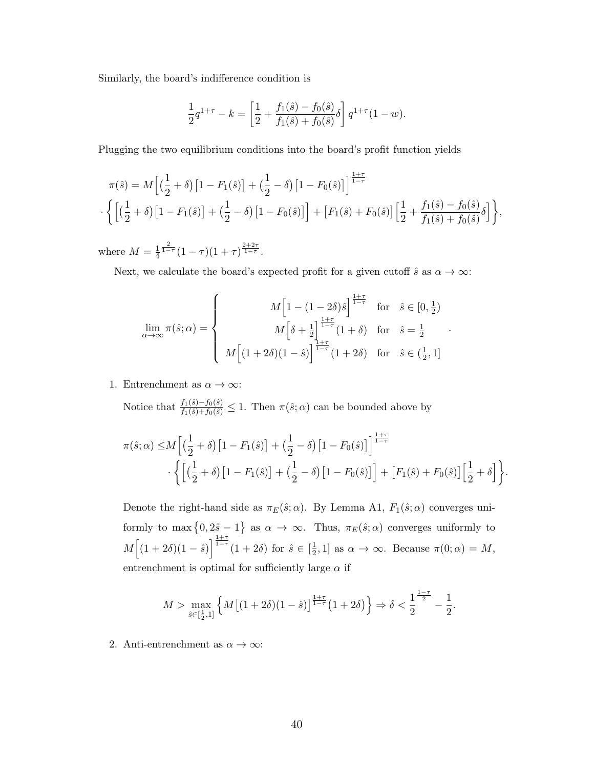Similarly, the board's indifference condition is

$$\frac{1}{2}q^{1+\tau} - k = \left[\frac{1}{2} + \frac{f_1(\hat{s}) - f_0(\hat{s})}{f_1(\hat{s}) + f_0(\hat{s})}\delta\right] q^{1+\tau}(1-w).$$

Plugging the two equilibrium conditions into the board's profit function yields

$$\pi(\hat{s}) = M\Big[\big(\frac{1}{2}+\delta\big)\big[1-F_1(\hat{s})\big] + \big(\frac{1}{2}-\delta\big)\big[1-F_0(\hat{s})\big]\Big]^{\frac{1+\tau}{1-\tau}}$$
$$\cdot \left\{\Big[\big(\frac{1}{2}+\delta\big)\big[1-F_1(\hat{s})\big] + \big(\frac{1}{2}-\delta\big)\big[1-F_0(\hat{s})\big]\Big] + \big[F_1(\hat{s}) + F_0(\hat{s})\big]\Big[\frac{1}{2} + \frac{f_1(\hat{s}) - f_0(\hat{s})}{f_1(\hat{s}) + f_0(\hat{s})}\delta\Big]\right\},$$

where $M = \frac{1}{4}^{\frac{2}{1-\tau}}(1-\tau)(1+\tau)^{\frac{2+2\tau}{1-\tau}}$.

Next, we calculate the board's expected profit for a given cutoff $\hat{s}$ as $\alpha \to \infty$:

$$\lim_{\alpha\to\infty} \pi(\hat{s};\alpha) = \begin{cases} M\Big[1-(1-2\delta)\hat{s}\Big]^{\frac{1+\tau}{1-\tau}} & \text{for} \quad \hat{s} \in [0, \frac{1}{2}) \\ M\Big[\delta + \frac{1}{2}\Big]^{\frac{1+\tau}{1-\tau}}(1+\delta) & \text{for} \quad \hat{s} = \frac{1}{2} \\ M\Big[(1+2\delta)(1-\hat{s})\Big]^{\frac{1+\tau}{1-\tau}}(1+2\delta) & \text{for} \quad \hat{s} \in (\frac{1}{2}, 1] \end{cases}.$$

1. Entrenchment as $\alpha \to \infty$:

   Notice that $\frac{f_1(\hat{s}) - f_0(\hat{s})}{f_1(\hat{s}) + f_0(\hat{s})} \leq 1$. Then $\pi(\hat{s};\alpha)$ can be bounded above by

   $$\pi(\hat{s};\alpha) \leq M\Big[\big(\frac{1}{2}+\delta\big)\big[1-F_1(\hat{s})\big] + \big(\frac{1}{2}-\delta\big)\big[1-F_0(\hat{s})\big]\Big]^{\frac{1+\tau}{1-\tau}}$$
   $$\cdot \left\{\Big[\big(\frac{1}{2}+\delta\big)\big[1-F_1(\hat{s})\big] + \big(\frac{1}{2}-\delta\big)\big[1-F_0(\hat{s})\big]\Big] + \big[F_1(\hat{s}) + F_0(\hat{s})\big]\Big[\frac{1}{2} + \delta\Big]\right\}.$$

   Denote the right-hand side as $\pi_E(\hat{s};\alpha)$. By Lemma A1, $F_1(\hat{s};\alpha)$ converges uniformly to $\max\{0, 2\hat{s}-1\}$ as $\alpha \to \infty$. Thus, $\pi_E(\hat{s};\alpha)$ converges uniformly to $M\Big[(1+2\delta)(1-\hat{s})\Big]^{\frac{1+\tau}{1-\tau}}(1+2\delta)$ for $\hat{s} \in [\frac{1}{2}, 1]$ as $\alpha \to \infty$. Because $\pi(0;\alpha) = M$, entrenchment is optimal for sufficiently large $\alpha$ if

   $$M > \max_{\hat{s}\in[\frac{1}{2},1]} \Big\{M\big[(1+2\delta)(1-\hat{s})\big]^{\frac{1+\tau}{1-\tau}}\big(1+2\delta\big)\Big\} \Rightarrow \delta < \frac{1}{2}^{\frac{1-\tau}{2}} - \frac{1}{2}.$$

2. Anti-entrenchment as $\alpha \to \infty$: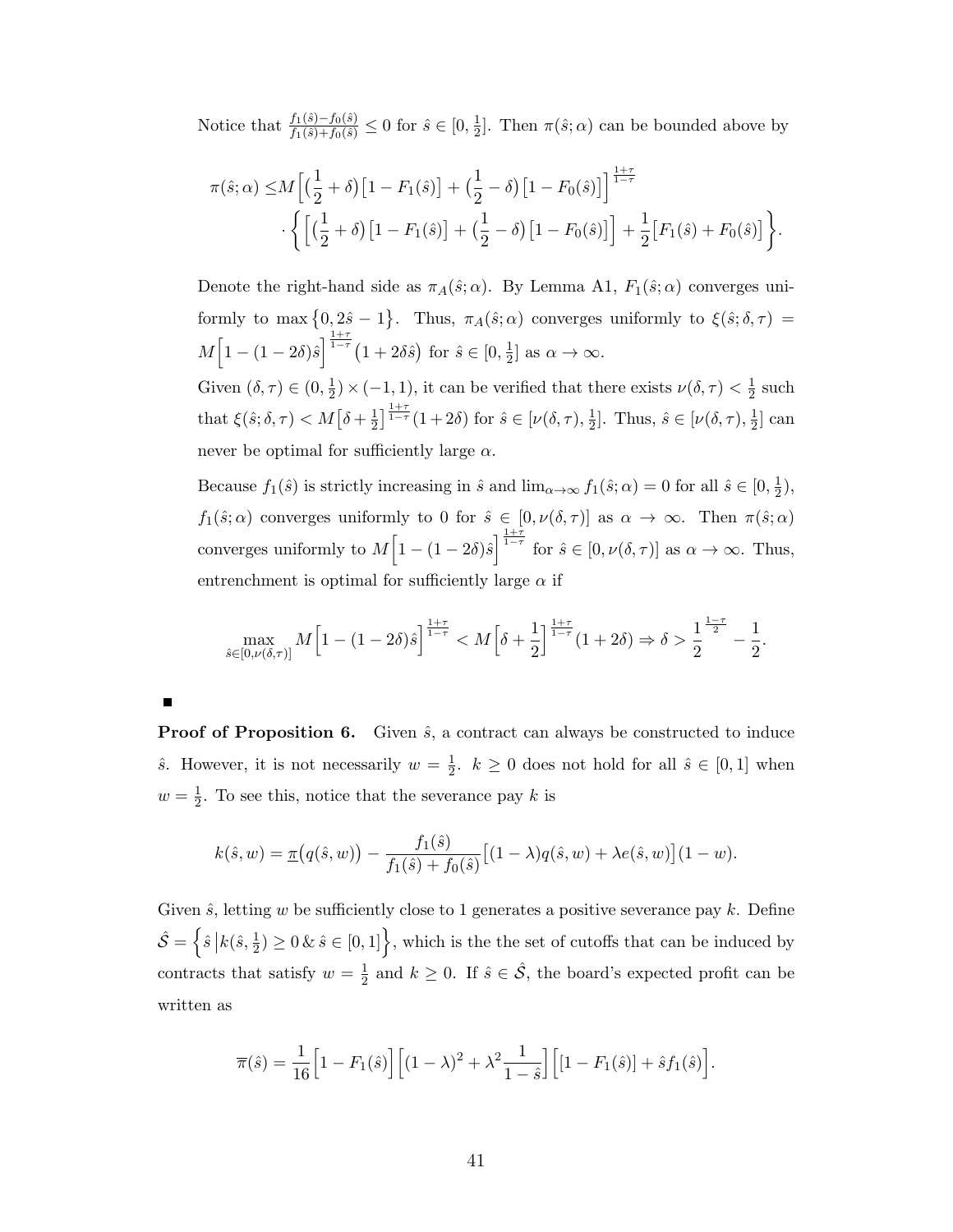Notice that $\frac{f_1(\hat{s})-f_0(\hat{s})}{f_1(\hat{s})+f_0(\hat{s})} \leq 0$ for $\hat{s} \in [0, \frac{1}{2}]$. Then $\pi(\hat{s};\alpha)$ can be bounded above by

$$
\begin{aligned}
\pi(\hat{s};\alpha) \leq & M\Big[\big(\frac{1}{2}+\delta\big)\big[1-F_1(\hat{s})\big]+\big(\frac{1}{2}-\delta\big)\big[1-F_0(\hat{s})\big]\Big]^{\frac{1+\tau}{1-\tau}} \\
& \cdot \bigg\{\Big[\big(\frac{1}{2}+\delta\big)\big[1-F_1(\hat{s})\big]+\big(\frac{1}{2}-\delta\big)\big[1-F_0(\hat{s})\big]\Big]+\frac{1}{2}\big[F_1(\hat{s})+F_0(\hat{s})\big]\bigg\}.
\end{aligned}
$$

Denote the right-hand side as $\pi_A(\hat{s};\alpha)$. By Lemma A1, $F_1(\hat{s};\alpha)$ converges uniformly to $\max\{0, 2\hat{s}-1\}$. Thus, $\pi_A(\hat{s};\alpha)$ converges uniformly to $\xi(\hat{s};\delta,\tau) = M\Big[1-(1-2\delta)\hat{s}\Big]^{\frac{1+\tau}{1-\tau}}\big(1+2\delta\hat{s}\big)$ for $\hat{s} \in [0, \frac{1}{2}]$ as $\alpha \to \infty$.

Given $(\delta, \tau) \in (0, \frac{1}{2}) \times (-1, 1)$, it can be verified that there exists $\nu(\delta, \tau) < \frac{1}{2}$ such that $\xi(\hat{s};\delta,\tau) < M\big[\delta+\frac{1}{2}\big]^{\frac{1+\tau}{1-\tau}}(1+2\delta)$ for $\hat{s} \in [\nu(\delta,\tau), \frac{1}{2}]$. Thus, $\hat{s} \in [\nu(\delta,\tau), \frac{1}{2}]$ can never be optimal for sufficiently large $\alpha$.

Because $f_1(\hat{s})$ is strictly increasing in $\hat{s}$ and $\lim_{\alpha\to\infty} f_1(\hat{s};\alpha) = 0$ for all $\hat{s} \in [0, \frac{1}{2})$, $f_1(\hat{s};\alpha)$ converges uniformly to 0 for $\hat{s} \in [0, \nu(\delta,\tau)]$ as $\alpha \to \infty$. Then $\pi(\hat{s};\alpha)$ converges uniformly to $M\Big[1-(1-2\delta)\hat{s}\Big]^{\frac{1+\tau}{1-\tau}}$ for $\hat{s} \in [0, \nu(\delta,\tau)]$ as $\alpha \to \infty$. Thus, entrenchment is optimal for sufficiently large $\alpha$ if

$$
\max_{\hat{s}\in[0,\nu(\delta,\tau)]} M\Big[1-(1-2\delta)\hat{s}\Big]^{\frac{1+\tau}{1-\tau}} < M\Big[\delta+\frac{1}{2}\Big]^{\frac{1+\tau}{1-\tau}}(1+2\delta) \Rightarrow \delta > \frac{1}{2}^{\frac{1-\tau}{2}} - \frac{1}{2}.
$$

■

**Proof of Proposition 6.** Given $\hat{s}$, a contract can always be constructed to induce $\hat{s}$. However, it is not necessarily $w = \frac{1}{2}$. $k \geq 0$ does not hold for all $\hat{s} \in [0,1]$ when $w = \frac{1}{2}$. To see this, notice that the severance pay $k$ is

$$
k(\hat{s}, w) = \underline{\pi}\big(q(\hat{s}, w)\big) - \frac{f_1(\hat{s})}{f_1(\hat{s})+f_0(\hat{s})}\big[(1-\lambda)q(\hat{s}, w) + \lambda e(\hat{s}, w)\big](1-w).
$$

Given $\hat{s}$, letting $w$ be sufficiently close to 1 generates a positive severance pay $k$. Define $\hat{\mathcal{S}} = \Big\{\hat{s}\,\big|k(\hat{s}, \frac{1}{2}) \geq 0 \,\&\, \hat{s} \in [0,1]\Big\}$, which is the the set of cutoffs that can be induced by contracts that satisfy $w = \frac{1}{2}$ and $k \geq 0$. If $\hat{s} \in \hat{\mathcal{S}}$, the board's expected profit can be written as

$$
\overline{\pi}(\hat{s}) = \frac{1}{16}\Big[1-F_1(\hat{s})\Big]\Big[(1-\lambda)^2 + \lambda^2\frac{1}{1-\hat{s}}\Big]\Big[[1-F_1(\hat{s})] + \hat{s}f_1(\hat{s})\Big].
$$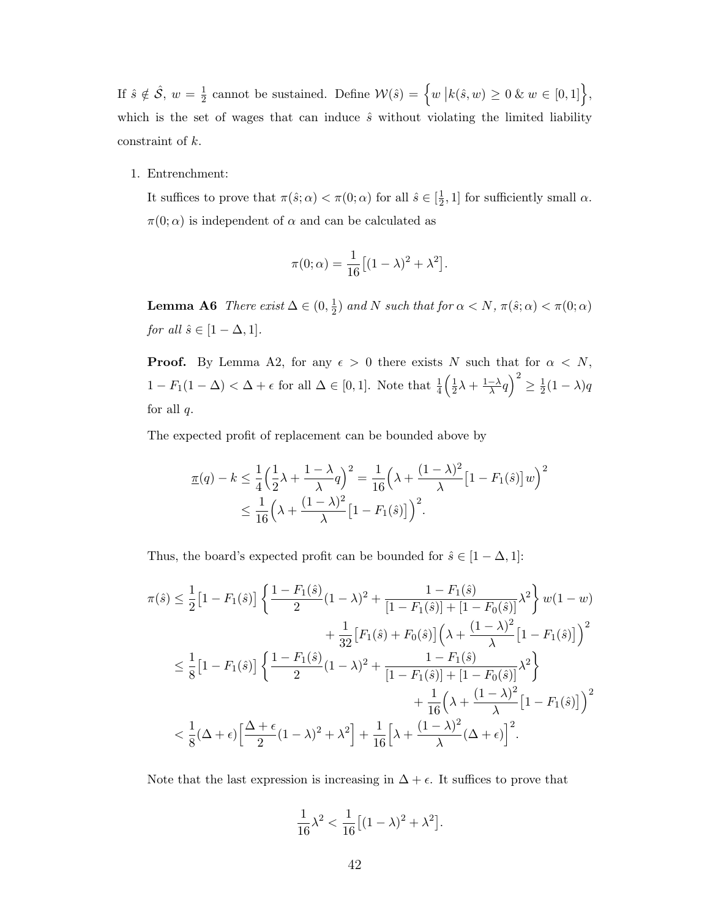If $\hat{s} \notin \hat{\mathcal{S}}$, $w = \frac{1}{2}$ cannot be sustained. Define $\mathcal{W}(\hat{s}) = \Big\{ w \,|k(\hat{s}, w) \geq 0 \,\&\, w \in [0,1] \Big\}$, which is the set of wages that can induce $\hat{s}$ without violating the limited liability constraint of $k$.

1. Entrenchment:

   It suffices to prove that $\pi(\hat{s}; \alpha) < \pi(0; \alpha)$ for all $\hat{s} \in [\frac{1}{2}, 1]$ for sufficiently small $\alpha$. $\pi(0; \alpha)$ is independent of $\alpha$ and can be calculated as

   $$\pi(0; \alpha) = \frac{1}{16}\big[(1-\lambda)^2 + \lambda^2\big].$$

   **Lemma A6** *There exist $\Delta \in (0, \frac{1}{2})$ and $N$ such that for $\alpha < N$, $\pi(\hat{s}; \alpha) < \pi(0; \alpha)$ for all $\hat{s} \in [1-\Delta, 1]$.*

   **Proof.** By Lemma A2, for any $\epsilon > 0$ there exists $N$ such that for $\alpha < N$, $1 - F_1(1-\Delta) < \Delta + \epsilon$ for all $\Delta \in [0, 1]$. Note that $\frac{1}{4}\Big(\frac{1}{2}\lambda + \frac{1-\lambda}{\lambda}q\Big)^2 \geq \frac{1}{2}(1-\lambda)q$ for all $q$.

   The expected profit of replacement can be bounded above by

   $$\begin{aligned}
   \underline{\pi}(q) - k &\leq \frac{1}{4}\Big(\frac{1}{2}\lambda + \frac{1-\lambda}{\lambda}q\Big)^2 = \frac{1}{16}\Big(\lambda + \frac{(1-\lambda)^2}{\lambda}\big[1 - F_1(\hat{s})\big]w\Big)^2 \\
   &\leq \frac{1}{16}\Big(\lambda + \frac{(1-\lambda)^2}{\lambda}\big[1 - F_1(\hat{s})\big]\Big)^2.
   \end{aligned}$$

   Thus, the board's expected profit can be bounded for $\hat{s} \in [1-\Delta, 1]$:

   $$\begin{aligned}
   \pi(\hat{s}) &\leq \frac{1}{2}\big[1 - F_1(\hat{s})\big]\left\{\frac{1 - F_1(\hat{s})}{2}(1-\lambda)^2 + \frac{1 - F_1(\hat{s})}{[1 - F_1(\hat{s})] + [1 - F_0(\hat{s})]}\lambda^2\right\} w(1-w) \\
   &\qquad + \frac{1}{32}\big[F_1(\hat{s}) + F_0(\hat{s})\big]\Big(\lambda + \frac{(1-\lambda)^2}{\lambda}\big[1 - F_1(\hat{s})\big]\Big)^2 \\
   &\leq \frac{1}{8}\big[1 - F_1(\hat{s})\big]\left\{\frac{1 - F_1(\hat{s})}{2}(1-\lambda)^2 + \frac{1 - F_1(\hat{s})}{[1 - F_1(\hat{s})] + [1 - F_0(\hat{s})]}\lambda^2\right\} \\
   &\qquad + \frac{1}{16}\Big(\lambda + \frac{(1-\lambda)^2}{\lambda}\big[1 - F_1(\hat{s})\big]\Big)^2 \\
   &< \frac{1}{8}(\Delta + \epsilon)\Big[\frac{\Delta + \epsilon}{2}(1-\lambda)^2 + \lambda^2\Big] + \frac{1}{16}\Big[\lambda + \frac{(1-\lambda)^2}{\lambda}(\Delta + \epsilon)\Big]^2.
   \end{aligned}$$

   Note that the last expression is increasing in $\Delta + \epsilon$. It suffices to prove that

   $$\frac{1}{16}\lambda^2 < \frac{1}{16}\big[(1-\lambda)^2 + \lambda^2\big].$$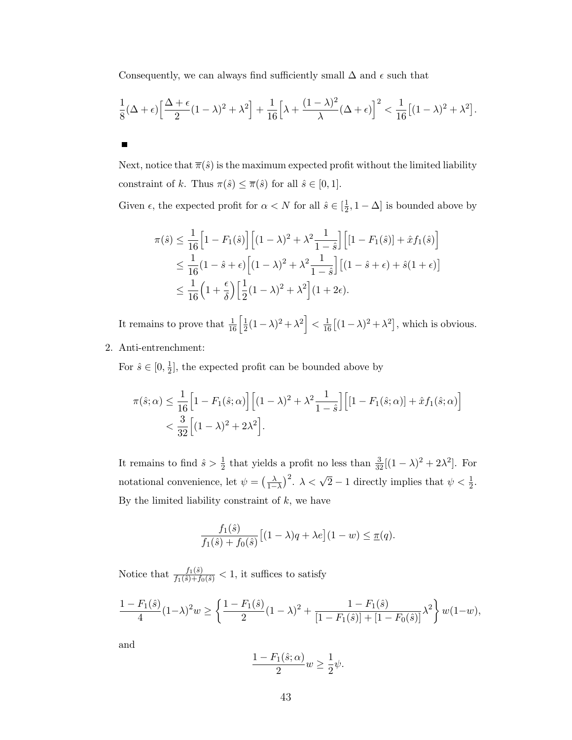Consequently, we can always find sufficiently small $\Delta$ and $\epsilon$ such that

$$\frac{1}{8}(\Delta+\epsilon)\Big[\frac{\Delta+\epsilon}{2}(1-\lambda)^2+\lambda^2\Big]+\frac{1}{16}\Big[\lambda+\frac{(1-\lambda)^2}{\lambda}(\Delta+\epsilon)\Big]^2<\frac{1}{16}\big[(1-\lambda)^2+\lambda^2\big].$$

■

Next, notice that $\overline{\pi}(\hat{s})$ is the maximum expected profit without the limited liability constraint of $k$. Thus $\pi(\hat{s})\leq\overline{\pi}(\hat{s})$ for all $\hat{s}\in[0,1]$.

Given $\epsilon$, the expected profit for $\alpha<N$ for all $\hat{s}\in[\frac{1}{2},1-\Delta]$ is bounded above by

$$\begin{aligned}
\pi(\hat{s}) &\leq \frac{1}{16}\Big[1-F_1(\hat{s})\Big]\Big[(1-\lambda)^2+\lambda^2\frac{1}{1-\hat{s}}\Big]\Big[[1-F_1(\hat{s})]+\hat{x}f_1(\hat{s})\Big]\\
&\leq \frac{1}{16}(1-\hat{s}+\epsilon)\Big[(1-\lambda)^2+\lambda^2\frac{1}{1-\hat{s}}\Big]\big[(1-\hat{s}+\epsilon)+\hat{s}(1+\epsilon)\big]\\
&\leq \frac{1}{16}\Big(1+\frac{\epsilon}{\delta}\Big)\Big[\frac{1}{2}(1-\lambda)^2+\lambda^2\Big](1+2\epsilon).
\end{aligned}$$

It remains to prove that $\frac{1}{16}\Big[\frac{1}{2}(1-\lambda)^2+\lambda^2\Big]<\frac{1}{16}\big[(1-\lambda)^2+\lambda^2\big]$, which is obvious.

2. Anti-entrenchment:

   For $\hat{s}\in[0,\frac{1}{2}]$, the expected profit can be bounded above by

$$\begin{aligned}
\pi(\hat{s};\alpha) &\leq \frac{1}{16}\Big[1-F_1(\hat{s};\alpha)\Big]\Big[(1-\lambda)^2+\lambda^2\frac{1}{1-\hat{s}}\Big]\Big[[1-F_1(\hat{s};\alpha)]+\hat{x}f_1(\hat{s};\alpha)\Big]\\
&< \frac{3}{32}\Big[(1-\lambda)^2+2\lambda^2\Big].
\end{aligned}$$

   It remains to find $\hat{s}>\frac{1}{2}$ that yields a profit no less than $\frac{3}{32}[(1-\lambda)^2+2\lambda^2]$. For notational convenience, let $\psi=\big(\frac{\lambda}{1-\lambda}\big)^2$. $\lambda<\sqrt{2}-1$ directly implies that $\psi<\frac{1}{2}$. By the limited liability constraint of $k$, we have

$$\frac{f_1(\hat{s})}{f_1(\hat{s})+f_0(\hat{s})}\big[(1-\lambda)q+\lambda e\big](1-w)\leq\underline{\pi}(q).$$

   Notice that $\frac{f_1(\hat{s})}{f_1(\hat{s})+f_0(\hat{s})}<1$, it suffices to satisfy

$$\frac{1-F_1(\hat{s})}{4}(1-\lambda)^2w\geq\left\{\frac{1-F_1(\hat{s})}{2}(1-\lambda)^2+\frac{1-F_1(\hat{s})}{[1-F_1(\hat{s})]+[1-F_0(\hat{s})]}\lambda^2\right\}w(1-w),$$

   and

$$\frac{1-F_1(\hat{s};\alpha)}{2}w\geq\frac{1}{2}\psi.$$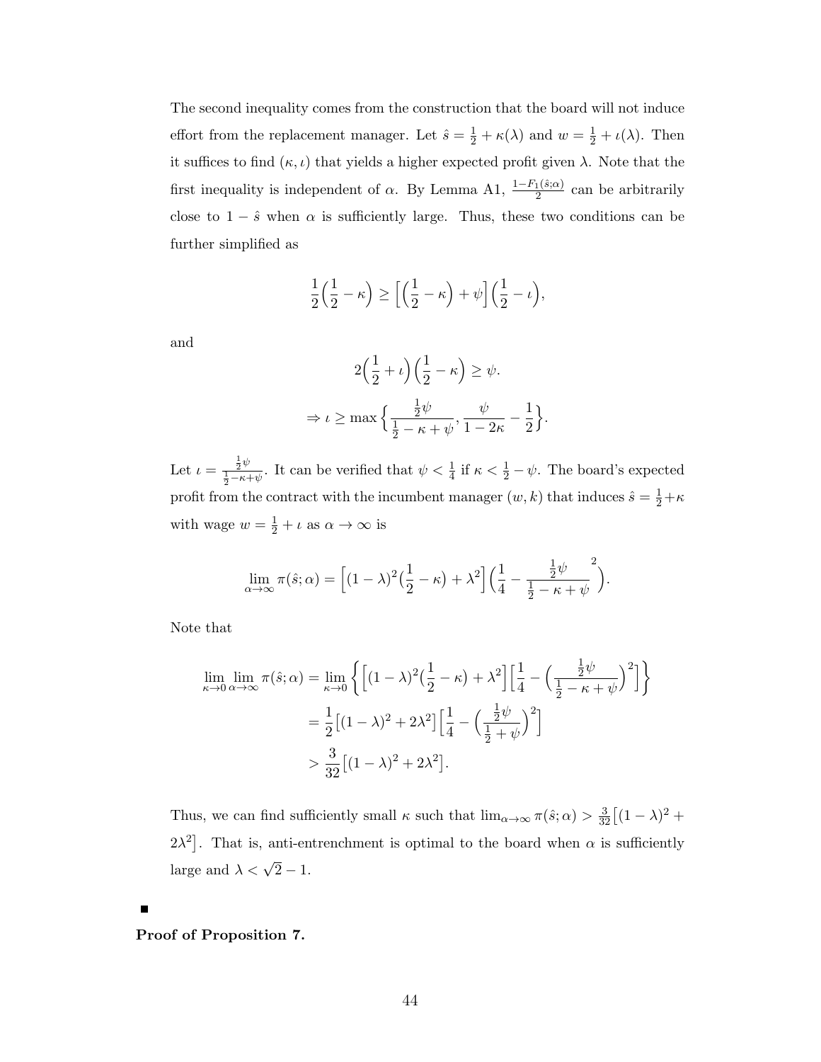The second inequality comes from the construction that the board will not induce effort from the replacement manager. Let $\hat{s} = \frac{1}{2} + \kappa(\lambda)$ and $w = \frac{1}{2} + \iota(\lambda)$. Then it suffices to find $(\kappa, \iota)$ that yields a higher expected profit given $\lambda$. Note that the first inequality is independent of $\alpha$. By Lemma A1, $\frac{1-F_1(\hat{s};\alpha)}{2}$ can be arbitrarily close to $1 - \hat{s}$ when $\alpha$ is sufficiently large. Thus, these two conditions can be further simplified as

$$\frac{1}{2}\Big(\frac{1}{2} - \kappa\Big) \geq \Big[\Big(\frac{1}{2} - \kappa\Big) + \psi\Big]\Big(\frac{1}{2} - \iota\Big),$$

and

$$2\Big(\frac{1}{2} + \iota\Big)\Big(\frac{1}{2} - \kappa\Big) \geq \psi.$$

$$\Rightarrow \iota \geq \max\Big\{\frac{\frac{1}{2}\psi}{\frac{1}{2} - \kappa + \psi}, \frac{\psi}{1 - 2\kappa} - \frac{1}{2}\Big\}.$$

Let $\iota = \frac{\frac{1}{2}\psi}{\frac{1}{2}-\kappa+\psi}$. It can be verified that $\psi < \frac{1}{4}$ if $\kappa < \frac{1}{2} - \psi$. The board's expected profit from the contract with the incumbent manager $(w, k)$ that induces $\hat{s} = \frac{1}{2} + \kappa$ with wage $w = \frac{1}{2} + \iota$ as $\alpha \to \infty$ is

$$\lim_{\alpha \to \infty} \pi(\hat{s}; \alpha) = \Big[(1-\lambda)^2\big(\frac{1}{2} - \kappa\big) + \lambda^2\Big]\Big(\frac{1}{4} - \frac{\frac{1}{2}\psi}{\frac{1}{2} - \kappa + \psi}^2\Big).$$

Note that

$$\begin{aligned}
\lim_{\kappa \to 0}\lim_{\alpha \to \infty} \pi(\hat{s}; \alpha) &= \lim_{\kappa \to 0}\Big\{\Big[(1-\lambda)^2\big(\frac{1}{2} - \kappa\big) + \lambda^2\Big]\Big[\frac{1}{4} - \Big(\frac{\frac{1}{2}\psi}{\frac{1}{2} - \kappa + \psi}\Big)^2\Big]\Big\} \\
&= \frac{1}{2}\big[(1-\lambda)^2 + 2\lambda^2\big]\Big[\frac{1}{4} - \Big(\frac{\frac{1}{2}\psi}{\frac{1}{2} + \psi}\Big)^2\Big] \\
&> \frac{3}{32}\big[(1-\lambda)^2 + 2\lambda^2\big].
\end{aligned}$$

Thus, we can find sufficiently small $\kappa$ such that $\lim_{\alpha\to\infty} \pi(\hat{s}; \alpha) > \frac{3}{32}\big[(1-\lambda)^2 + 2\lambda^2\big]$. That is, anti-entrenchment is optimal to the board when $\alpha$ is sufficiently large and $\lambda < \sqrt{2} - 1$.

■

**Proof of Proposition 7.**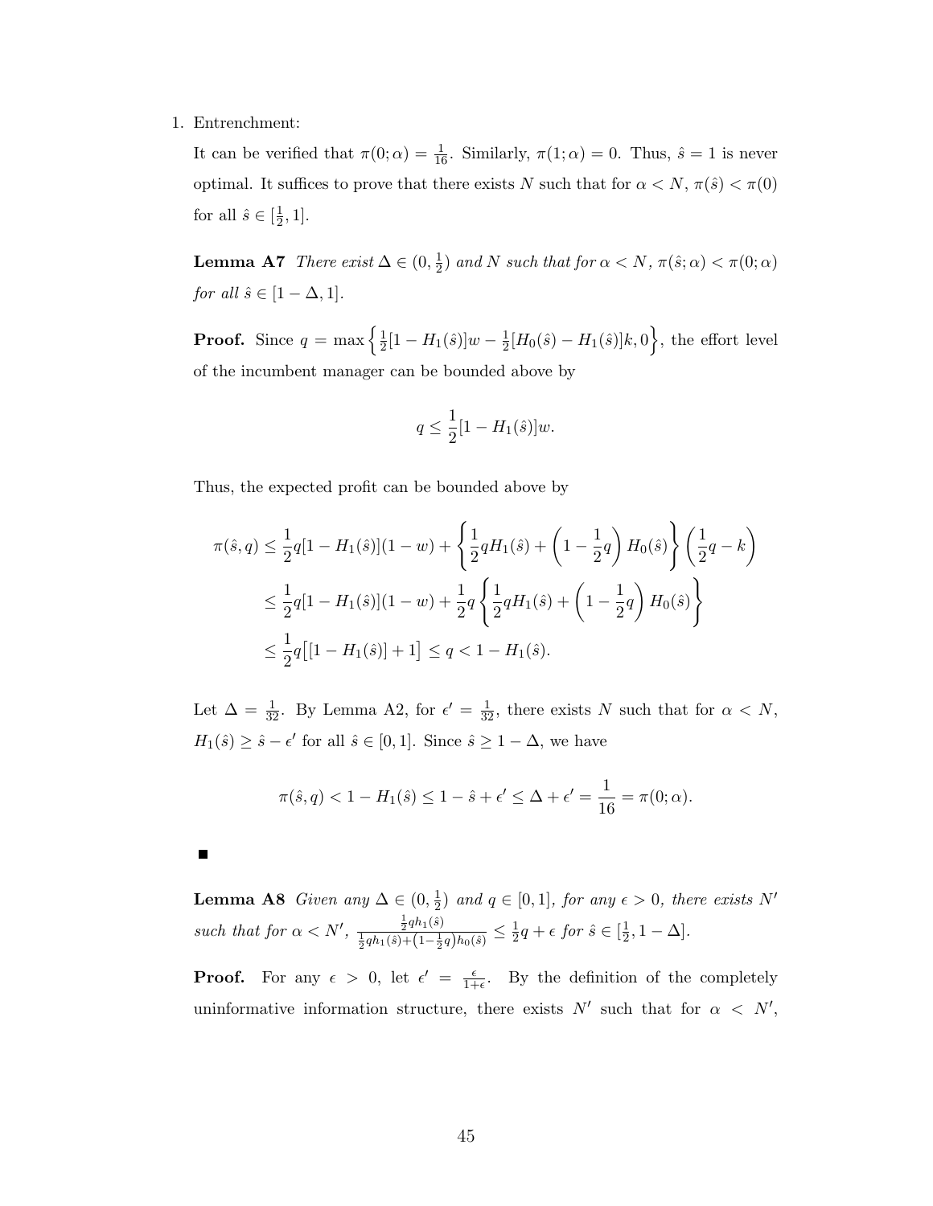1. Entrenchment:

   It can be verified that $\pi(0;\alpha) = \frac{1}{16}$. Similarly, $\pi(1;\alpha) = 0$. Thus, $\hat{s} = 1$ is never optimal. It suffices to prove that there exists $N$ such that for $\alpha < N$, $\pi(\hat{s}) < \pi(0)$ for all $\hat{s} \in [\frac{1}{2}, 1]$.

   **Lemma A7** *There exist $\Delta \in (0, \frac{1}{2})$ and $N$ such that for $\alpha < N$, $\pi(\hat{s};\alpha) < \pi(0;\alpha)$ for all $\hat{s} \in [1-\Delta, 1]$.*

   **Proof.** Since $q = \max\left\{\frac{1}{2}[1-H_1(\hat{s})]w - \frac{1}{2}[H_0(\hat{s}) - H_1(\hat{s})]k, 0\right\}$, the effort level of the incumbent manager can be bounded above by

   $$q \leq \frac{1}{2}[1-H_1(\hat{s})]w.$$

   Thus, the expected profit can be bounded above by

   $$\begin{aligned}
   \pi(\hat{s}, q) &\leq \frac{1}{2}q[1-H_1(\hat{s})](1-w) + \left\{\frac{1}{2}qH_1(\hat{s}) + \left(1 - \frac{1}{2}q\right)H_0(\hat{s})\right\}\left(\frac{1}{2}q - k\right) \\
   &\leq \frac{1}{2}q[1-H_1(\hat{s})](1-w) + \frac{1}{2}q\left\{\frac{1}{2}qH_1(\hat{s}) + \left(1 - \frac{1}{2}q\right)H_0(\hat{s})\right\} \\
   &\leq \frac{1}{2}q\big[[1-H_1(\hat{s})] + 1\big] \leq q < 1 - H_1(\hat{s}).
   \end{aligned}$$

   Let $\Delta = \frac{1}{32}$. By Lemma A2, for $\epsilon' = \frac{1}{32}$, there exists $N$ such that for $\alpha < N$, $H_1(\hat{s}) \geq \hat{s} - \epsilon'$ for all $\hat{s} \in [0, 1]$. Since $\hat{s} \geq 1 - \Delta$, we have

   $$\pi(\hat{s}, q) < 1 - H_1(\hat{s}) \leq 1 - \hat{s} + \epsilon' \leq \Delta + \epsilon' = \frac{1}{16} = \pi(0;\alpha).$$

   ■

   **Lemma A8** *Given any $\Delta \in (0, \frac{1}{2})$ and $q \in [0, 1]$, for any $\epsilon > 0$, there exists $N'$ such that for $\alpha < N'$, $\frac{\frac{1}{2}qh_1(\hat{s})}{\frac{1}{2}qh_1(\hat{s}) + \left(1-\frac{1}{2}q\right)h_0(\hat{s})} \leq \frac{1}{2}q + \epsilon$ for $\hat{s} \in [\frac{1}{2}, 1-\Delta]$.*

   **Proof.** For any $\epsilon > 0$, let $\epsilon' = \frac{\epsilon}{1+\epsilon}$. By the definition of the completely uninformative information structure, there exists $N'$ such that for $\alpha < N'$,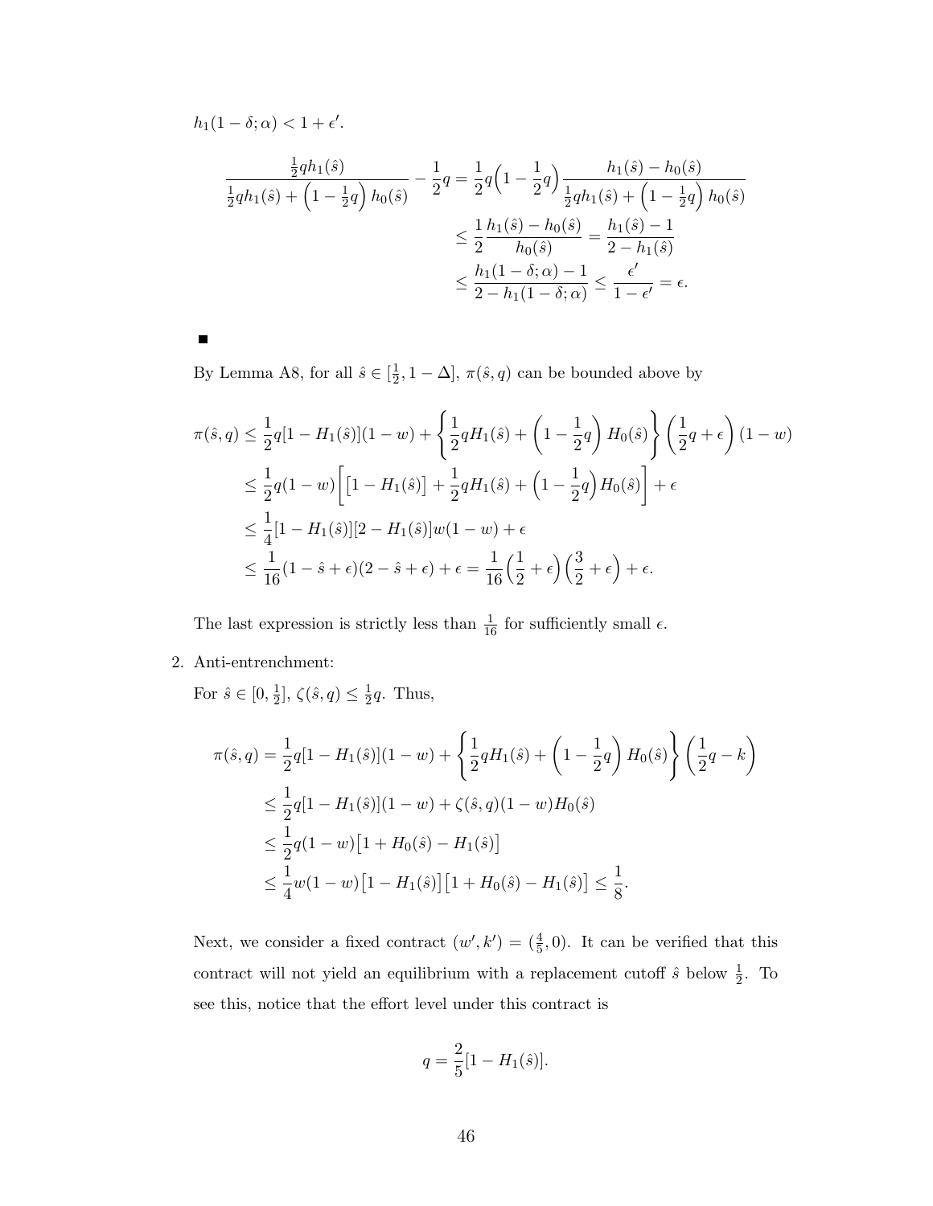$h_1(1-\delta;\alpha) < 1+\epsilon'$.

$$
\begin{aligned}
\frac{\frac{1}{2}qh_1(\hat{s})}{\frac{1}{2}qh_1(\hat{s})+\left(1-\frac{1}{2}q\right)h_0(\hat{s})}-\frac{1}{2}q &= \frac{1}{2}q\Big(1-\frac{1}{2}q\Big)\frac{h_1(\hat{s})-h_0(\hat{s})}{\frac{1}{2}qh_1(\hat{s})+\left(1-\frac{1}{2}q\right)h_0(\hat{s})} \\
&\leq \frac{1}{2}\frac{h_1(\hat{s})-h_0(\hat{s})}{h_0(\hat{s})} = \frac{h_1(\hat{s})-1}{2-h_1(\hat{s})} \\
&\leq \frac{h_1(1-\delta;\alpha)-1}{2-h_1(1-\delta;\alpha)} \leq \frac{\epsilon'}{1-\epsilon'} = \epsilon.
\end{aligned}
$$

■

By Lemma A8, for all $\hat{s} \in [\frac{1}{2}, 1-\Delta]$, $\pi(\hat{s}, q)$ can be bounded above by

$$
\begin{aligned}
\pi(\hat{s},q) &\leq \frac{1}{2}q[1-H_1(\hat{s})](1-w) + \left\{\frac{1}{2}qH_1(\hat{s}) + \left(1-\frac{1}{2}q\right)H_0(\hat{s})\right\}\left(\frac{1}{2}q+\epsilon\right)(1-w) \\
&\leq \frac{1}{2}q(1-w)\bigg[\big[1-H_1(\hat{s})\big] + \frac{1}{2}qH_1(\hat{s}) + \Big(1-\frac{1}{2}q\Big)H_0(\hat{s})\bigg] + \epsilon \\
&\leq \frac{1}{4}[1-H_1(\hat{s})][2-H_1(\hat{s})]w(1-w) + \epsilon \\
&\leq \frac{1}{16}(1-\hat{s}+\epsilon)(2-\hat{s}+\epsilon) + \epsilon = \frac{1}{16}\Big(\frac{1}{2}+\epsilon\Big)\Big(\frac{3}{2}+\epsilon\Big) + \epsilon.
\end{aligned}
$$

The last expression is strictly less than $\frac{1}{16}$ for sufficiently small $\epsilon$.

2. Anti-entrenchment:

   For $\hat{s} \in [0, \frac{1}{2}]$, $\zeta(\hat{s}, q) \leq \frac{1}{2}q$. Thus,

$$
\begin{aligned}
\pi(\hat{s},q) &= \frac{1}{2}q[1-H_1(\hat{s})](1-w) + \left\{\frac{1}{2}qH_1(\hat{s}) + \left(1-\frac{1}{2}q\right)H_0(\hat{s})\right\}\left(\frac{1}{2}q-k\right) \\
&\leq \frac{1}{2}q[1-H_1(\hat{s})](1-w) + \zeta(\hat{s},q)(1-w)H_0(\hat{s}) \\
&\leq \frac{1}{2}q(1-w)\big[1+H_0(\hat{s})-H_1(\hat{s})\big] \\
&\leq \frac{1}{4}w(1-w)\big[1-H_1(\hat{s})\big]\big[1+H_0(\hat{s})-H_1(\hat{s})\big] \leq \frac{1}{8}.
\end{aligned}
$$

   Next, we consider a fixed contract $(w', k') = (\frac{4}{5}, 0)$. It can be verified that this contract will not yield an equilibrium with a replacement cutoff $\hat{s}$ below $\frac{1}{2}$. To see this, notice that the effort level under this contract is

$$
q = \frac{2}{5}[1-H_1(\hat{s})].
$$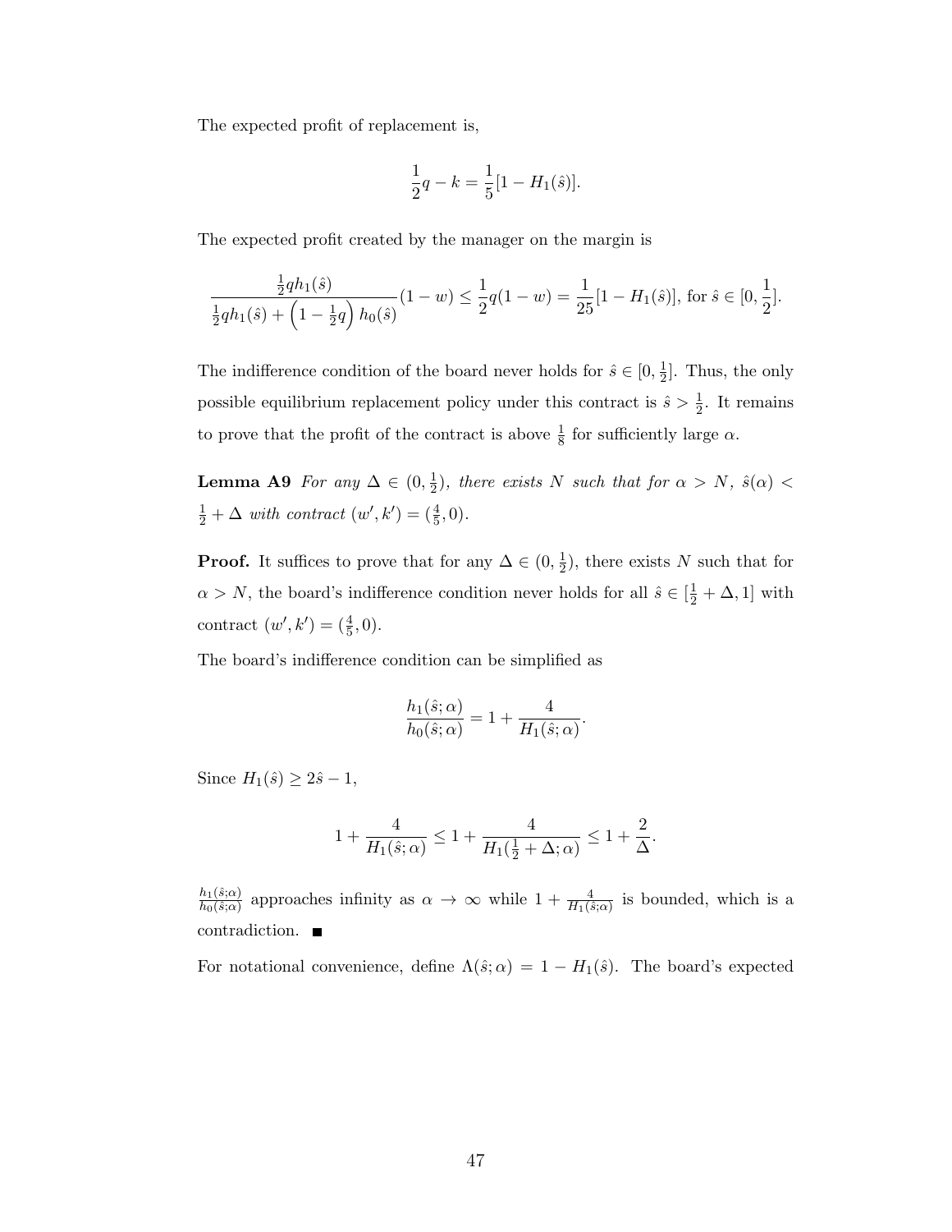The expected profit of replacement is,

$$\frac{1}{2}q - k = \frac{1}{5}[1 - H_1(\hat{s})].$$

The expected profit created by the manager on the margin is

$$\frac{\frac{1}{2}qh_1(\hat{s})}{\frac{1}{2}qh_1(\hat{s}) + \left(1 - \frac{1}{2}q\right)h_0(\hat{s})}(1-w) \leq \frac{1}{2}q(1-w) = \frac{1}{25}[1 - H_1(\hat{s})], \text{ for } \hat{s} \in [0, \frac{1}{2}].$$

The indifference condition of the board never holds for $\hat{s} \in [0, \frac{1}{2}]$. Thus, the only possible equilibrium replacement policy under this contract is $\hat{s} > \frac{1}{2}$. It remains to prove that the profit of the contract is above $\frac{1}{8}$ for sufficiently large $\alpha$.

**Lemma A9** *For any $\Delta \in (0, \frac{1}{2})$, there exists $N$ such that for $\alpha > N$, $\hat{s}(\alpha) < \frac{1}{2} + \Delta$ with contract $(w', k') = (\frac{4}{5}, 0)$.*

**Proof.** It suffices to prove that for any $\Delta \in (0, \frac{1}{2})$, there exists $N$ such that for $\alpha > N$, the board's indifference condition never holds for all $\hat{s} \in [\frac{1}{2} + \Delta, 1]$ with contract $(w', k') = (\frac{4}{5}, 0)$.

The board's indifference condition can be simplified as

$$\frac{h_1(\hat{s};\alpha)}{h_0(\hat{s};\alpha)} = 1 + \frac{4}{H_1(\hat{s};\alpha)}.$$

Since $H_1(\hat{s}) \geq 2\hat{s} - 1$,

$$1 + \frac{4}{H_1(\hat{s};\alpha)} \leq 1 + \frac{4}{H_1(\frac{1}{2} + \Delta;\alpha)} \leq 1 + \frac{2}{\Delta}.$$

$\frac{h_1(\hat{s};\alpha)}{h_0(\hat{s};\alpha)}$ approaches infinity as $\alpha \to \infty$ while $1 + \frac{4}{H_1(\hat{s};\alpha)}$ is bounded, which is a contradiction. ■

For notational convenience, define $\Lambda(\hat{s};\alpha) = 1 - H_1(\hat{s})$. The board's expected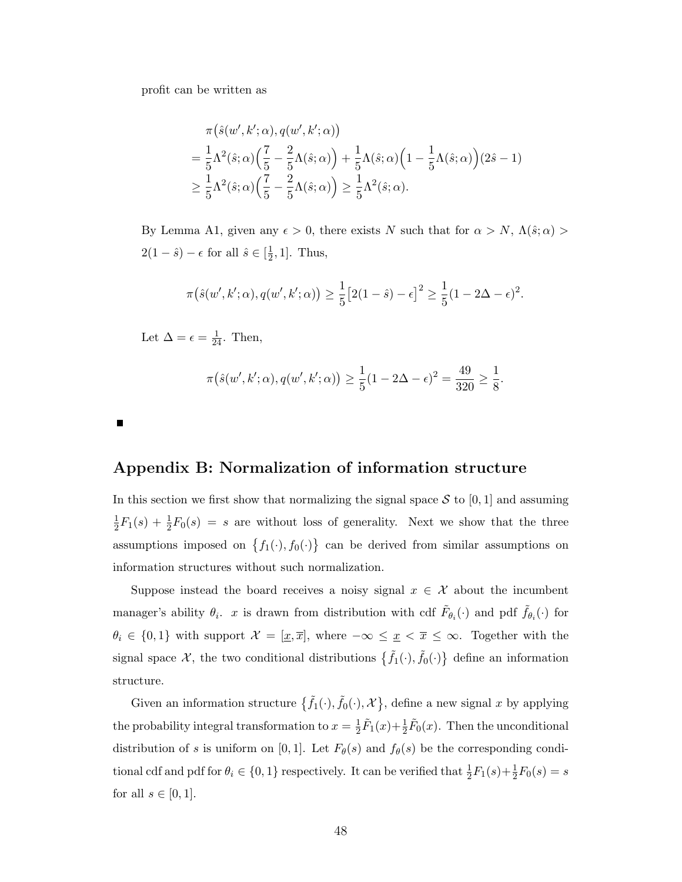profit can be written as

$$
\begin{aligned}
&\pi\big(\hat{s}(w',k';\alpha), q(w',k';\alpha)\big) \\
&= \frac{1}{5}\Lambda^2(\hat{s};\alpha)\Big(\frac{7}{5} - \frac{2}{5}\Lambda(\hat{s};\alpha)\Big) + \frac{1}{5}\Lambda(\hat{s};\alpha)\Big(1 - \frac{1}{5}\Lambda(\hat{s};\alpha)\Big)(2\hat{s}-1) \\
&\geq \frac{1}{5}\Lambda^2(\hat{s};\alpha)\Big(\frac{7}{5} - \frac{2}{5}\Lambda(\hat{s};\alpha)\Big) \geq \frac{1}{5}\Lambda^2(\hat{s};\alpha).
\end{aligned}
$$

By Lemma A1, given any $\epsilon > 0$, there exists $N$ such that for $\alpha > N$, $\Lambda(\hat{s};\alpha) > 2(1-\hat{s}) - \epsilon$ for all $\hat{s} \in [\frac{1}{2}, 1]$. Thus,

$$
\pi\big(\hat{s}(w',k';\alpha), q(w',k';\alpha)\big) \geq \frac{1}{5}\big[2(1-\hat{s}) - \epsilon\big]^2 \geq \frac{1}{5}(1 - 2\Delta - \epsilon)^2.
$$

Let $\Delta = \epsilon = \frac{1}{24}$. Then,

$$
\pi\big(\hat{s}(w',k';\alpha), q(w',k';\alpha)\big) \geq \frac{1}{5}(1 - 2\Delta - \epsilon)^2 = \frac{49}{320} \geq \frac{1}{8}.
$$

■

## Appendix B: Normalization of information structure

In this section we first show that normalizing the signal space $\mathcal{S}$ to $[0,1]$ and assuming $\frac{1}{2}F_1(s) + \frac{1}{2}F_0(s) = s$ are without loss of generality. Next we show that the three assumptions imposed on $\{f_1(\cdot), f_0(\cdot)\}$ can be derived from similar assumptions on information structures without such normalization.

Suppose instead the board receives a noisy signal $x \in \mathcal{X}$ about the incumbent manager's ability $\theta_i$. $x$ is drawn from distribution with cdf $\tilde{F}_{\theta_i}(\cdot)$ and pdf $\tilde{f}_{\theta_i}(\cdot)$ for $\theta_i \in \{0,1\}$ with support $\mathcal{X} = [\underline{x}, \overline{x}]$, where $-\infty \leq \underline{x} < \overline{x} \leq \infty$. Together with the signal space $\mathcal{X}$, the two conditional distributions $\{\tilde{f}_1(\cdot), \tilde{f}_0(\cdot)\}$ define an information structure.

Given an information structure $\{\tilde{f}_1(\cdot), \tilde{f}_0(\cdot), \mathcal{X}\}$, define a new signal $x$ by applying the probability integral transformation to $x = \frac{1}{2}\tilde{F}_1(x) + \frac{1}{2}\tilde{F}_0(x)$. Then the unconditional distribution of $s$ is uniform on $[0,1]$. Let $F_\theta(s)$ and $f_\theta(s)$ be the corresponding conditional cdf and pdf for $\theta_i \in \{0,1\}$ respectively. It can be verified that $\frac{1}{2}F_1(s) + \frac{1}{2}F_0(s) = s$ for all $s \in [0,1]$.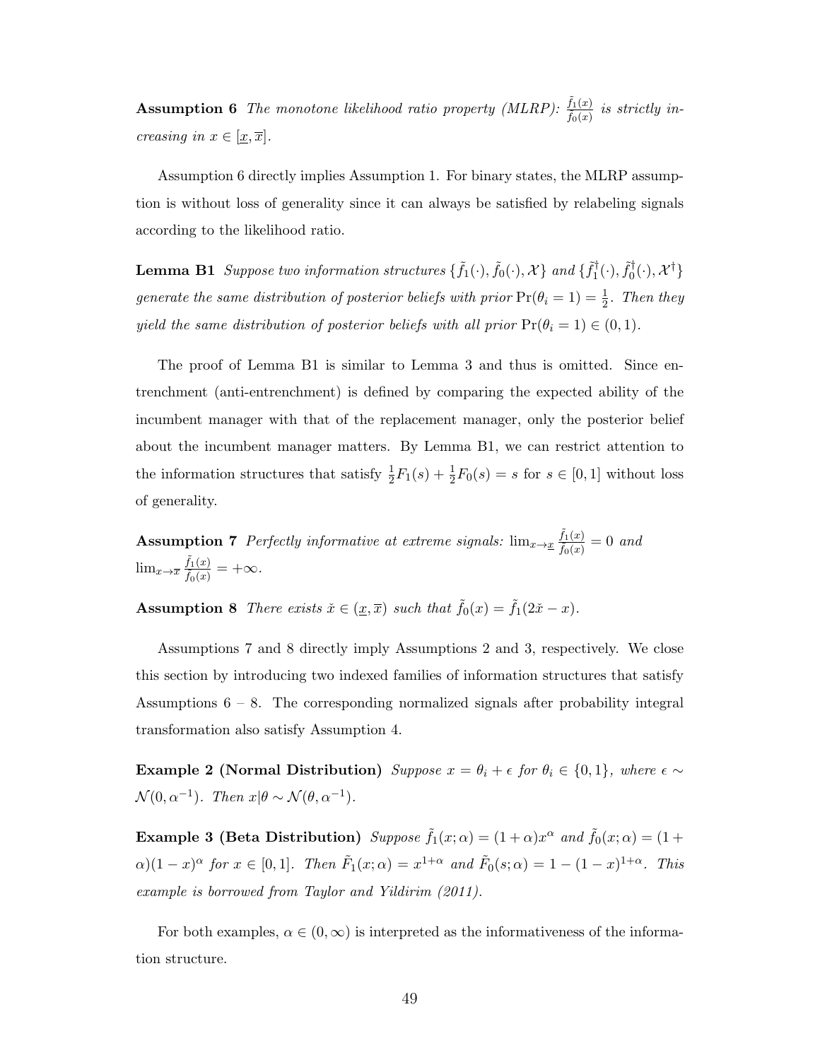**Assumption 6** *The monotone likelihood ratio property (MLRP): $\frac{\tilde{f}_1(x)}{\tilde{f}_0(x)}$ is strictly increasing in $x \in [\underline{x}, \overline{x}]$.*

Assumption 6 directly implies Assumption 1. For binary states, the MLRP assumption is without loss of generality since it can always be satisfied by relabeling signals according to the likelihood ratio.

**Lemma B1** *Suppose two information structures $\{\tilde{f}_1(\cdot), \tilde{f}_0(\cdot), \mathcal{X}\}$ and $\{\tilde{f}_1^\dagger(\cdot), \tilde{f}_0^\dagger(\cdot), \mathcal{X}^\dagger\}$ generate the same distribution of posterior beliefs with prior $\Pr(\theta_i = 1) = \frac{1}{2}$. Then they yield the same distribution of posterior beliefs with all prior $\Pr(\theta_i = 1) \in (0, 1)$.*

The proof of Lemma B1 is similar to Lemma 3 and thus is omitted. Since entrenchment (anti-entrenchment) is defined by comparing the expected ability of the incumbent manager with that of the replacement manager, only the posterior belief about the incumbent manager matters. By Lemma B1, we can restrict attention to the information structures that satisfy $\frac{1}{2}F_1(s) + \frac{1}{2}F_0(s) = s$ for $s \in [0, 1]$ without loss of generality.

**Assumption 7** *Perfectly informative at extreme signals: $\lim_{x \to \underline{x}} \frac{\tilde{f}_1(x)}{\tilde{f}_0(x)} = 0$ and $\lim_{x \to \overline{x}} \frac{\tilde{f}_1(x)}{\tilde{f}_0(x)} = +\infty$.*

**Assumption 8** *There exists $\check{x} \in (\underline{x}, \overline{x})$ such that $\tilde{f}_0(x) = \tilde{f}_1(2\check{x} - x)$.*

Assumptions 7 and 8 directly imply Assumptions 2 and 3, respectively. We close this section by introducing two indexed families of information structures that satisfy Assumptions 6 – 8. The corresponding normalized signals after probability integral transformation also satisfy Assumption 4.

**Example 2 (Normal Distribution)** *Suppose $x = \theta_i + \epsilon$ for $\theta_i \in \{0, 1\}$, where $\epsilon \sim \mathcal{N}(0, \alpha^{-1})$. Then $x|\theta \sim \mathcal{N}(\theta, \alpha^{-1})$.*

**Example 3 (Beta Distribution)** *Suppose $\tilde{f}_1(x; \alpha) = (1 + \alpha)x^\alpha$ and $\tilde{f}_0(x; \alpha) = (1 + \alpha)(1 - x)^\alpha$ for $x \in [0, 1]$. Then $\tilde{F}_1(x; \alpha) = x^{1+\alpha}$ and $\tilde{F}_0(s; \alpha) = 1 - (1 - x)^{1+\alpha}$. This example is borrowed from Taylor and Yildirim (2011).*

For both examples, $\alpha \in (0, \infty)$ is interpreted as the informativeness of the information structure.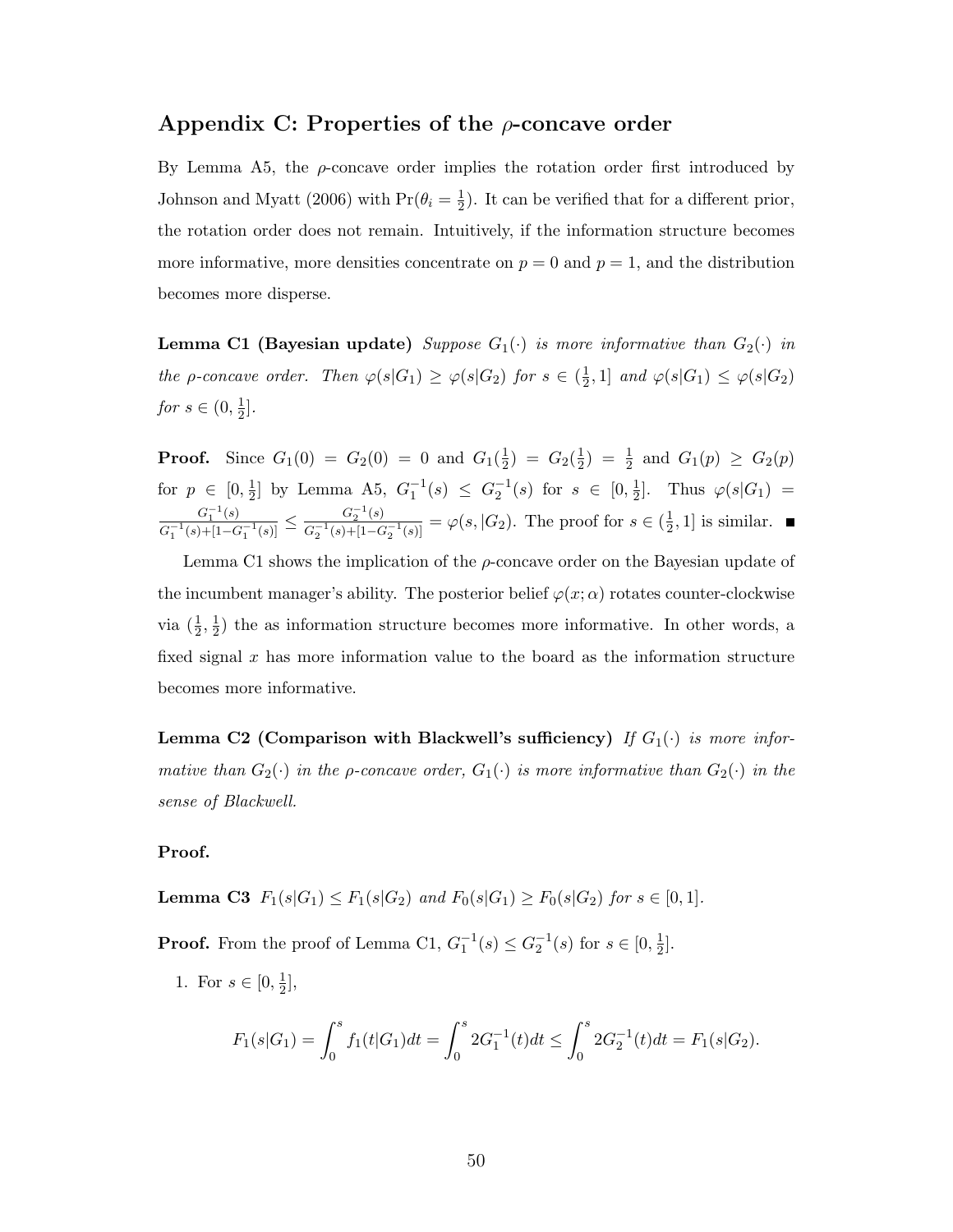## Appendix C: Properties of the $\rho$-concave order

By Lemma A5, the $\rho$-concave order implies the rotation order first introduced by Johnson and Myatt (2006) with $\Pr(\theta_i = \frac{1}{2})$. It can be verified that for a different prior, the rotation order does not remain. Intuitively, if the information structure becomes more informative, more densities concentrate on $p = 0$ and $p = 1$, and the distribution becomes more disperse.

**Lemma C1 (Bayesian update)** *Suppose $G_1(\cdot)$ is more informative than $G_2(\cdot)$ in the $\rho$-concave order. Then $\varphi(s|G_1) \geq \varphi(s|G_2)$ for $s \in (\frac{1}{2}, 1]$ and $\varphi(s|G_1) \leq \varphi(s|G_2)$ for $s \in (0, \frac{1}{2}]$.*

**Proof.** Since $G_1(0) = G_2(0) = 0$ and $G_1(\frac{1}{2}) = G_2(\frac{1}{2}) = \frac{1}{2}$ and $G_1(p) \geq G_2(p)$ for $p \in [0, \frac{1}{2}]$ by Lemma A5, $G_1^{-1}(s) \leq G_2^{-1}(s)$ for $s \in [0, \frac{1}{2}]$. Thus $\varphi(s|G_1) = \frac{G_1^{-1}(s)}{G_1^{-1}(s)+[1-G_1^{-1}(s)]} \leq \frac{G_2^{-1}(s)}{G_2^{-1}(s)+[1-G_2^{-1}(s)]} = \varphi(s,|G_2)$. The proof for $s \in (\frac{1}{2}, 1]$ is similar. ∎

Lemma C1 shows the implication of the $\rho$-concave order on the Bayesian update of the incumbent manager's ability. The posterior belief $\varphi(x; \alpha)$ rotates counter-clockwise via $(\frac{1}{2}, \frac{1}{2})$ the as information structure becomes more informative. In other words, a fixed signal $x$ has more information value to the board as the information structure becomes more informative.

**Lemma C2 (Comparison with Blackwell's sufficiency)** *If $G_1(\cdot)$ is more informative than $G_2(\cdot)$ in the $\rho$-concave order, $G_1(\cdot)$ is more informative than $G_2(\cdot)$ in the sense of Blackwell.*

**Proof.**

**Lemma C3** *$F_1(s|G_1) \leq F_1(s|G_2)$ and $F_0(s|G_1) \geq F_0(s|G_2)$ for $s \in [0, 1]$.*

**Proof.** From the proof of Lemma C1, $G_1^{-1}(s) \leq G_2^{-1}(s)$ for $s \in [0, \frac{1}{2}]$.

1. For $s \in [0, \frac{1}{2}]$,

$$F_1(s|G_1) = \int_0^s f_1(t|G_1)dt = \int_0^s 2G_1^{-1}(t)dt \leq \int_0^s 2G_2^{-1}(t)dt = F_1(s|G_2).$$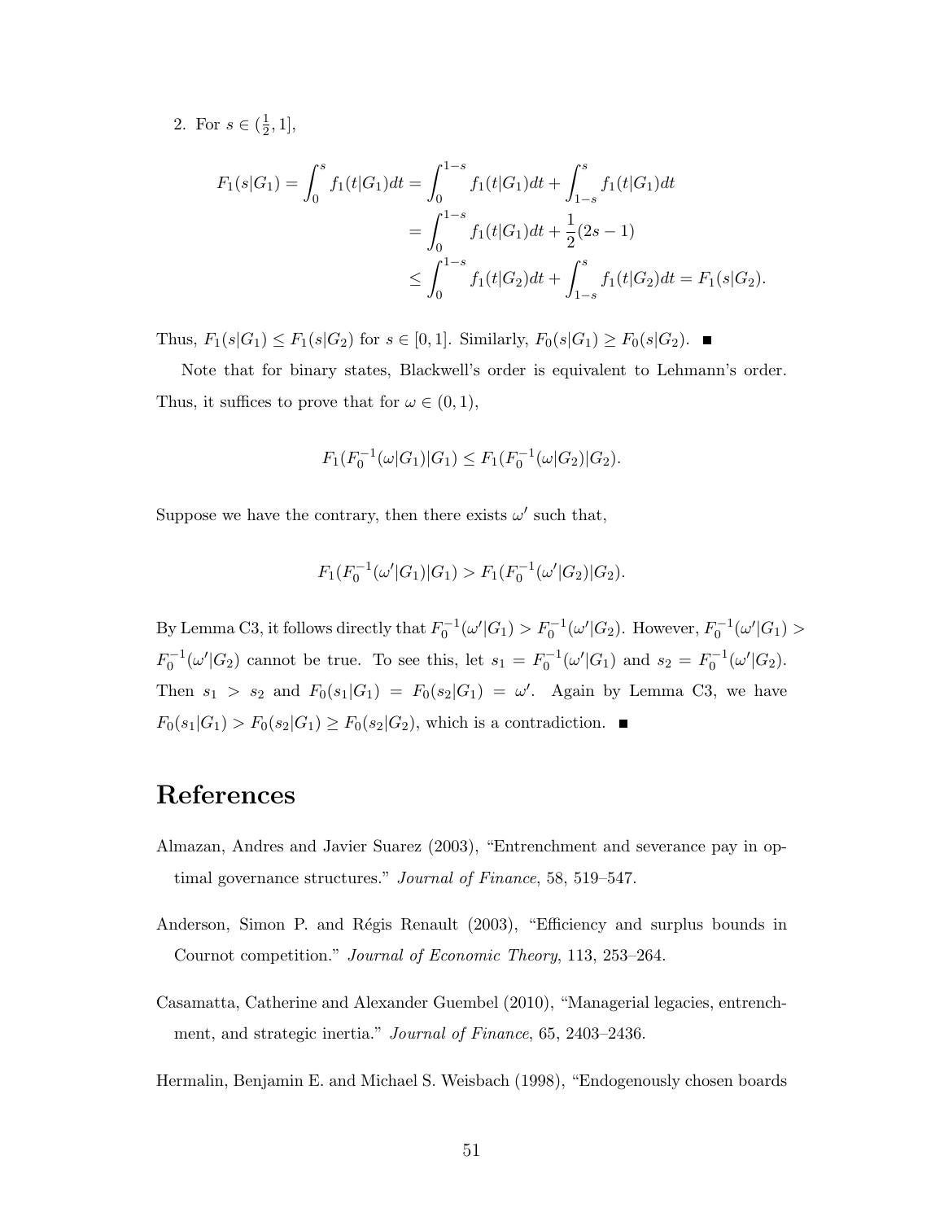2. For $s \in (\frac{1}{2}, 1]$,

$$
\begin{aligned}
F_1(s|G_1) = \int_0^s f_1(t|G_1)dt &= \int_0^{1-s} f_1(t|G_1)dt + \int_{1-s}^s f_1(t|G_1)dt \\
&= \int_0^{1-s} f_1(t|G_1)dt + \frac{1}{2}(2s-1) \\
&\leq \int_0^{1-s} f_1(t|G_2)dt + \int_{1-s}^s f_1(t|G_2)dt = F_1(s|G_2).
\end{aligned}
$$

Thus, $F_1(s|G_1) \leq F_1(s|G_2)$ for $s \in [0,1]$. Similarly, $F_0(s|G_1) \geq F_0(s|G_2)$. ■

Note that for binary states, Blackwell's order is equivalent to Lehmann's order. Thus, it suffices to prove that for $\omega \in (0,1)$,

$$F_1(F_0^{-1}(\omega|G_1)|G_1) \leq F_1(F_0^{-1}(\omega|G_2)|G_2).$$

Suppose we have the contrary, then there exists $\omega'$ such that,

$$F_1(F_0^{-1}(\omega'|G_1)|G_1) > F_1(F_0^{-1}(\omega'|G_2)|G_2).$$

By Lemma C3, it follows directly that $F_0^{-1}(\omega'|G_1) > F_0^{-1}(\omega'|G_2)$. However, $F_0^{-1}(\omega'|G_1) > F_0^{-1}(\omega'|G_2)$ cannot be true. To see this, let $s_1 = F_0^{-1}(\omega'|G_1)$ and $s_2 = F_0^{-1}(\omega'|G_2)$. Then $s_1 > s_2$ and $F_0(s_1|G_1) = F_0(s_2|G_1) = \omega'$. Again by Lemma C3, we have $F_0(s_1|G_1) > F_0(s_2|G_1) \geq F_0(s_2|G_2)$, which is a contradiction. ■

# References

Almazan, Andres and Javier Suarez (2003), "Entrenchment and severance pay in optimal governance structures." *Journal of Finance*, 58, 519–547.

Anderson, Simon P. and Régis Renault (2003), "Efficiency and surplus bounds in Cournot competition." *Journal of Economic Theory*, 113, 253–264.

Casamatta, Catherine and Alexander Guembel (2010), "Managerial legacies, entrenchment, and strategic inertia." *Journal of Finance*, 65, 2403–2436.

Hermalin, Benjamin E. and Michael S. Weisbach (1998), "Endogenously chosen boards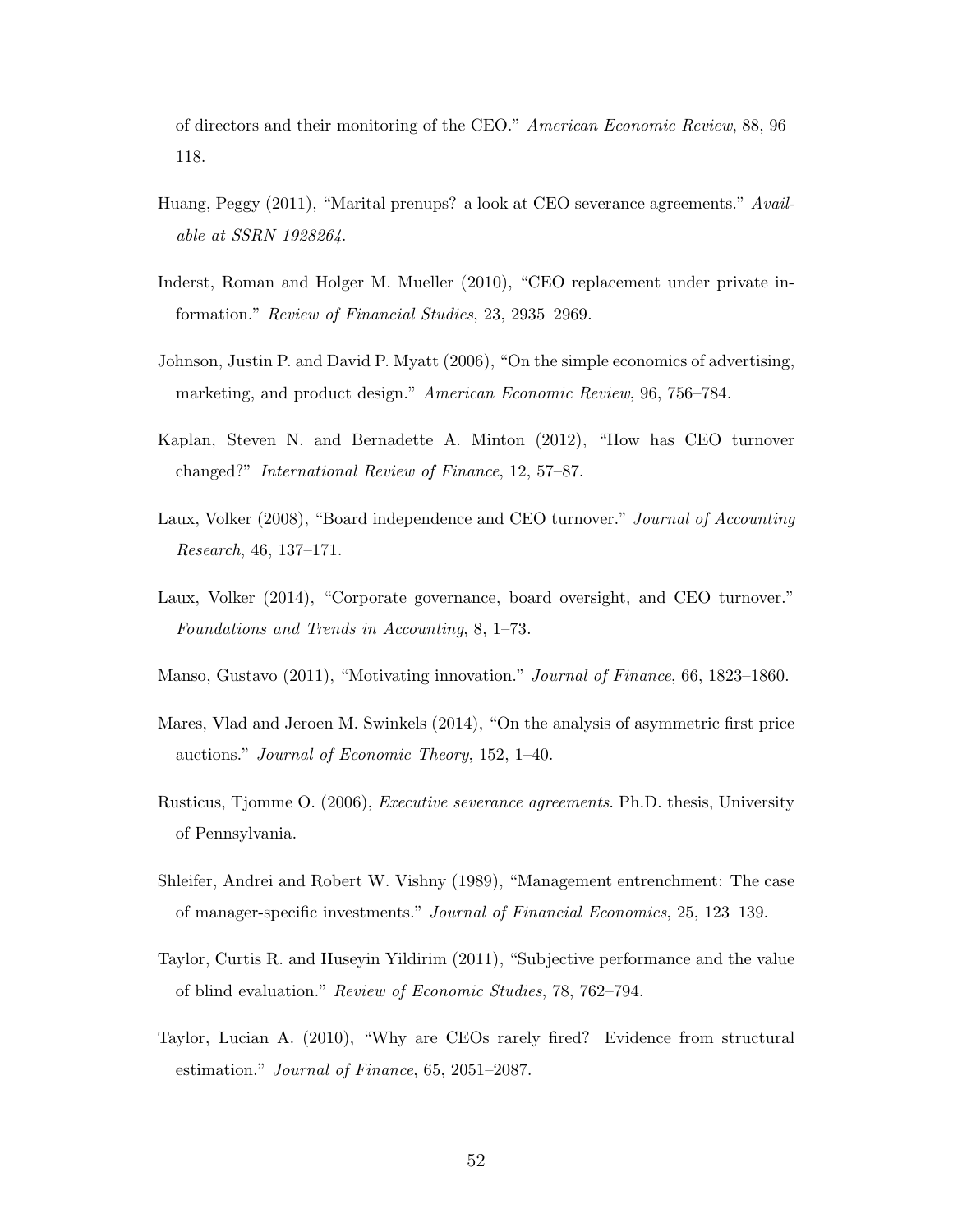of directors and their monitoring of the CEO." *American Economic Review*, 88, 96–118.

Huang, Peggy (2011), "Marital prenups? a look at CEO severance agreements." *Available at SSRN 1928264*.

Inderst, Roman and Holger M. Mueller (2010), "CEO replacement under private information." *Review of Financial Studies*, 23, 2935–2969.

Johnson, Justin P. and David P. Myatt (2006), "On the simple economics of advertising, marketing, and product design." *American Economic Review*, 96, 756–784.

Kaplan, Steven N. and Bernadette A. Minton (2012), "How has CEO turnover changed?" *International Review of Finance*, 12, 57–87.

Laux, Volker (2008), "Board independence and CEO turnover." *Journal of Accounting Research*, 46, 137–171.

Laux, Volker (2014), "Corporate governance, board oversight, and CEO turnover." *Foundations and Trends in Accounting*, 8, 1–73.

Manso, Gustavo (2011), "Motivating innovation." *Journal of Finance*, 66, 1823–1860.

Mares, Vlad and Jeroen M. Swinkels (2014), "On the analysis of asymmetric first price auctions." *Journal of Economic Theory*, 152, 1–40.

Rusticus, Tjomme O. (2006), *Executive severance agreements*. Ph.D. thesis, University of Pennsylvania.

Shleifer, Andrei and Robert W. Vishny (1989), "Management entrenchment: The case of manager-specific investments." *Journal of Financial Economics*, 25, 123–139.

Taylor, Curtis R. and Huseyin Yildirim (2011), "Subjective performance and the value of blind evaluation." *Review of Economic Studies*, 78, 762–794.

Taylor, Lucian A. (2010), "Why are CEOs rarely fired? Evidence from structural estimation." *Journal of Finance*, 65, 2051–2087.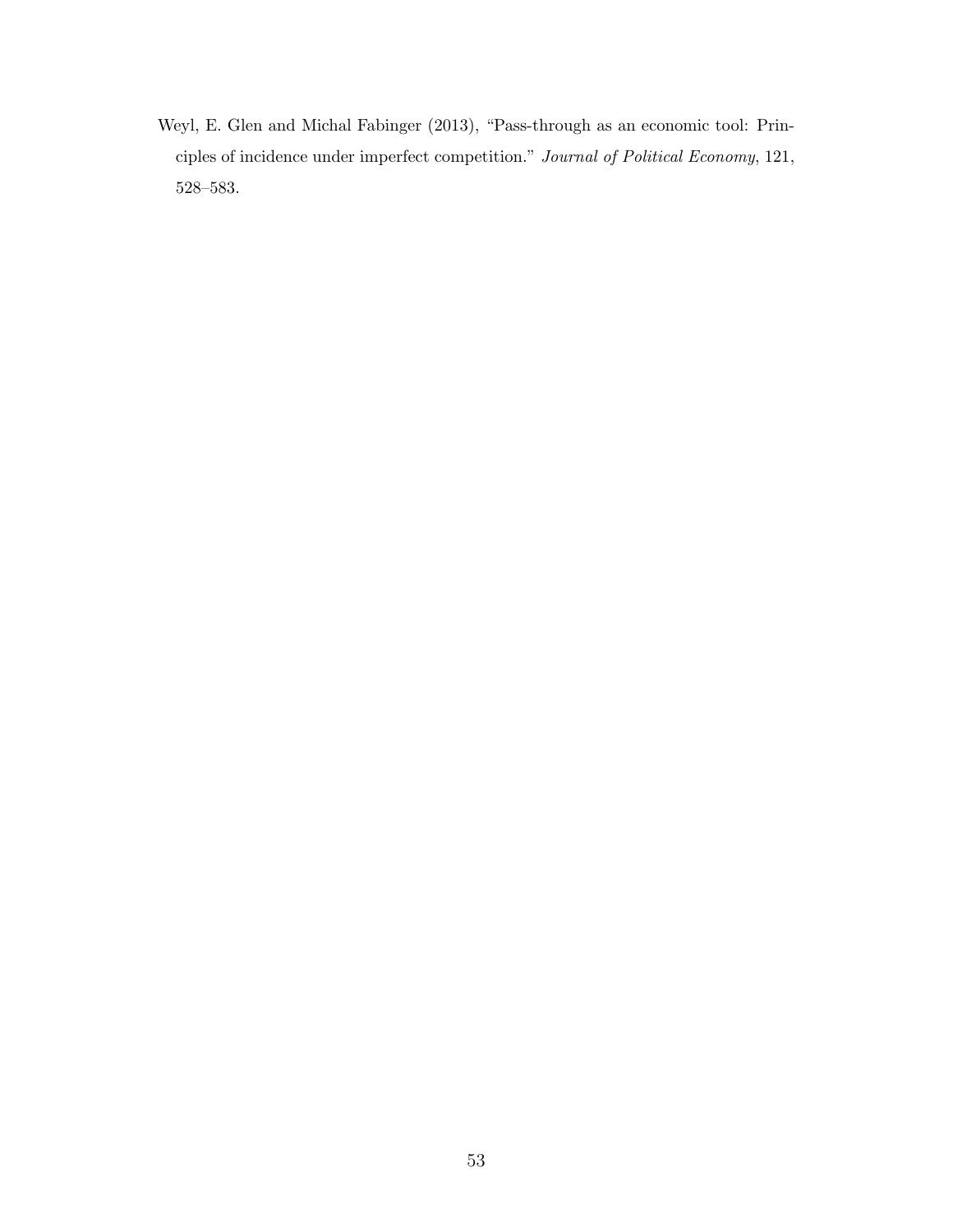Weyl, E. Glen and Michal Fabinger (2013), "Pass-through as an economic tool: Principles of incidence under imperfect competition." *Journal of Political Economy*, 121, 528–583.